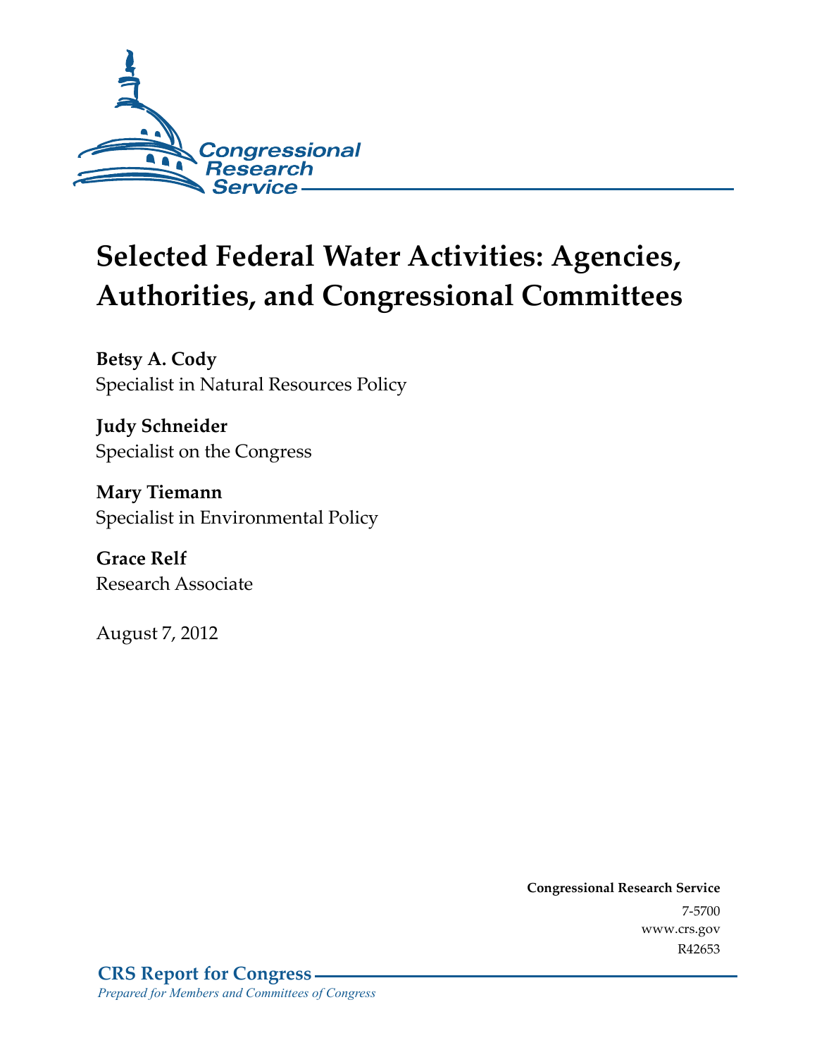Congressional Research Service

# Selected Federal Water Activities: Agencies, Authorities, and Congressional Committees

**Betsy A. Cody**
Specialist in Natural Resources Policy

**Judy Schneider**
Specialist on the Congress

**Mary Tiemann**
Specialist in Environmental Policy

**Grace Relf**
Research Associate

August 7, 2012

**Congressional Research Service**
7-5700
www.crs.gov
R42653

**CRS Report for Congress**
*Prepared for Members and Committees of Congress*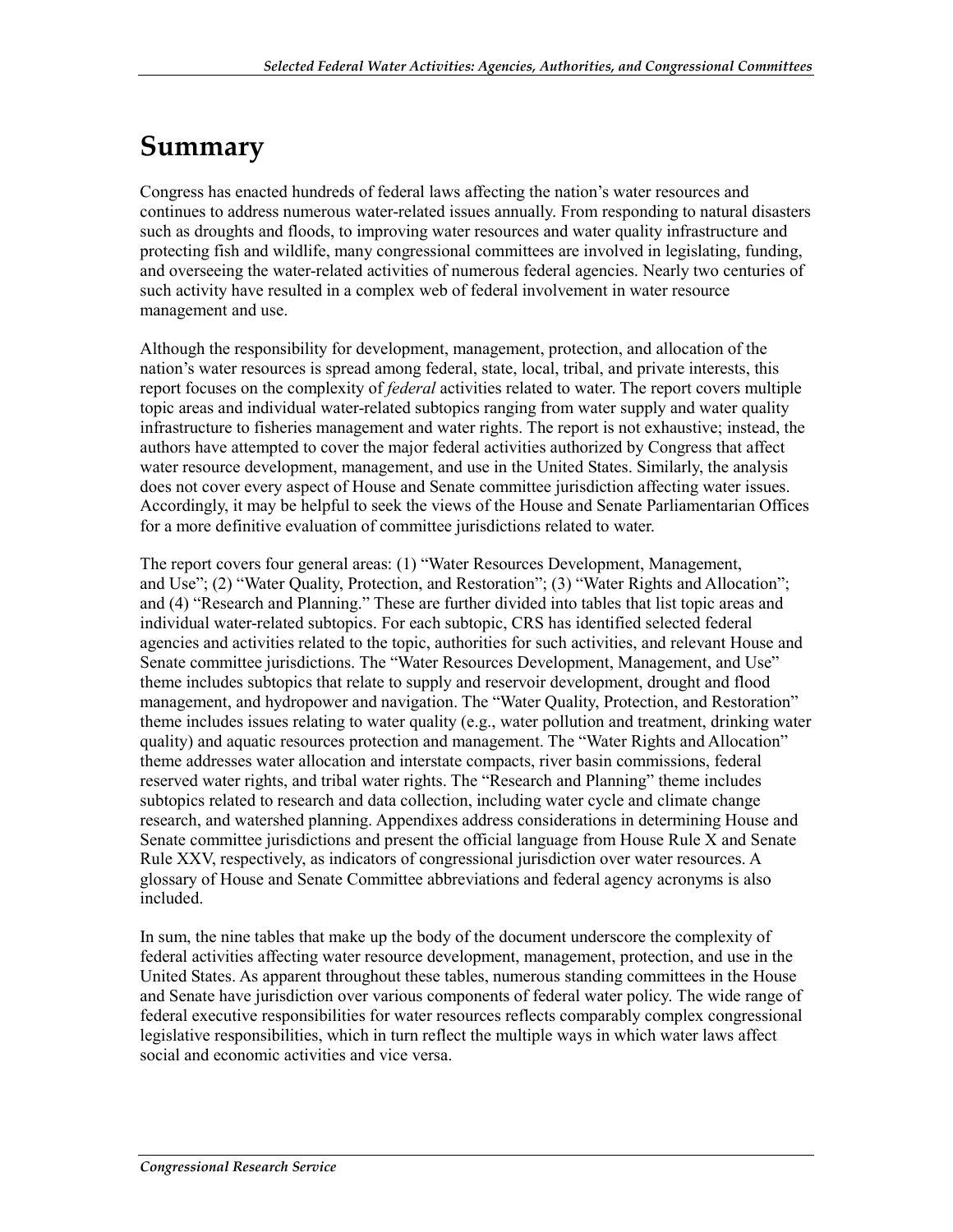# Summary

Congress has enacted hundreds of federal laws affecting the nation's water resources and continues to address numerous water-related issues annually. From responding to natural disasters such as droughts and floods, to improving water resources and water quality infrastructure and protecting fish and wildlife, many congressional committees are involved in legislating, funding, and overseeing the water-related activities of numerous federal agencies. Nearly two centuries of such activity have resulted in a complex web of federal involvement in water resource management and use.

Although the responsibility for development, management, protection, and allocation of the nation's water resources is spread among federal, state, local, tribal, and private interests, this report focuses on the complexity of *federal* activities related to water. The report covers multiple topic areas and individual water-related subtopics ranging from water supply and water quality infrastructure to fisheries management and water rights. The report is not exhaustive; instead, the authors have attempted to cover the major federal activities authorized by Congress that affect water resource development, management, and use in the United States. Similarly, the analysis does not cover every aspect of House and Senate committee jurisdiction affecting water issues. Accordingly, it may be helpful to seek the views of the House and Senate Parliamentarian Offices for a more definitive evaluation of committee jurisdictions related to water.

The report covers four general areas: (1) "Water Resources Development, Management, and Use"; (2) "Water Quality, Protection, and Restoration"; (3) "Water Rights and Allocation"; and (4) "Research and Planning." These are further divided into tables that list topic areas and individual water-related subtopics. For each subtopic, CRS has identified selected federal agencies and activities related to the topic, authorities for such activities, and relevant House and Senate committee jurisdictions. The "Water Resources Development, Management, and Use" theme includes subtopics that relate to supply and reservoir development, drought and flood management, and hydropower and navigation. The "Water Quality, Protection, and Restoration" theme includes issues relating to water quality (e.g., water pollution and treatment, drinking water quality) and aquatic resources protection and management. The "Water Rights and Allocation" theme addresses water allocation and interstate compacts, river basin commissions, federal reserved water rights, and tribal water rights. The "Research and Planning" theme includes subtopics related to research and data collection, including water cycle and climate change research, and watershed planning. Appendixes address considerations in determining House and Senate committee jurisdictions and present the official language from House Rule X and Senate Rule XXV, respectively, as indicators of congressional jurisdiction over water resources. A glossary of House and Senate Committee abbreviations and federal agency acronyms is also included.

In sum, the nine tables that make up the body of the document underscore the complexity of federal activities affecting water resource development, management, protection, and use in the United States. As apparent throughout these tables, numerous standing committees in the House and Senate have jurisdiction over various components of federal water policy. The wide range of federal executive responsibilities for water resources reflects comparably complex congressional legislative responsibilities, which in turn reflect the multiple ways in which water laws affect social and economic activities and vice versa.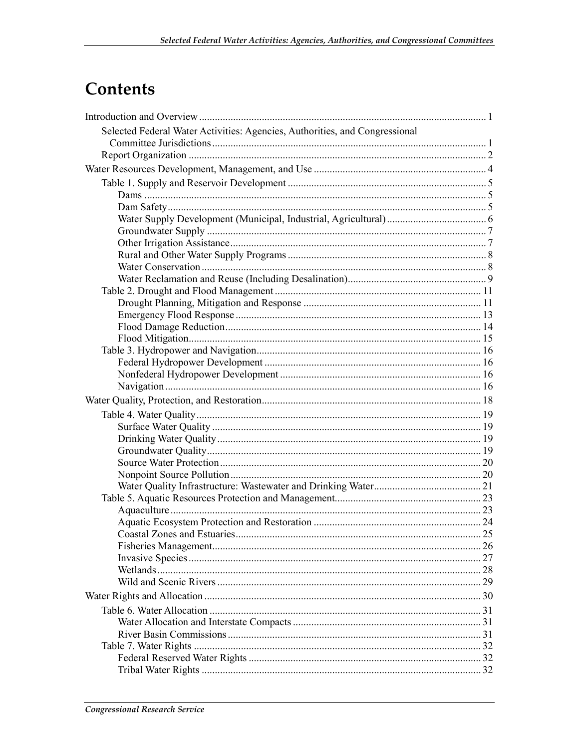# Contents

Introduction and Overview ............................................................................................................. 1

Selected Federal Water Activities: Agencies, Authorities, and Congressional Committee Jurisdictions ........................................................................................................ 1

Report Organization ................................................................................................................. 2

Water Resources Development, Management, and Use ................................................................. 4

Table 1. Supply and Reservoir Development ........................................................................... 5

Dams ................................................................................................................................. 5

Dam Safety......................................................................................................................... 5

Water Supply Development (Municipal, Industrial, Agricultural) ...................................... 6

Groundwater Supply ......................................................................................................... 7

Other Irrigation Assistance................................................................................................. 7

Rural and Other Water Supply Programs ........................................................................... 8

Water Conservation ............................................................................................................ 8

Water Reclamation and Reuse (Including Desalination).................................................... 9

Table 2. Drought and Flood Management .............................................................................. 11

Drought Planning, Mitigation and Response ................................................................... 11

Emergency Flood Response ............................................................................................. 13

Flood Damage Reduction................................................................................................. 14

Flood Mitigation............................................................................................................... 15

Table 3. Hydropower and Navigation..................................................................................... 16

Federal Hydropower Development .................................................................................. 16

Nonfederal Hydropower Development ............................................................................ 16

Navigation ........................................................................................................................ 16

Water Quality, Protection, and Restoration................................................................................... 18

Table 4. Water Quality............................................................................................................ 19

Surface Water Quality ...................................................................................................... 19

Drinking Water Quality .................................................................................................... 19

Groundwater Quality........................................................................................................ 19

Source Water Protection ................................................................................................... 20

Nonpoint Source Pollution ............................................................................................... 20

Water Quality Infrastructure: Wastewater and Drinking Water......................................... 21

Table 5. Aquatic Resources Protection and Management........................................................ 23

Aquaculture ...................................................................................................................... 23

Aquatic Ecosystem Protection and Restoration ................................................................ 24

Coastal Zones and Estuaries............................................................................................. 25

Fisheries Management...................................................................................................... 26

Invasive Species ............................................................................................................... 27

Wetlands ........................................................................................................................... 28

Wild and Scenic Rivers .................................................................................................... 29

Water Rights and Allocation ......................................................................................................... 30

Table 6. Water Allocation ....................................................................................................... 31

Water Allocation and Interstate Compacts ....................................................................... 31

River Basin Commissions ................................................................................................ 31

Table 7. Water Rights ............................................................................................................. 32

Federal Reserved Water Rights ........................................................................................ 32

Tribal Water Rights .......................................................................................................... 32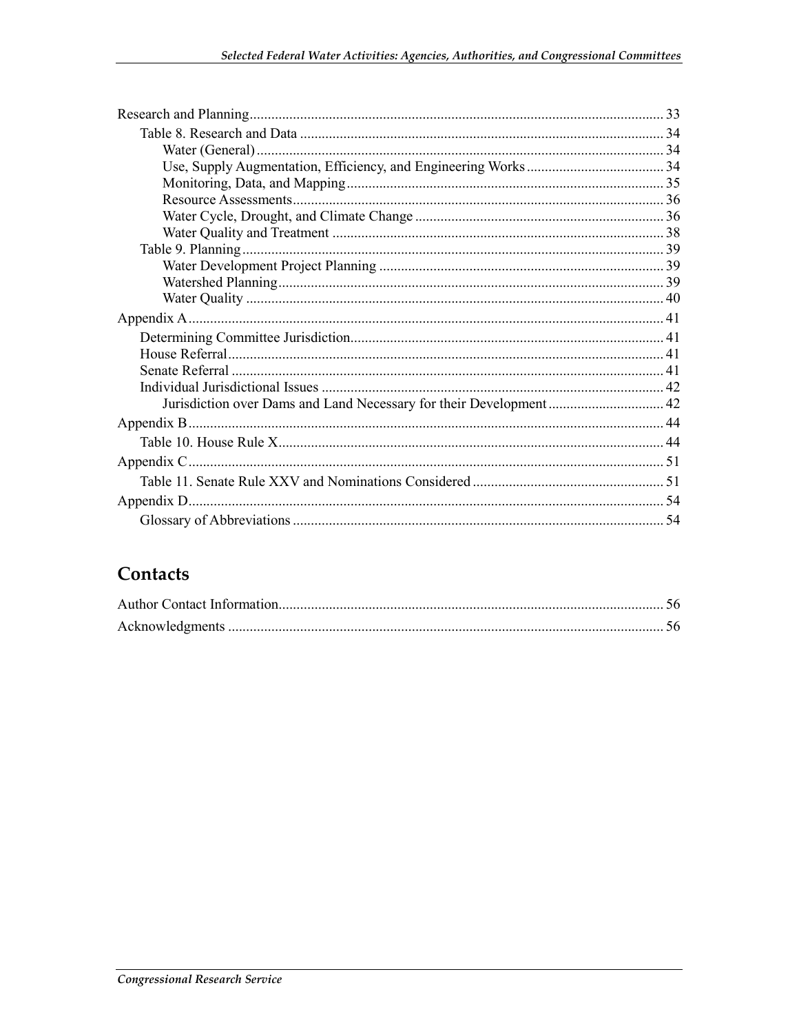Research and Planning .......... 33

- Table 8. Research and Data .......... 34
  - Water (General) .......... 34
  - Use, Supply Augmentation, Efficiency, and Engineering Works .......... 34
  - Monitoring, Data, and Mapping .......... 35
  - Resource Assessments .......... 36
  - Water Cycle, Drought, and Climate Change .......... 36
  - Water Quality and Treatment .......... 38
- Table 9. Planning .......... 39
  - Water Development Project Planning .......... 39
  - Watershed Planning .......... 39
  - Water Quality .......... 40

Appendix A .......... 41

- Determining Committee Jurisdiction .......... 41
- House Referral .......... 41
- Senate Referral .......... 41
- Individual Jurisdictional Issues .......... 42
  - Jurisdiction over Dams and Land Necessary for their Development .......... 42

Appendix B .......... 44

- Table 10. House Rule X .......... 44

Appendix C .......... 51

- Table 11. Senate Rule XXV and Nominations Considered .......... 51

Appendix D .......... 54

- Glossary of Abbreviations .......... 54

## Contacts

Author Contact Information .......... 56

Acknowledgments .......... 56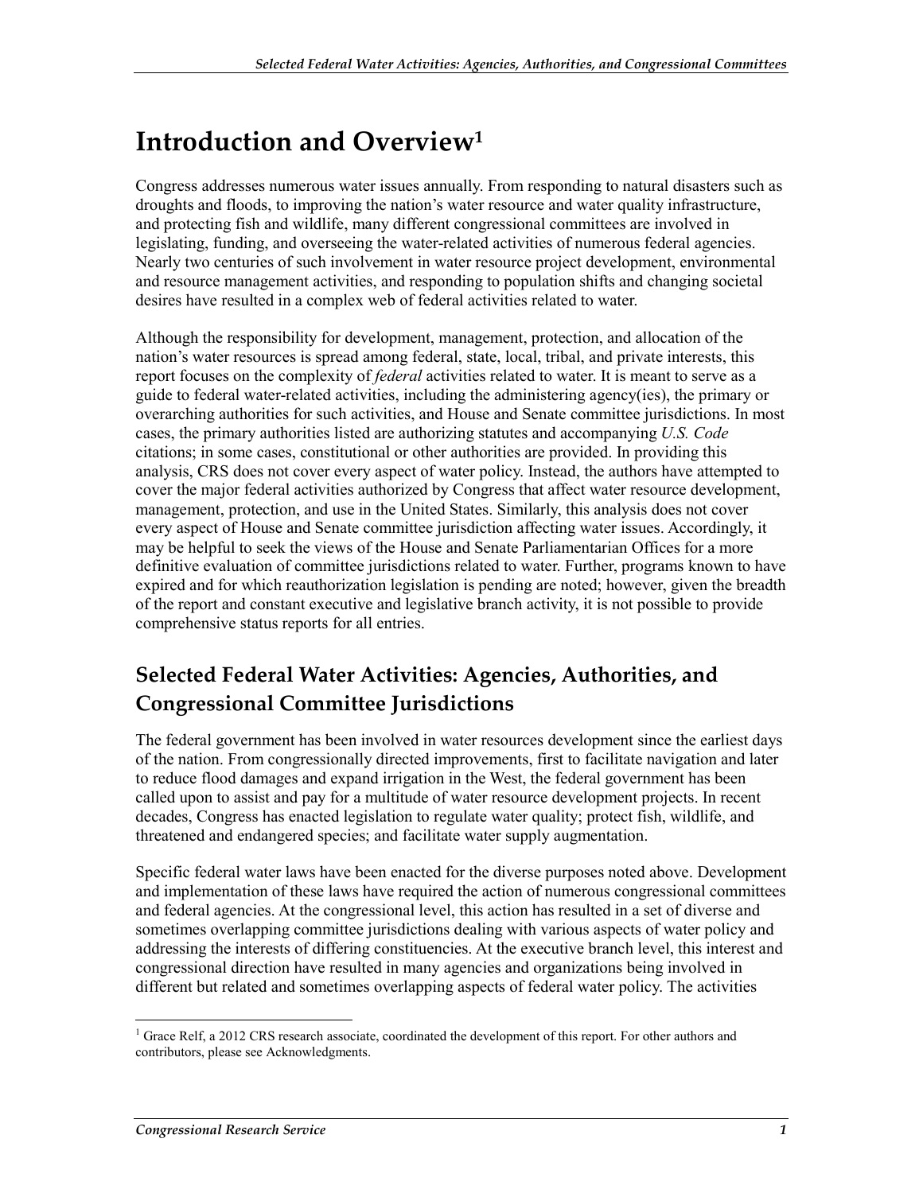# Introduction and Overview[1]

Congress addresses numerous water issues annually. From responding to natural disasters such as droughts and floods, to improving the nation's water resource and water quality infrastructure, and protecting fish and wildlife, many different congressional committees are involved in legislating, funding, and overseeing the water-related activities of numerous federal agencies. Nearly two centuries of such involvement in water resource project development, environmental and resource management activities, and responding to population shifts and changing societal desires have resulted in a complex web of federal activities related to water.

Although the responsibility for development, management, protection, and allocation of the nation's water resources is spread among federal, state, local, tribal, and private interests, this report focuses on the complexity of *federal* activities related to water. It is meant to serve as a guide to federal water-related activities, including the administering agency(ies), the primary or overarching authorities for such activities, and House and Senate committee jurisdictions. In most cases, the primary authorities listed are authorizing statutes and accompanying *U.S. Code* citations; in some cases, constitutional or other authorities are provided. In providing this analysis, CRS does not cover every aspect of water policy. Instead, the authors have attempted to cover the major federal activities authorized by Congress that affect water resource development, management, protection, and use in the United States. Similarly, this analysis does not cover every aspect of House and Senate committee jurisdiction affecting water issues. Accordingly, it may be helpful to seek the views of the House and Senate Parliamentarian Offices for a more definitive evaluation of committee jurisdictions related to water. Further, programs known to have expired and for which reauthorization legislation is pending are noted; however, given the breadth of the report and constant executive and legislative branch activity, it is not possible to provide comprehensive status reports for all entries.

## Selected Federal Water Activities: Agencies, Authorities, and Congressional Committee Jurisdictions

The federal government has been involved in water resources development since the earliest days of the nation. From congressionally directed improvements, first to facilitate navigation and later to reduce flood damages and expand irrigation in the West, the federal government has been called upon to assist and pay for a multitude of water resource development projects. In recent decades, Congress has enacted legislation to regulate water quality; protect fish, wildlife, and threatened and endangered species; and facilitate water supply augmentation.

Specific federal water laws have been enacted for the diverse purposes noted above. Development and implementation of these laws have required the action of numerous congressional committees and federal agencies. At the congressional level, this action has resulted in a set of diverse and sometimes overlapping committee jurisdictions dealing with various aspects of water policy and addressing the interests of differing constituencies. At the executive branch level, this interest and congressional direction have resulted in many agencies and organizations being involved in different but related and sometimes overlapping aspects of federal water policy. The activities

[1] Grace Relf, a 2012 CRS research associate, coordinated the development of this report. For other authors and contributors, please see Acknowledgments.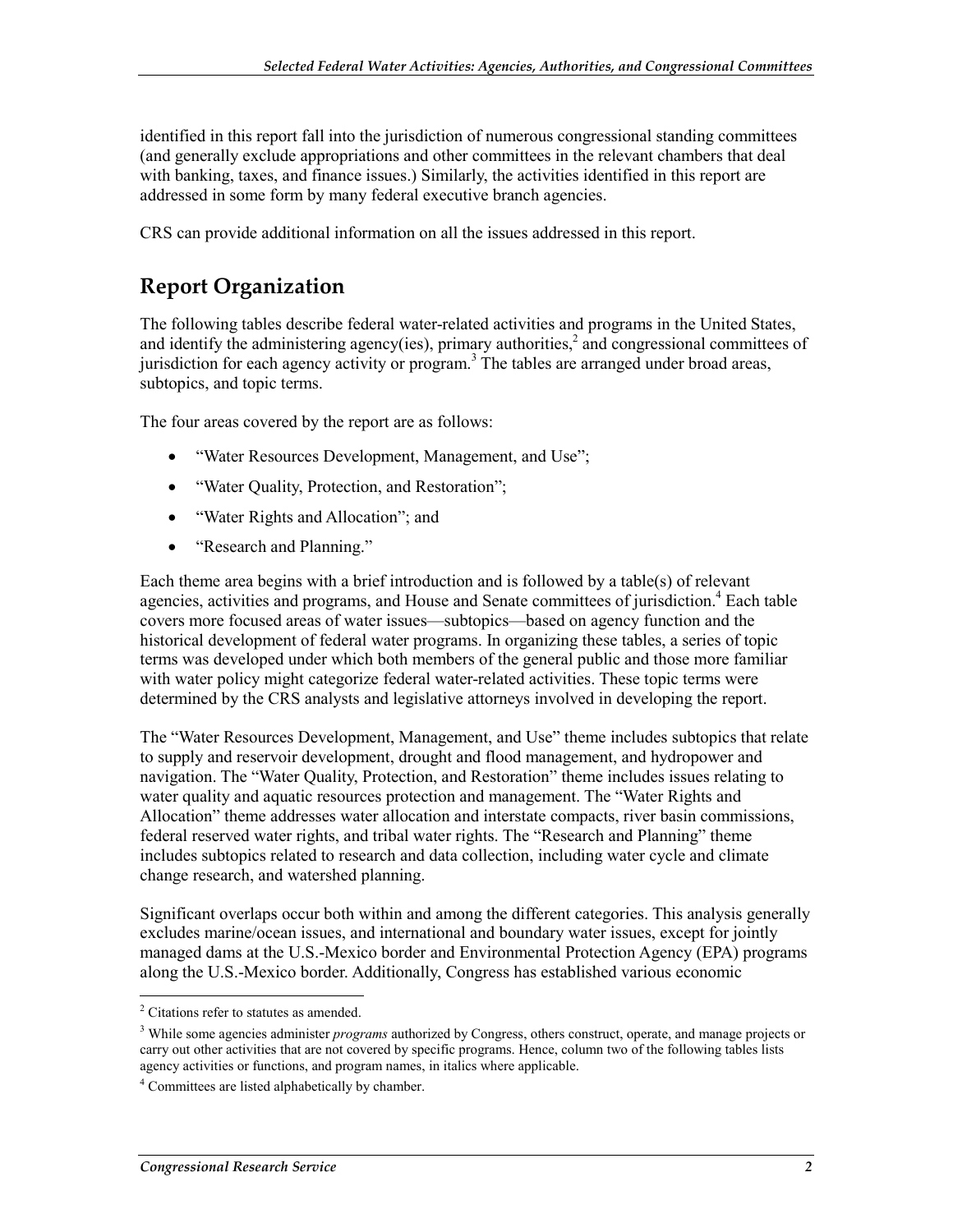identified in this report fall into the jurisdiction of numerous congressional standing committees (and generally exclude appropriations and other committees in the relevant chambers that deal with banking, taxes, and finance issues.) Similarly, the activities identified in this report are addressed in some form by many federal executive branch agencies.

CRS can provide additional information on all the issues addressed in this report.

## Report Organization

The following tables describe federal water-related activities and programs in the United States, and identify the administering agency(ies), primary authorities,[2] and congressional committees of jurisdiction for each agency activity or program.[3] The tables are arranged under broad areas, subtopics, and topic terms.

The four areas covered by the report are as follows:

- "Water Resources Development, Management, and Use";
- "Water Quality, Protection, and Restoration";
- "Water Rights and Allocation"; and
- "Research and Planning."

Each theme area begins with a brief introduction and is followed by a table(s) of relevant agencies, activities and programs, and House and Senate committees of jurisdiction.[4] Each table covers more focused areas of water issues—subtopics—based on agency function and the historical development of federal water programs. In organizing these tables, a series of topic terms was developed under which both members of the general public and those more familiar with water policy might categorize federal water-related activities. These topic terms were determined by the CRS analysts and legislative attorneys involved in developing the report.

The "Water Resources Development, Management, and Use" theme includes subtopics that relate to supply and reservoir development, drought and flood management, and hydropower and navigation. The "Water Quality, Protection, and Restoration" theme includes issues relating to water quality and aquatic resources protection and management. The "Water Rights and Allocation" theme addresses water allocation and interstate compacts, river basin commissions, federal reserved water rights, and tribal water rights. The "Research and Planning" theme includes subtopics related to research and data collection, including water cycle and climate change research, and watershed planning.

Significant overlaps occur both within and among the different categories. This analysis generally excludes marine/ocean issues, and international and boundary water issues, except for jointly managed dams at the U.S.-Mexico border and Environmental Protection Agency (EPA) programs along the U.S.-Mexico border. Additionally, Congress has established various economic

---

[2] Citations refer to statutes as amended.

[3] While some agencies administer *programs* authorized by Congress, others construct, operate, and manage projects or carry out other activities that are not covered by specific programs. Hence, column two of the following tables lists agency activities or functions, and program names, in italics where applicable.

[4] Committees are listed alphabetically by chamber.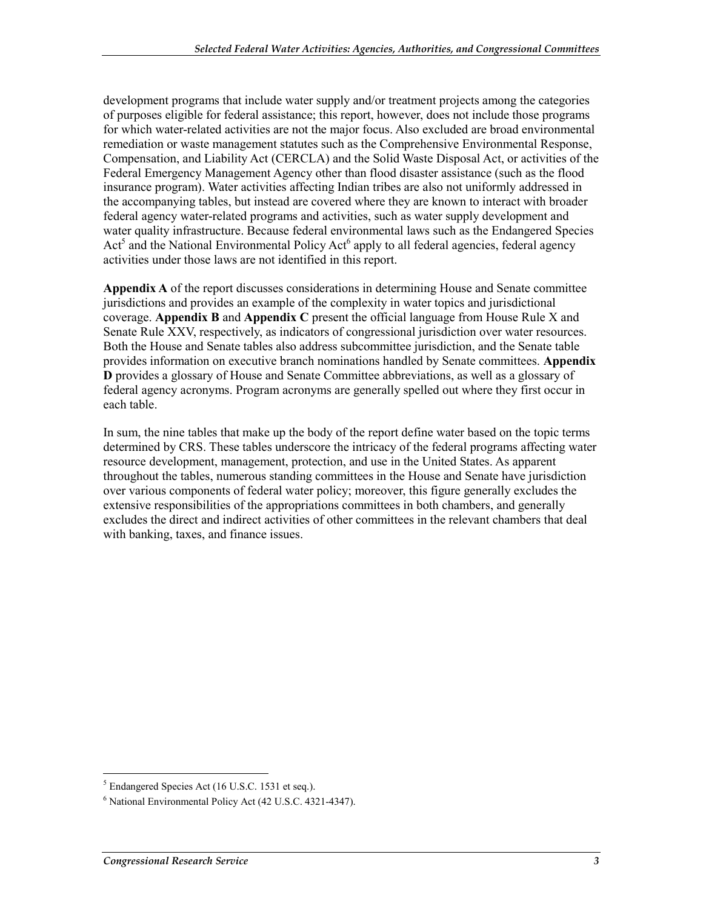development programs that include water supply and/or treatment projects among the categories of purposes eligible for federal assistance; this report, however, does not include those programs for which water-related activities are not the major focus. Also excluded are broad environmental remediation or waste management statutes such as the Comprehensive Environmental Response, Compensation, and Liability Act (CERCLA) and the Solid Waste Disposal Act, or activities of the Federal Emergency Management Agency other than flood disaster assistance (such as the flood insurance program). Water activities affecting Indian tribes are also not uniformly addressed in the accompanying tables, but instead are covered where they are known to interact with broader federal agency water-related programs and activities, such as water supply development and water quality infrastructure. Because federal environmental laws such as the Endangered Species Act[5] and the National Environmental Policy Act[6] apply to all federal agencies, federal agency activities under those laws are not identified in this report.

**Appendix A** of the report discusses considerations in determining House and Senate committee jurisdictions and provides an example of the complexity in water topics and jurisdictional coverage. **Appendix B** and **Appendix C** present the official language from House Rule X and Senate Rule XXV, respectively, as indicators of congressional jurisdiction over water resources. Both the House and Senate tables also address subcommittee jurisdiction, and the Senate table provides information on executive branch nominations handled by Senate committees. **Appendix D** provides a glossary of House and Senate Committee abbreviations, as well as a glossary of federal agency acronyms. Program acronyms are generally spelled out where they first occur in each table.

In sum, the nine tables that make up the body of the report define water based on the topic terms determined by CRS. These tables underscore the intricacy of the federal programs affecting water resource development, management, protection, and use in the United States. As apparent throughout the tables, numerous standing committees in the House and Senate have jurisdiction over various components of federal water policy; moreover, this figure generally excludes the extensive responsibilities of the appropriations committees in both chambers, and generally excludes the direct and indirect activities of other committees in the relevant chambers that deal with banking, taxes, and finance issues.

---

[5] Endangered Species Act (16 U.S.C. 1531 et seq.).

[6] National Environmental Policy Act (42 U.S.C. 4321-4347).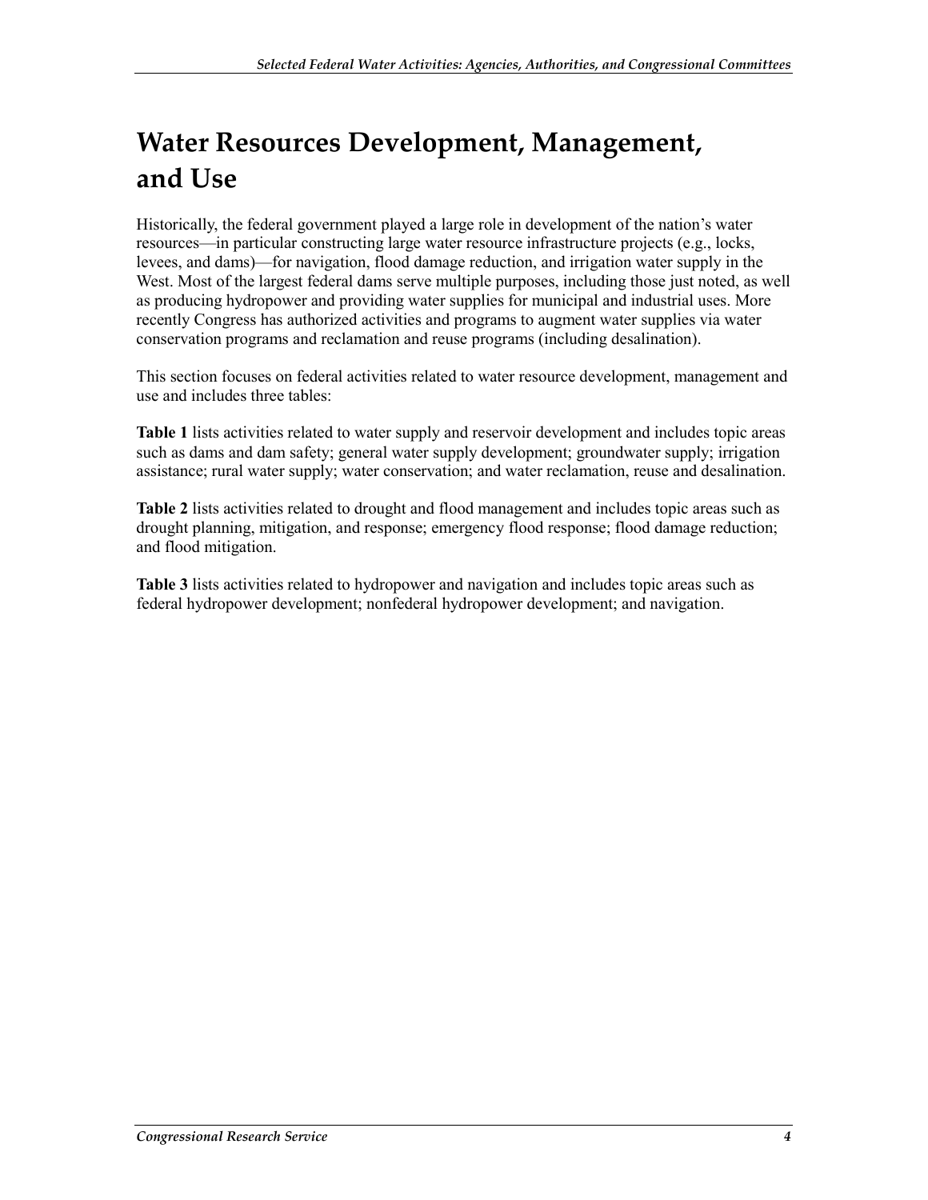# Water Resources Development, Management, and Use

Historically, the federal government played a large role in development of the nation's water resources—in particular constructing large water resource infrastructure projects (e.g., locks, levees, and dams)—for navigation, flood damage reduction, and irrigation water supply in the West. Most of the largest federal dams serve multiple purposes, including those just noted, as well as producing hydropower and providing water supplies for municipal and industrial uses. More recently Congress has authorized activities and programs to augment water supplies via water conservation programs and reclamation and reuse programs (including desalination).

This section focuses on federal activities related to water resource development, management and use and includes three tables:

**Table 1** lists activities related to water supply and reservoir development and includes topic areas such as dams and dam safety; general water supply development; groundwater supply; irrigation assistance; rural water supply; water conservation; and water reclamation, reuse and desalination.

**Table 2** lists activities related to drought and flood management and includes topic areas such as drought planning, mitigation, and response; emergency flood response; flood damage reduction; and flood mitigation.

**Table 3** lists activities related to hydropower and navigation and includes topic areas such as federal hydropower development; nonfederal hydropower development; and navigation.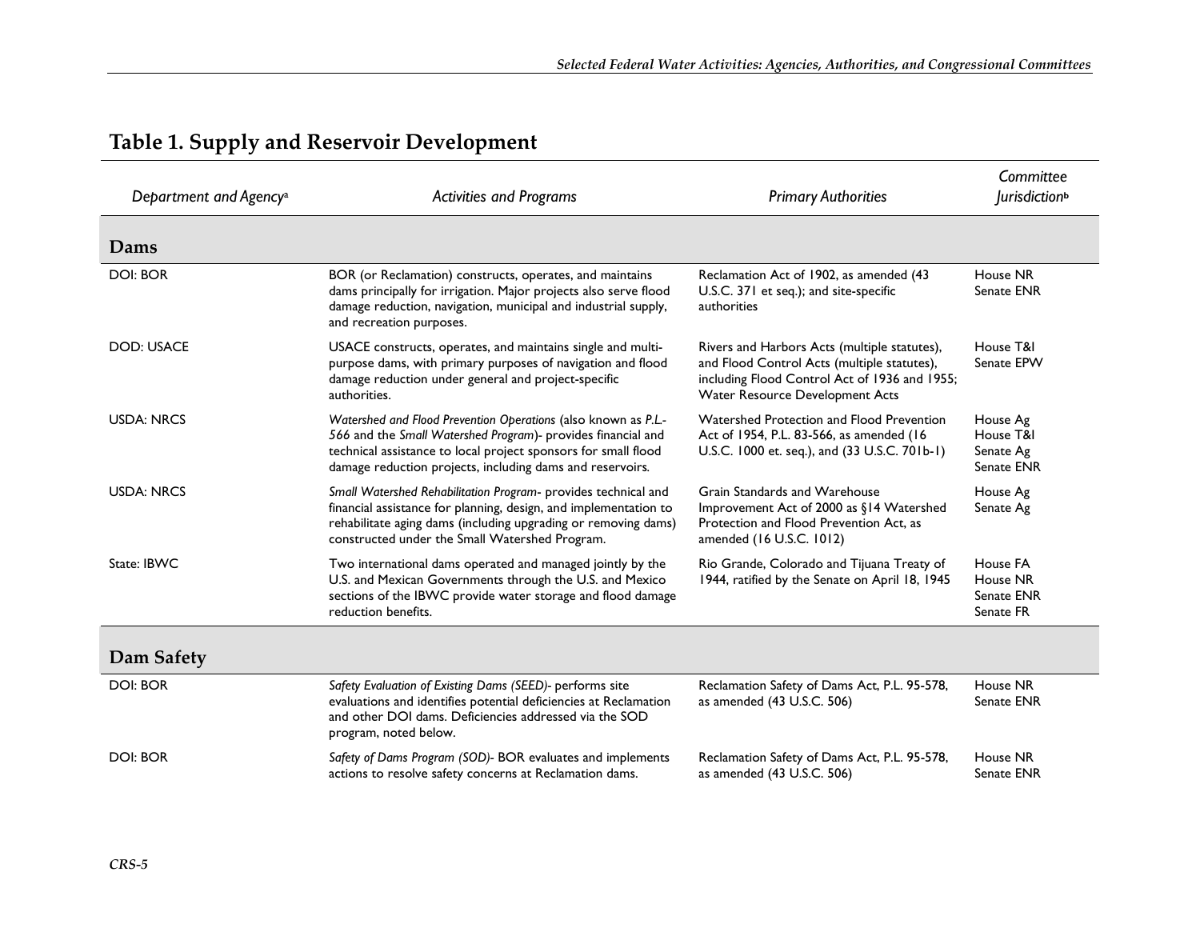## Table 1. Supply and Reservoir Development

| Department and Agency[a] | Activities and Programs | Primary Authorities | Committee Jurisdiction[b] |
|---|---|---|---|
| **Dams** | | | |
| DOI: BOR | BOR (or Reclamation) constructs, operates, and maintains dams principally for irrigation. Major projects also serve flood damage reduction, navigation, municipal and industrial supply, and recreation purposes. | Reclamation Act of 1902, as amended (43 U.S.C. 371 et seq.); and site-specific authorities | House NR<br>Senate ENR |
| DOD: USACE | USACE constructs, operates, and maintains single and multi-purpose dams, with primary purposes of navigation and flood damage reduction under general and project-specific authorities. | Rivers and Harbors Acts (multiple statutes), and Flood Control Acts (multiple statutes), including Flood Control Act of 1936 and 1955; Water Resource Development Acts | House T&I<br>Senate EPW |
| USDA: NRCS | *Watershed and Flood Prevention Operations* (also known as *P.L.-566* and the *Small Watershed Program*)- provides financial and technical assistance to local project sponsors for small flood damage reduction projects, including dams and reservoirs. | Watershed Protection and Flood Prevention Act of 1954, P.L. 83-566, as amended (16 U.S.C. 1000 et. seq.), and (33 U.S.C. 701b-1) | House Ag<br>House T&I<br>Senate Ag<br>Senate ENR |
| USDA: NRCS | *Small Watershed Rehabilitation Program*- provides technical and financial assistance for planning, design, and implementation to rehabilitate aging dams (including upgrading or removing dams) constructed under the Small Watershed Program. | Grain Standards and Warehouse Improvement Act of 2000 as §14 Watershed Protection and Flood Prevention Act, as amended (16 U.S.C. 1012) | House Ag<br>Senate Ag |
| State: IBWC | Two international dams operated and managed jointly by the U.S. and Mexican Governments through the U.S. and Mexico sections of the IBWC provide water storage and flood damage reduction benefits. | Rio Grande, Colorado and Tijuana Treaty of 1944, ratified by the Senate on April 18, 1945 | House FA<br>House NR<br>Senate ENR<br>Senate FR |
| **Dam Safety** | | | |
| DOI: BOR | *Safety Evaluation of Existing Dams (SEED)*- performs site evaluations and identifies potential deficiencies at Reclamation and other DOI dams. Deficiencies addressed via the SOD program, noted below. | Reclamation Safety of Dams Act, P.L. 95-578, as amended (43 U.S.C. 506) | House NR<br>Senate ENR |
| DOI: BOR | *Safety of Dams Program (SOD)*- BOR evaluates and implements actions to resolve safety concerns at Reclamation dams. | Reclamation Safety of Dams Act, P.L. 95-578, as amended (43 U.S.C. 506) | House NR<br>Senate ENR |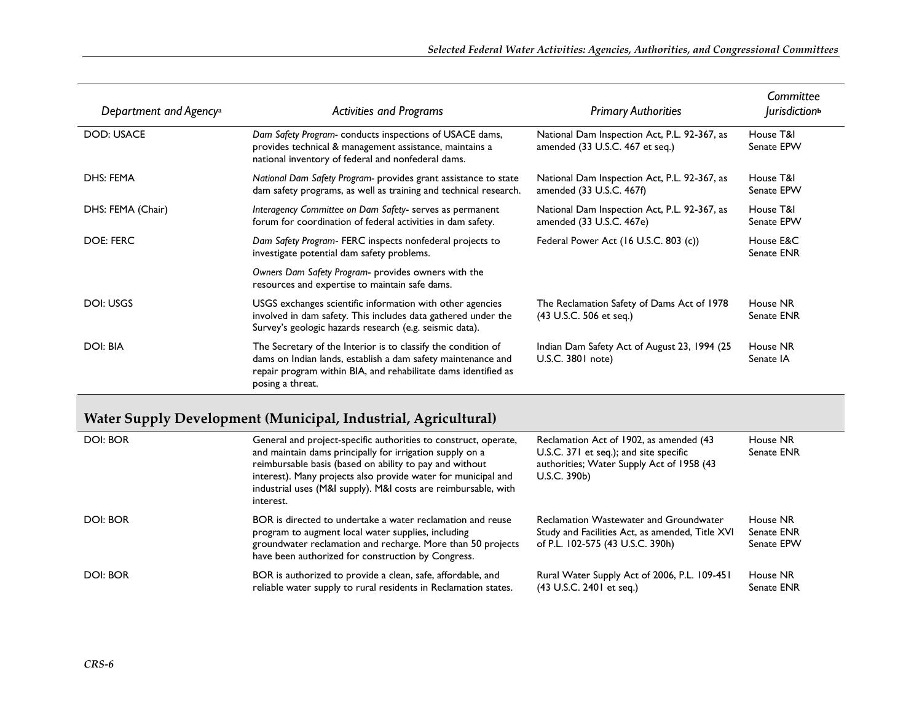| Department and Agency[a] | Activities and Programs | Primary Authorities | Committee Jurisdiction[b] |
|---|---|---|---|
| DOD: USACE | *Dam Safety Program*- conducts inspections of USACE dams, provides technical & management assistance, maintains a national inventory of federal and nonfederal dams. | National Dam Inspection Act, P.L. 92-367, as amended (33 U.S.C. 467 et seq.) | House T&I<br>Senate EPW |
| DHS: FEMA | *National Dam Safety Program*- provides grant assistance to state dam safety programs, as well as training and technical research. | National Dam Inspection Act, P.L. 92-367, as amended (33 U.S.C. 467f) | House T&I<br>Senate EPW |
| DHS: FEMA (Chair) | *Interagency Committee on Dam Safety*- serves as permanent forum for coordination of federal activities in dam safety. | National Dam Inspection Act, P.L. 92-367, as amended (33 U.S.C. 467e) | House T&I<br>Senate EPW |
| DOE: FERC | *Dam Safety Program*- FERC inspects nonfederal projects to investigate potential dam safety problems. | Federal Power Act (16 U.S.C. 803 (c)) | House E&C<br>Senate ENR |
| | *Owners Dam Safety Program*- provides owners with the resources and expertise to maintain safe dams. | | |
| DOI: USGS | USGS exchanges scientific information with other agencies involved in dam safety. This includes data gathered under the Survey's geologic hazards research (e.g. seismic data). | The Reclamation Safety of Dams Act of 1978 (43 U.S.C. 506 et seq.) | House NR<br>Senate ENR |
| DOI: BIA | The Secretary of the Interior is to classify the condition of dams on Indian lands, establish a dam safety maintenance and repair program within BIA, and rehabilitate dams identified as posing a threat. | Indian Dam Safety Act of August 23, 1994 (25 U.S.C. 3801 note) | House NR<br>Senate IA |
| **Water Supply Development (Municipal, Industrial, Agricultural)** | | | |
| DOI: BOR | General and project-specific authorities to construct, operate, and maintain dams principally for irrigation supply on a reimbursable basis (based on ability to pay and without interest). Many projects also provide water for municipal and industrial uses (M&I supply). M&I costs are reimbursable, with interest. | Reclamation Act of 1902, as amended (43 U.S.C. 371 et seq.); and site specific authorities; Water Supply Act of 1958 (43 U.S.C. 390b) | House NR<br>Senate ENR |
| DOI: BOR | BOR is directed to undertake a water reclamation and reuse program to augment local water supplies, including groundwater reclamation and recharge. More than 50 projects have been authorized for construction by Congress. | Reclamation Wastewater and Groundwater Study and Facilities Act, as amended, Title XVI of P.L. 102-575 (43 U.S.C. 390h) | House NR<br>Senate ENR<br>Senate EPW |
| DOI: BOR | BOR is authorized to provide a clean, safe, affordable, and reliable water supply to rural residents in Reclamation states. | Rural Water Supply Act of 2006, P.L. 109-451 (43 U.S.C. 2401 et seq.) | House NR<br>Senate ENR |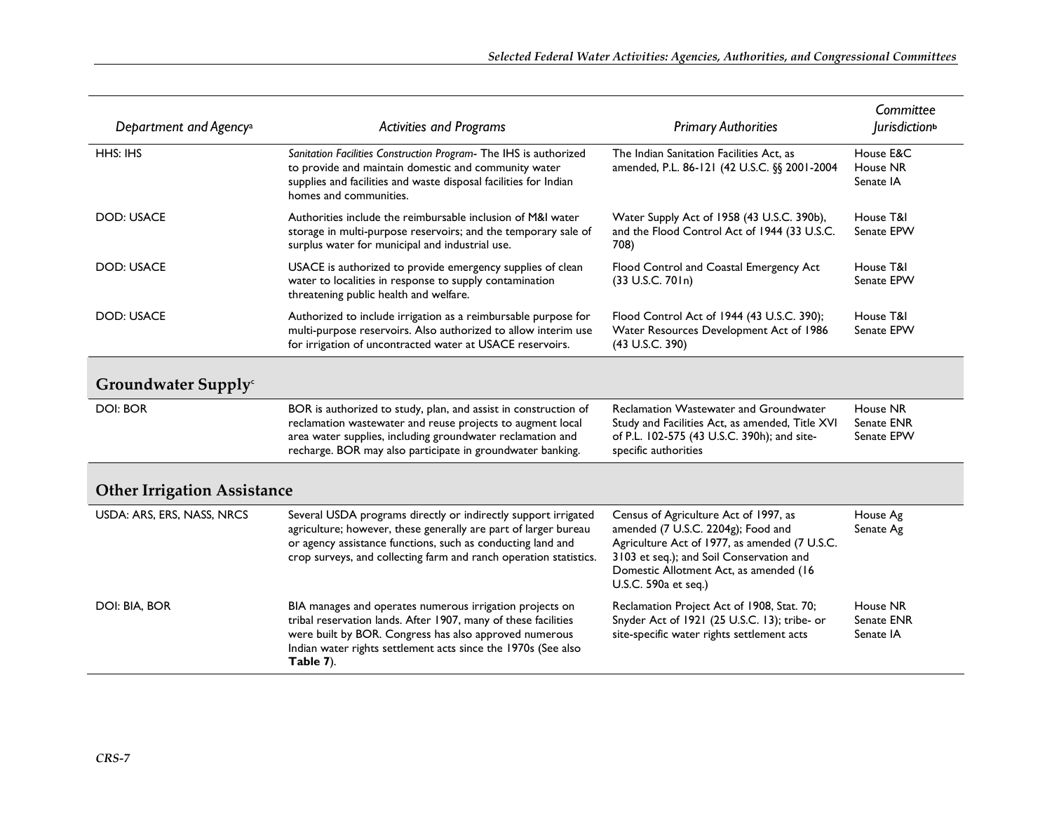| Department and Agency[a] | Activities and Programs | Primary Authorities | Committee Jurisdiction[b] |
|---|---|---|---|
| HHS: IHS | *Sanitation Facilities Construction Program*- The IHS is authorized to provide and maintain domestic and community water supplies and facilities and waste disposal facilities for Indian homes and communities. | The Indian Sanitation Facilities Act, as amended, P.L. 86-121 (42 U.S.C. §§ 2001-2004 | House E&C<br>House NR<br>Senate IA |
| DOD: USACE | Authorities include the reimbursable inclusion of M&I water storage in multi-purpose reservoirs; and the temporary sale of surplus water for municipal and industrial use. | Water Supply Act of 1958 (43 U.S.C. 390b), and the Flood Control Act of 1944 (33 U.S.C. 708) | House T&I<br>Senate EPW |
| DOD: USACE | USACE is authorized to provide emergency supplies of clean water to localities in response to supply contamination threatening public health and welfare. | Flood Control and Coastal Emergency Act (33 U.S.C. 701n) | House T&I<br>Senate EPW |
| DOD: USACE | Authorized to include irrigation as a reimbursable purpose for multi-purpose reservoirs. Also authorized to allow interim use for irrigation of uncontracted water at USACE reservoirs. | Flood Control Act of 1944 (43 U.S.C. 390); Water Resources Development Act of 1986 (43 U.S.C. 390) | House T&I<br>Senate EPW |
| **Groundwater Supply[c]** | | | |
| DOI: BOR | BOR is authorized to study, plan, and assist in construction of reclamation wastewater and reuse projects to augment local area water supplies, including groundwater reclamation and recharge. BOR may also participate in groundwater banking. | Reclamation Wastewater and Groundwater Study and Facilities Act, as amended, Title XVI of P.L. 102-575 (43 U.S.C. 390h); and site-specific authorities | House NR<br>Senate ENR<br>Senate EPW |
| **Other Irrigation Assistance** | | | |
| USDA: ARS, ERS, NASS, NRCS | Several USDA programs directly or indirectly support irrigated agriculture; however, these generally are part of larger bureau or agency assistance functions, such as conducting land and crop surveys, and collecting farm and ranch operation statistics. | Census of Agriculture Act of 1997, as amended (7 U.S.C. 2204g); Food and Agriculture Act of 1977, as amended (7 U.S.C. 3103 et seq.); and Soil Conservation and Domestic Allotment Act, as amended (16 U.S.C. 590a et seq.) | House Ag<br>Senate Ag |
| DOI: BIA, BOR | BIA manages and operates numerous irrigation projects on tribal reservation lands. After 1907, many of these facilities were built by BOR. Congress has also approved numerous Indian water rights settlement acts since the 1970s (See also **Table 7**). | Reclamation Project Act of 1908, Stat. 70; Snyder Act of 1921 (25 U.S.C. 13); tribe- or site-specific water rights settlement acts | House NR<br>Senate ENR<br>Senate IA |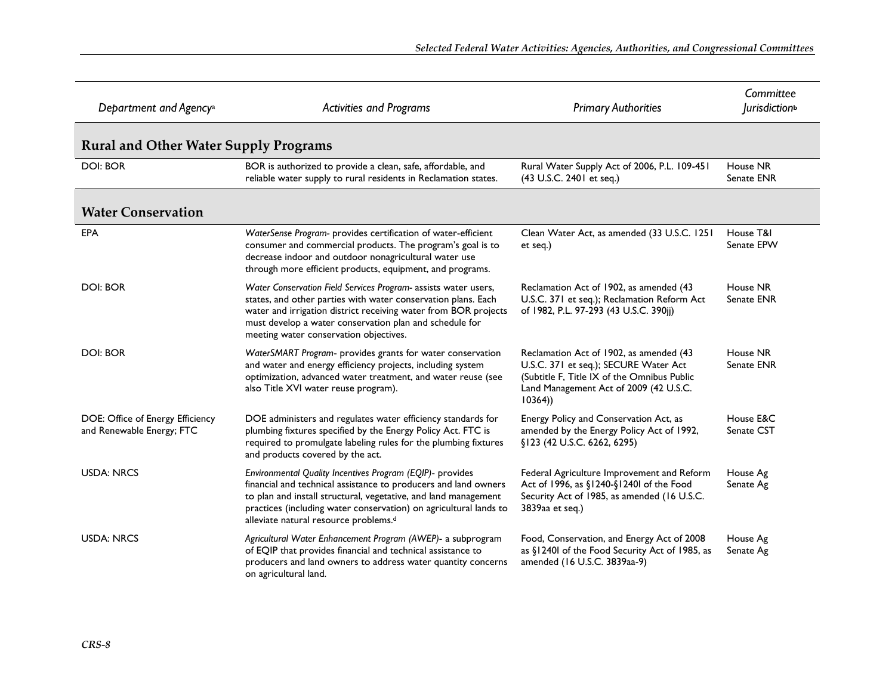| Department and Agency[a] | Activities and Programs | Primary Authorities | Committee Jurisdiction[b] |
|---|---|---|---|
| **Rural and Other Water Supply Programs** | | | |
| DOI: BOR | BOR is authorized to provide a clean, safe, affordable, and reliable water supply to rural residents in Reclamation states. | Rural Water Supply Act of 2006, P.L. 109-451 (43 U.S.C. 2401 et seq.) | House NR<br>Senate ENR |
| **Water Conservation** | | | |
| EPA | *WaterSense Program*- provides certification of water-efficient consumer and commercial products. The program's goal is to decrease indoor and outdoor nonagricultural water use through more efficient products, equipment, and programs. | Clean Water Act, as amended (33 U.S.C. 1251 et seq.) | House T&I<br>Senate EPW |
| DOI: BOR | *Water Conservation Field Services Program*- assists water users, states, and other parties with water conservation plans. Each water and irrigation district receiving water from BOR projects must develop a water conservation plan and schedule for meeting water conservation objectives. | Reclamation Act of 1902, as amended (43 U.S.C. 371 et seq.); Reclamation Reform Act of 1982, P.L. 97-293 (43 U.S.C. 390jj) | House NR<br>Senate ENR |
| DOI: BOR | *WaterSMART Program*- provides grants for water conservation and water and energy efficiency projects, including system optimization, advanced water treatment, and water reuse (see also Title XVI water reuse program). | Reclamation Act of 1902, as amended (43 U.S.C. 371 et seq.); SECURE Water Act (Subtitle F, Title IX of the Omnibus Public Land Management Act of 2009 (42 U.S.C. 10364)) | House NR<br>Senate ENR |
| DOE: Office of Energy Efficiency and Renewable Energy; FTC | DOE administers and regulates water efficiency standards for plumbing fixtures specified by the Energy Policy Act. FTC is required to promulgate labeling rules for the plumbing fixtures and products covered by the act. | Energy Policy and Conservation Act, as amended by the Energy Policy Act of 1992, §123 (42 U.S.C. 6262, 6295) | House E&C<br>Senate CST |
| USDA: NRCS | *Environmental Quality Incentives Program (EQIP)*- provides financial and technical assistance to producers and land owners to plan and install structural, vegetative, and land management practices (including water conservation) on agricultural lands to alleviate natural resource problems.[d] | Federal Agriculture Improvement and Reform Act of 1996, as §1240-§1240I of the Food Security Act of 1985, as amended (16 U.S.C. 3839aa et seq.) | House Ag<br>Senate Ag |
| USDA: NRCS | *Agricultural Water Enhancement Program (AWEP)*- a subprogram of EQIP that provides financial and technical assistance to producers and land owners to address water quantity concerns on agricultural land. | Food, Conservation, and Energy Act of 2008 as §1240I of the Food Security Act of 1985, as amended (16 U.S.C. 3839aa-9) | House Ag<br>Senate Ag |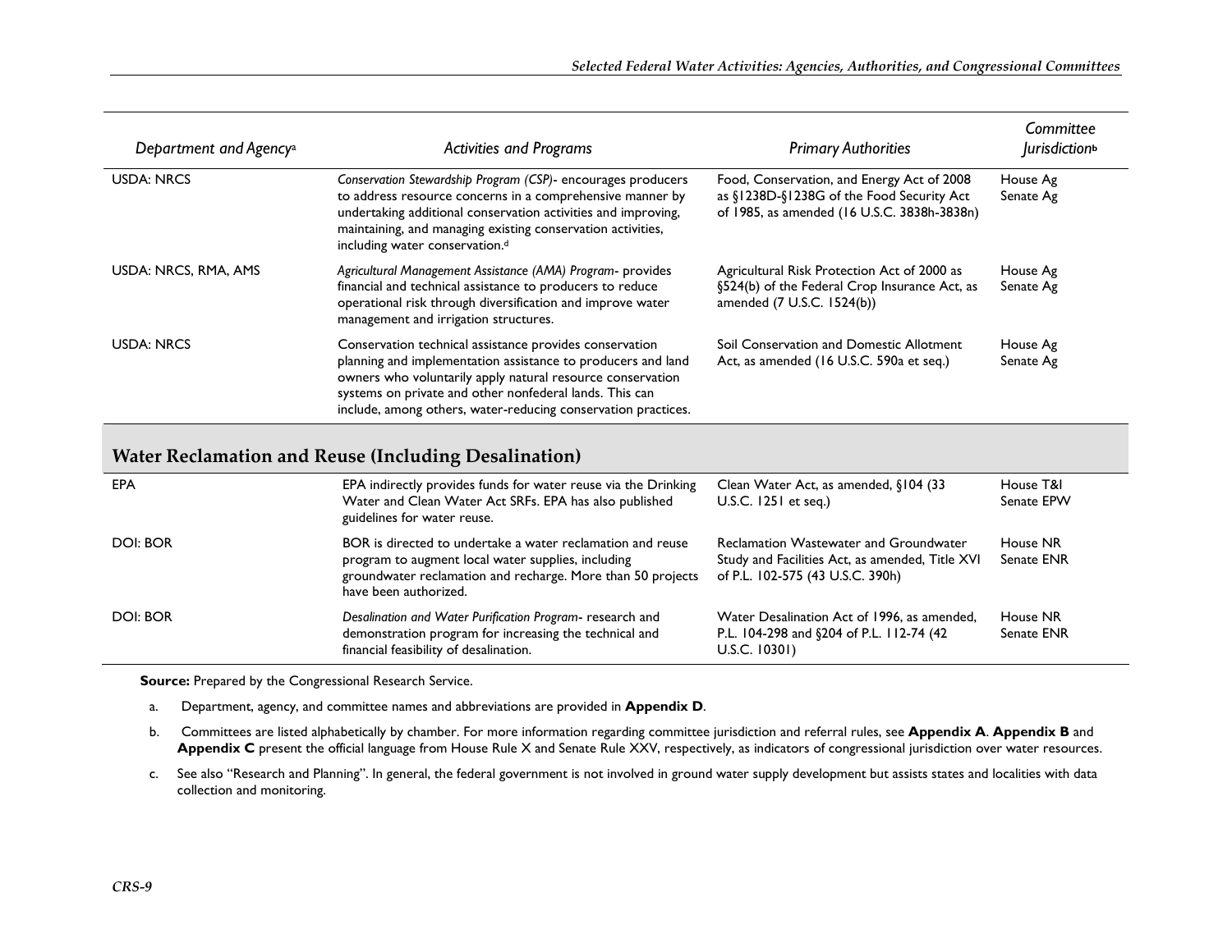| Department and Agency[a] | Activities and Programs | Primary Authorities | Committee Jurisdiction[b] |
|---|---|---|---|
| USDA: NRCS | *Conservation Stewardship Program (CSP)*- encourages producers to address resource concerns in a comprehensive manner by undertaking additional conservation activities and improving, maintaining, and managing existing conservation activities, including water conservation.[d] | Food, Conservation, and Energy Act of 2008 as §1238D-§1238G of the Food Security Act of 1985, as amended (16 U.S.C. 3838h-3838n) | House Ag<br>Senate Ag |
| USDA: NRCS, RMA, AMS | *Agricultural Management Assistance (AMA) Program*- provides financial and technical assistance to producers to reduce operational risk through diversification and improve water management and irrigation structures. | Agricultural Risk Protection Act of 2000 as §524(b) of the Federal Crop Insurance Act, as amended (7 U.S.C. 1524(b)) | House Ag<br>Senate Ag |
| USDA: NRCS | Conservation technical assistance provides conservation planning and implementation assistance to producers and land owners who voluntarily apply natural resource conservation systems on private and other nonfederal lands. This can include, among others, water-reducing conservation practices. | Soil Conservation and Domestic Allotment Act, as amended (16 U.S.C. 590a et seq.) | House Ag<br>Senate Ag |
| **Water Reclamation and Reuse (Including Desalination)** | | | |
| EPA | EPA indirectly provides funds for water reuse via the Drinking Water and Clean Water Act SRFs. EPA has also published guidelines for water reuse. | Clean Water Act, as amended, §104 (33 U.S.C. 1251 et seq.) | House T&I<br>Senate EPW |
| DOI: BOR | BOR is directed to undertake a water reclamation and reuse program to augment local water supplies, including groundwater reclamation and recharge. More than 50 projects have been authorized. | Reclamation Wastewater and Groundwater Study and Facilities Act, as amended, Title XVI of P.L. 102-575 (43 U.S.C. 390h) | House NR<br>Senate ENR |
| DOI: BOR | *Desalination and Water Purification Program*- research and demonstration program for increasing the technical and financial feasibility of desalination. | Water Desalination Act of 1996, as amended, P.L. 104-298 and §204 of P.L. 112-74 (42 U.S.C. 10301) | House NR<br>Senate ENR |

**Source:** Prepared by the Congressional Research Service.

a. Department, agency, and committee names and abbreviations are provided in **Appendix D**.

b. Committees are listed alphabetically by chamber. For more information regarding committee jurisdiction and referral rules, see **Appendix A**. **Appendix B** and **Appendix C** present the official language from House Rule X and Senate Rule XXV, respectively, as indicators of congressional jurisdiction over water resources.

c. See also "Research and Planning". In general, the federal government is not involved in ground water supply development but assists states and localities with data collection and monitoring.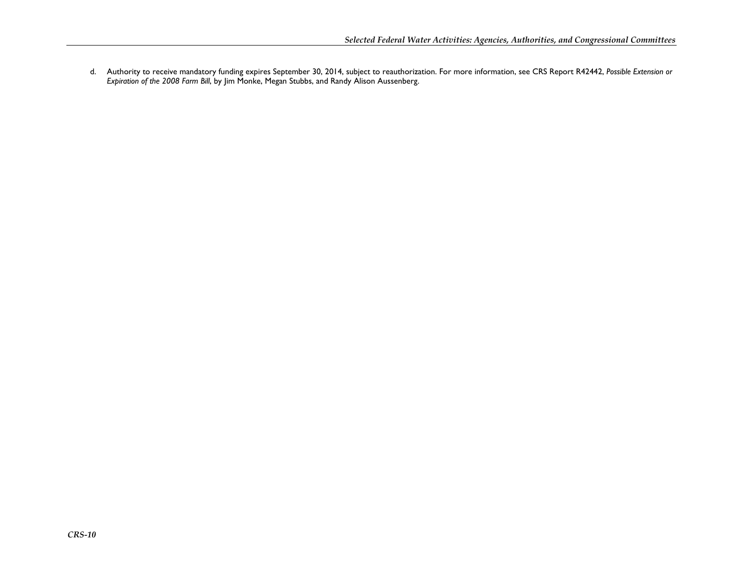d. Authority to receive mandatory funding expires September 30, 2014, subject to reauthorization. For more information, see CRS Report R42442, *Possible Extension or Expiration of the 2008 Farm Bill*, by Jim Monke, Megan Stubbs, and Randy Alison Aussenberg.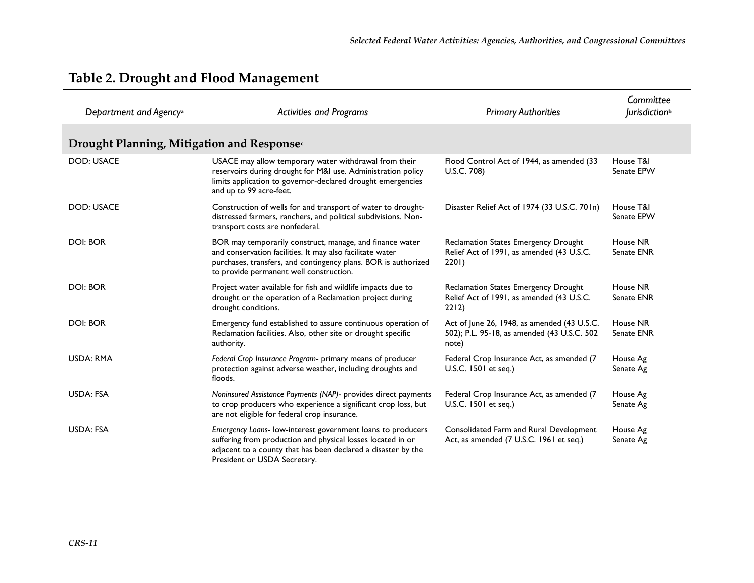# Table 2. Drought and Flood Management

| Department and Agency[a] | Activities and Programs | Primary Authorities | Committee Jurisdiction[b] |
|---|---|---|---|
| **Drought Planning, Mitigation and Response[c]** | | | |
| DOD: USACE | USACE may allow temporary water withdrawal from their reservoirs during drought for M&I use. Administration policy limits application to governor-declared drought emergencies and up to 99 acre-feet. | Flood Control Act of 1944, as amended (33 U.S.C. 708) | House T&I Senate EPW |
| DOD: USACE | Construction of wells for and transport of water to drought-distressed farmers, ranchers, and political subdivisions. Non-transport costs are nonfederal. | Disaster Relief Act of 1974 (33 U.S.C. 701n) | House T&I Senate EPW |
| DOI: BOR | BOR may temporarily construct, manage, and finance water and conservation facilities. It may also facilitate water purchases, transfers, and contingency plans. BOR is authorized to provide permanent well construction. | Reclamation States Emergency Drought Relief Act of 1991, as amended (43 U.S.C. 2201) | House NR Senate ENR |
| DOI: BOR | Project water available for fish and wildlife impacts due to drought or the operation of a Reclamation project during drought conditions. | Reclamation States Emergency Drought Relief Act of 1991, as amended (43 U.S.C. 2212) | House NR Senate ENR |
| DOI: BOR | Emergency fund established to assure continuous operation of Reclamation facilities. Also, other site or drought specific authority. | Act of June 26, 1948, as amended (43 U.S.C. 502); P.L. 95-18, as amended (43 U.S.C. 502 note) | House NR Senate ENR |
| USDA: RMA | *Federal Crop Insurance Program*- primary means of producer protection against adverse weather, including droughts and floods. | Federal Crop Insurance Act, as amended (7 U.S.C. 1501 et seq.) | House Ag Senate Ag |
| USDA: FSA | *Noninsured Assistance Payments (NAP)*- provides direct payments to crop producers who experience a significant crop loss, but are not eligible for federal crop insurance. | Federal Crop Insurance Act, as amended (7 U.S.C. 1501 et seq.) | House Ag Senate Ag |
| USDA: FSA | *Emergency Loans*- low-interest government loans to producers suffering from production and physical losses located in or adjacent to a county that has been declared a disaster by the President or USDA Secretary. | Consolidated Farm and Rural Development Act, as amended (7 U.S.C. 1961 et seq.) | House Ag Senate Ag |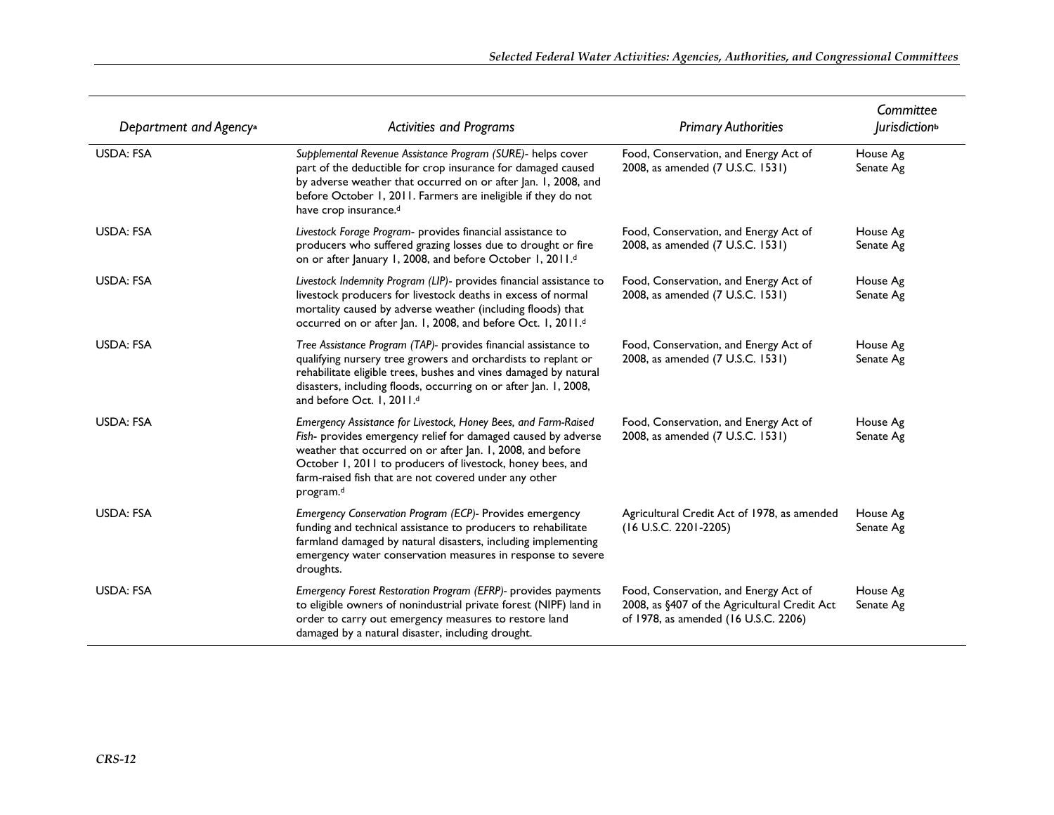| Department and Agency[a] | Activities and Programs | Primary Authorities | Committee Jurisdiction[b] |
|---|---|---|---|
| USDA: FSA | *Supplemental Revenue Assistance Program (SURE)*- helps cover part of the deductible for crop insurance for damaged caused by adverse weather that occurred on or after Jan. 1, 2008, and before October 1, 2011. Farmers are ineligible if they do not have crop insurance.[d] | Food, Conservation, and Energy Act of 2008, as amended (7 U.S.C. 1531) | House Ag<br>Senate Ag |
| USDA: FSA | *Livestock Forage Program*- provides financial assistance to producers who suffered grazing losses due to drought or fire on or after January 1, 2008, and before October 1, 2011.[d] | Food, Conservation, and Energy Act of 2008, as amended (7 U.S.C. 1531) | House Ag<br>Senate Ag |
| USDA: FSA | *Livestock Indemnity Program (LIP)*- provides financial assistance to livestock producers for livestock deaths in excess of normal mortality caused by adverse weather (including floods) that occurred on or after Jan. 1, 2008, and before Oct. 1, 2011.[d] | Food, Conservation, and Energy Act of 2008, as amended (7 U.S.C. 1531) | House Ag<br>Senate Ag |
| USDA: FSA | *Tree Assistance Program (TAP)*- provides financial assistance to qualifying nursery tree growers and orchardists to replant or rehabilitate eligible trees, bushes and vines damaged by natural disasters, including floods, occurring on or after Jan. 1, 2008, and before Oct. 1, 2011.[d] | Food, Conservation, and Energy Act of 2008, as amended (7 U.S.C. 1531) | House Ag<br>Senate Ag |
| USDA: FSA | *Emergency Assistance for Livestock, Honey Bees, and Farm-Raised Fish*- provides emergency relief for damaged caused by adverse weather that occurred on or after Jan. 1, 2008, and before October 1, 2011 to producers of livestock, honey bees, and farm-raised fish that are not covered under any other program.[d] | Food, Conservation, and Energy Act of 2008, as amended (7 U.S.C. 1531) | House Ag<br>Senate Ag |
| USDA: FSA | *Emergency Conservation Program (ECP)*- Provides emergency funding and technical assistance to producers to rehabilitate farmland damaged by natural disasters, including implementing emergency water conservation measures in response to severe droughts. | Agricultural Credit Act of 1978, as amended (16 U.S.C. 2201-2205) | House Ag<br>Senate Ag |
| USDA: FSA | *Emergency Forest Restoration Program (EFRP)*- provides payments to eligible owners of nonindustrial private forest (NIPF) land in order to carry out emergency measures to restore land damaged by a natural disaster, including drought. | Food, Conservation, and Energy Act of 2008, as §407 of the Agricultural Credit Act of 1978, as amended (16 U.S.C. 2206) | House Ag<br>Senate Ag |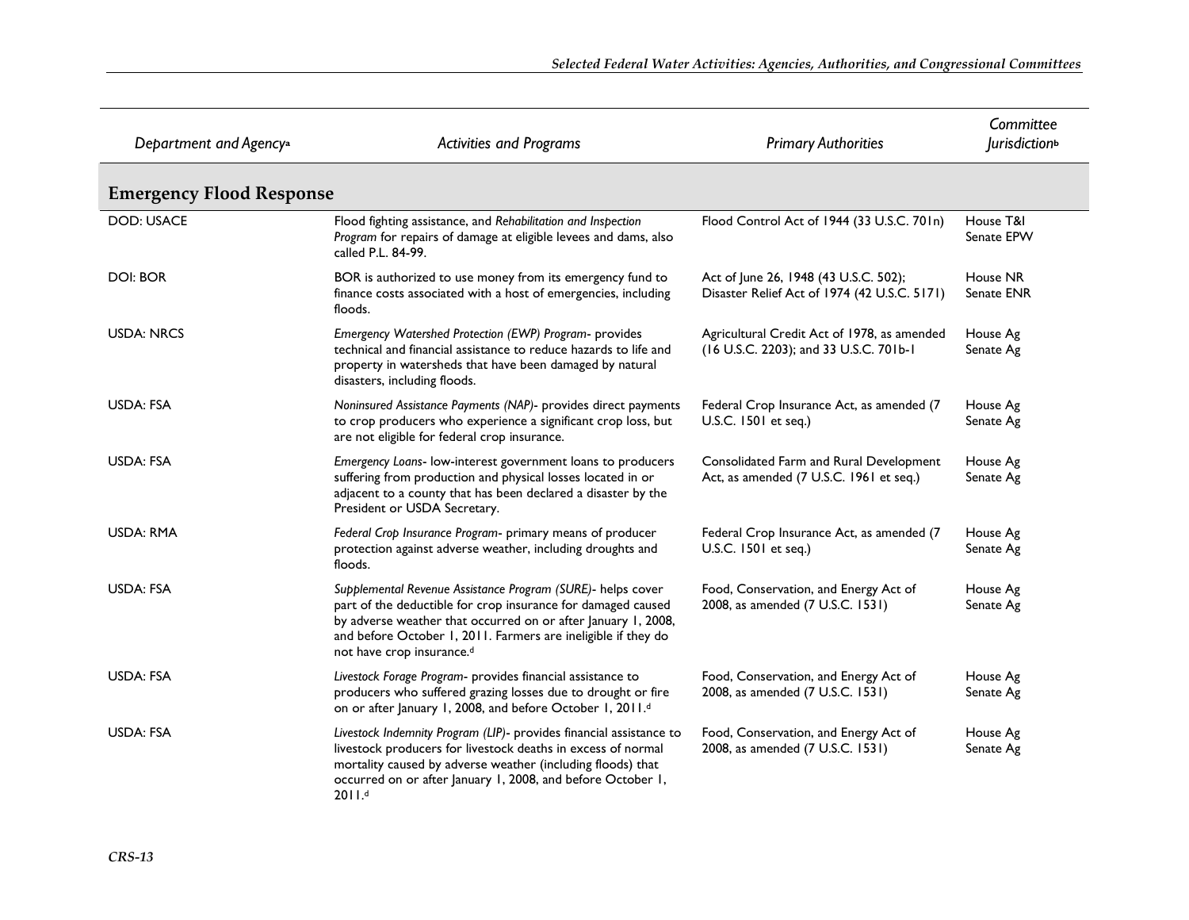| Department and Agency[a] | Activities and Programs | Primary Authorities | Committee Jurisdiction[b] |
| --- | --- | --- | --- |
| **Emergency Flood Response** | | | |
| DOD: USACE | Flood fighting assistance, and *Rehabilitation and Inspection Program* for repairs of damage at eligible levees and dams, also called P.L. 84-99. | Flood Control Act of 1944 (33 U.S.C. 701n) | House T&I<br>Senate EPW |
| DOI: BOR | BOR is authorized to use money from its emergency fund to finance costs associated with a host of emergencies, including floods. | Act of June 26, 1948 (43 U.S.C. 502); Disaster Relief Act of 1974 (42 U.S.C. 5171) | House NR<br>Senate ENR |
| USDA: NRCS | *Emergency Watershed Protection (EWP) Program*- provides technical and financial assistance to reduce hazards to life and property in watersheds that have been damaged by natural disasters, including floods. | Agricultural Credit Act of 1978, as amended (16 U.S.C. 2203); and 33 U.S.C. 701b-1 | House Ag<br>Senate Ag |
| USDA: FSA | *Noninsured Assistance Payments (NAP)*- provides direct payments to crop producers who experience a significant crop loss, but are not eligible for federal crop insurance. | Federal Crop Insurance Act, as amended (7 U.S.C. 1501 et seq.) | House Ag<br>Senate Ag |
| USDA: FSA | *Emergency Loans*- low-interest government loans to producers suffering from production and physical losses located in or adjacent to a county that has been declared a disaster by the President or USDA Secretary. | Consolidated Farm and Rural Development Act, as amended (7 U.S.C. 1961 et seq.) | House Ag<br>Senate Ag |
| USDA: RMA | *Federal Crop Insurance Program*- primary means of producer protection against adverse weather, including droughts and floods. | Federal Crop Insurance Act, as amended (7 U.S.C. 1501 et seq.) | House Ag<br>Senate Ag |
| USDA: FSA | *Supplemental Revenue Assistance Program (SURE)*- helps cover part of the deductible for crop insurance for damaged caused by adverse weather that occurred on or after January 1, 2008, and before October 1, 2011. Farmers are ineligible if they do not have crop insurance.[d] | Food, Conservation, and Energy Act of 2008, as amended (7 U.S.C. 1531) | House Ag<br>Senate Ag |
| USDA: FSA | *Livestock Forage Program*- provides financial assistance to producers who suffered grazing losses due to drought or fire on or after January 1, 2008, and before October 1, 2011.[d] | Food, Conservation, and Energy Act of 2008, as amended (7 U.S.C. 1531) | House Ag<br>Senate Ag |
| USDA: FSA | *Livestock Indemnity Program (LIP)*- provides financial assistance to livestock producers for livestock deaths in excess of normal mortality caused by adverse weather (including floods) that occurred on or after January 1, 2008, and before October 1, 2011.[d] | Food, Conservation, and Energy Act of 2008, as amended (7 U.S.C. 1531) | House Ag<br>Senate Ag |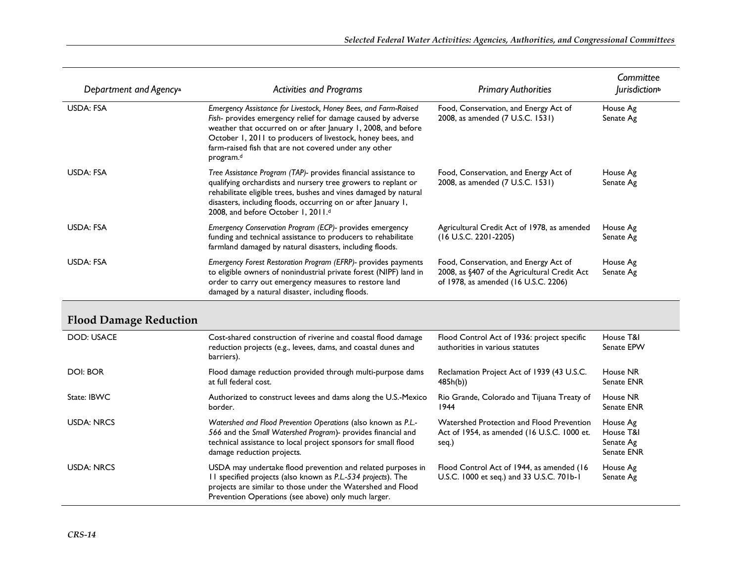| Department and Agency[a] | Activities and Programs | Primary Authorities | Committee Jurisdiction[b] |
| --- | --- | --- | --- |
| USDA: FSA | *Emergency Assistance for Livestock, Honey Bees, and Farm-Raised Fish*- provides emergency relief for damage caused by adverse weather that occurred on or after January 1, 2008, and before October 1, 2011 to producers of livestock, honey bees, and farm-raised fish that are not covered under any other program.[d] | Food, Conservation, and Energy Act of 2008, as amended (7 U.S.C. 1531) | House Ag<br>Senate Ag |
| USDA: FSA | *Tree Assistance Program (TAP)*- provides financial assistance to qualifying orchardists and nursery tree growers to replant or rehabilitate eligible trees, bushes and vines damaged by natural disasters, including floods, occurring on or after January 1, 2008, and before October 1, 2011.[d] | Food, Conservation, and Energy Act of 2008, as amended (7 U.S.C. 1531) | House Ag<br>Senate Ag |
| USDA: FSA | *Emergency Conservation Program (ECP)*- provides emergency funding and technical assistance to producers to rehabilitate farmland damaged by natural disasters, including floods. | Agricultural Credit Act of 1978, as amended (16 U.S.C. 2201-2205) | House Ag<br>Senate Ag |
| USDA: FSA | *Emergency Forest Restoration Program (EFRP)*- provides payments to eligible owners of nonindustrial private forest (NIPF) land in order to carry out emergency measures to restore land damaged by a natural disaster, including floods. | Food, Conservation, and Energy Act of 2008, as §407 of the Agricultural Credit Act of 1978, as amended (16 U.S.C. 2206) | House Ag<br>Senate Ag |
| **Flood Damage Reduction** | | | |
| DOD: USACE | Cost-shared construction of riverine and coastal flood damage reduction projects (e.g., levees, dams, and coastal dunes and barriers). | Flood Control Act of 1936: project specific authorities in various statutes | House T&I<br>Senate EPW |
| DOI: BOR | Flood damage reduction provided through multi-purpose dams at full federal cost. | Reclamation Project Act of 1939 (43 U.S.C. 485h(b)) | House NR<br>Senate ENR |
| State: IBWC | Authorized to construct levees and dams along the U.S.-Mexico border. | Rio Grande, Colorado and Tijuana Treaty of 1944 | House NR<br>Senate ENR |
| USDA: NRCS | *Watershed and Flood Prevention Operations* (also known as *P.L.-566* and the *Small Watershed Program*)- provides financial and technical assistance to local project sponsors for small flood damage reduction projects. | Watershed Protection and Flood Prevention Act of 1954, as amended (16 U.S.C. 1000 et. seq.) | House Ag<br>House T&I<br>Senate Ag<br>Senate ENR |
| USDA: NRCS | USDA may undertake flood prevention and related purposes in 11 specified projects (also known as *P.L.-534 projects*). The projects are similar to those under the Watershed and Flood Prevention Operations (see above) only much larger. | Flood Control Act of 1944, as amended (16 U.S.C. 1000 et seq.) and 33 U.S.C. 701b-1 | House Ag<br>Senate Ag |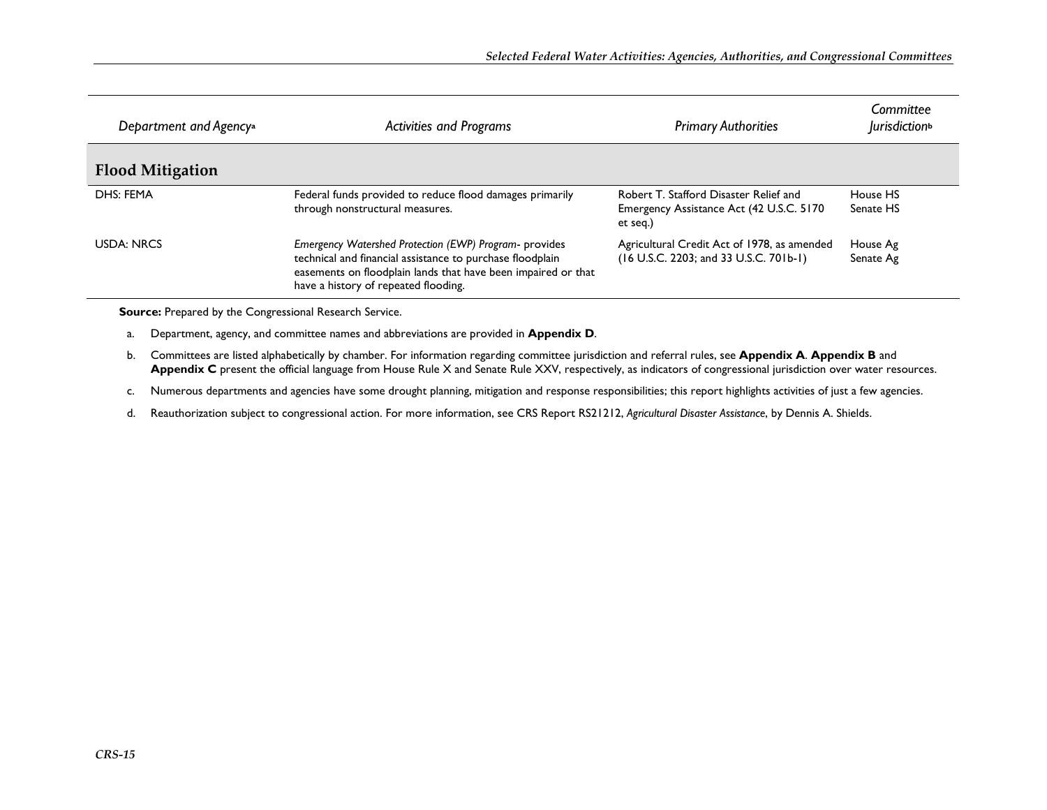| Department and Agency[a] | Activities and Programs | Primary Authorities | Committee Jurisdiction[b] |
|---|---|---|---|
| **Flood Mitigation** | | | |
| DHS: FEMA | Federal funds provided to reduce flood damages primarily through nonstructural measures. | Robert T. Stafford Disaster Relief and Emergency Assistance Act (42 U.S.C. 5170 et seq.) | House HS<br>Senate HS |
| USDA: NRCS | *Emergency Watershed Protection (EWP) Program*- provides technical and financial assistance to purchase floodplain easements on floodplain lands that have been impaired or that have a history of repeated flooding. | Agricultural Credit Act of 1978, as amended (16 U.S.C. 2203; and 33 U.S.C. 701b-1) | House Ag<br>Senate Ag |

**Source:** Prepared by the Congressional Research Service.

a. Department, agency, and committee names and abbreviations are provided in **Appendix D**.

b. Committees are listed alphabetically by chamber. For information regarding committee jurisdiction and referral rules, see **Appendix A**. **Appendix B** and **Appendix C** present the official language from House Rule X and Senate Rule XXV, respectively, as indicators of congressional jurisdiction over water resources.

c. Numerous departments and agencies have some drought planning, mitigation and response responsibilities; this report highlights activities of just a few agencies.

d. Reauthorization subject to congressional action. For more information, see CRS Report RS21212, *Agricultural Disaster Assistance*, by Dennis A. Shields.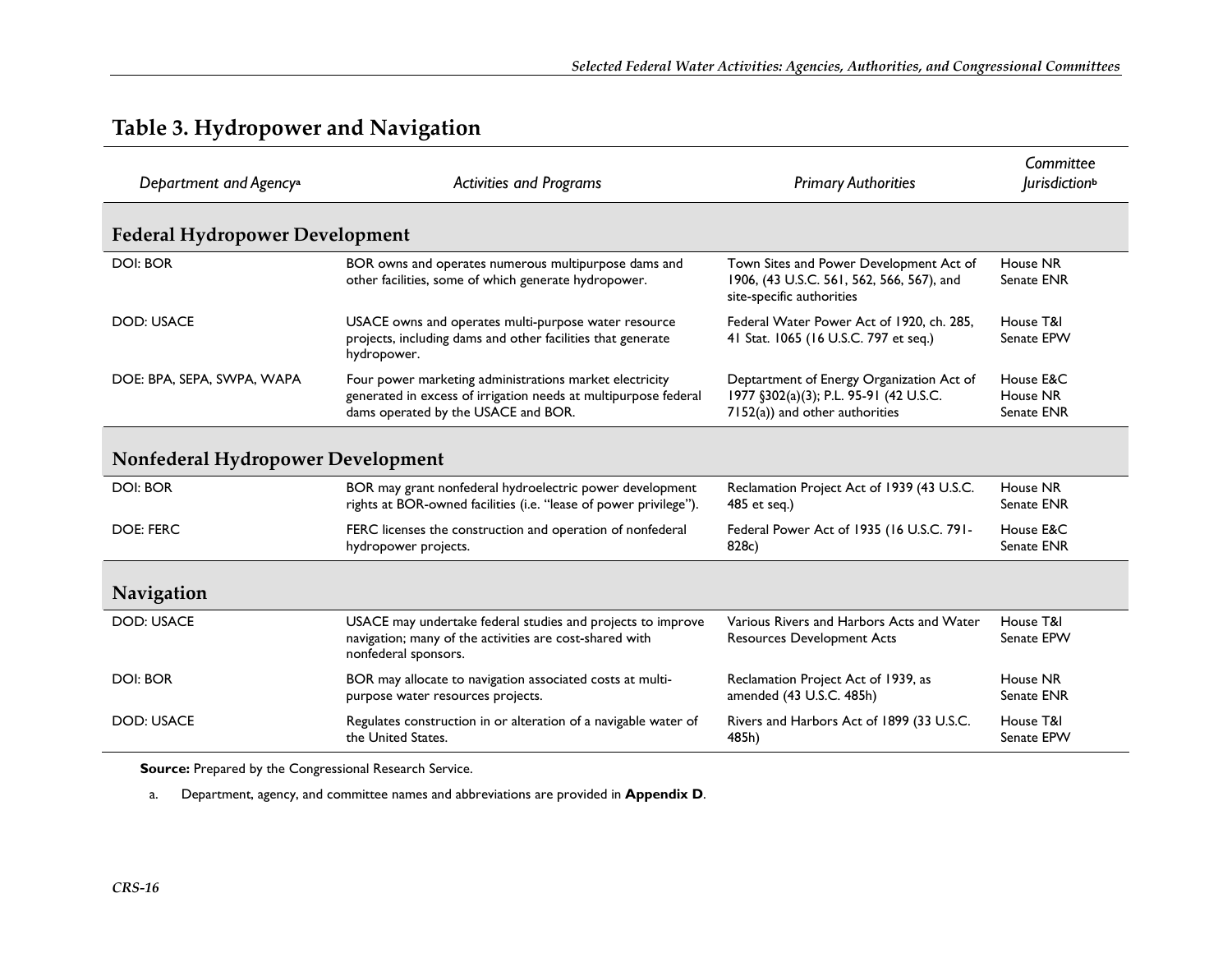## Table 3. Hydropower and Navigation

| Department and Agency[a] | Activities and Programs | Primary Authorities | Committee Jurisdiction[b] |
|---|---|---|---|
| **Federal Hydropower Development** | | | |
| DOI: BOR | BOR owns and operates numerous multipurpose dams and other facilities, some of which generate hydropower. | Town Sites and Power Development Act of 1906, (43 U.S.C. 561, 562, 566, 567), and site-specific authorities | House NR<br>Senate ENR |
| DOD: USACE | USACE owns and operates multi-purpose water resource projects, including dams and other facilities that generate hydropower. | Federal Water Power Act of 1920, ch. 285, 41 Stat. 1065 (16 U.S.C. 797 et seq.) | House T&I<br>Senate EPW |
| DOE: BPA, SEPA, SWPA, WAPA | Four power marketing administrations market electricity generated in excess of irrigation needs at multipurpose federal dams operated by the USACE and BOR. | Deptartment of Energy Organization Act of 1977 §302(a)(3); P.L. 95-91 (42 U.S.C. 7152(a)) and other authorities | House E&C<br>House NR<br>Senate ENR |
| **Nonfederal Hydropower Development** | | | |
| DOI: BOR | BOR may grant nonfederal hydroelectric power development rights at BOR-owned facilities (i.e. "lease of power privilege"). | Reclamation Project Act of 1939 (43 U.S.C. 485 et seq.) | House NR<br>Senate ENR |
| DOE: FERC | FERC licenses the construction and operation of nonfederal hydropower projects. | Federal Power Act of 1935 (16 U.S.C. 791-828c) | House E&C<br>Senate ENR |
| **Navigation** | | | |
| DOD: USACE | USACE may undertake federal studies and projects to improve navigation; many of the activities are cost-shared with nonfederal sponsors. | Various Rivers and Harbors Acts and Water Resources Development Acts | House T&I<br>Senate EPW |
| DOI: BOR | BOR may allocate to navigation associated costs at multi-purpose water resources projects. | Reclamation Project Act of 1939, as amended (43 U.S.C. 485h) | House NR<br>Senate ENR |
| DOD: USACE | Regulates construction in or alteration of a navigable water of the United States. | Rivers and Harbors Act of 1899 (33 U.S.C. 485h) | House T&I<br>Senate EPW |

**Source:** Prepared by the Congressional Research Service.

a. Department, agency, and committee names and abbreviations are provided in **Appendix D**.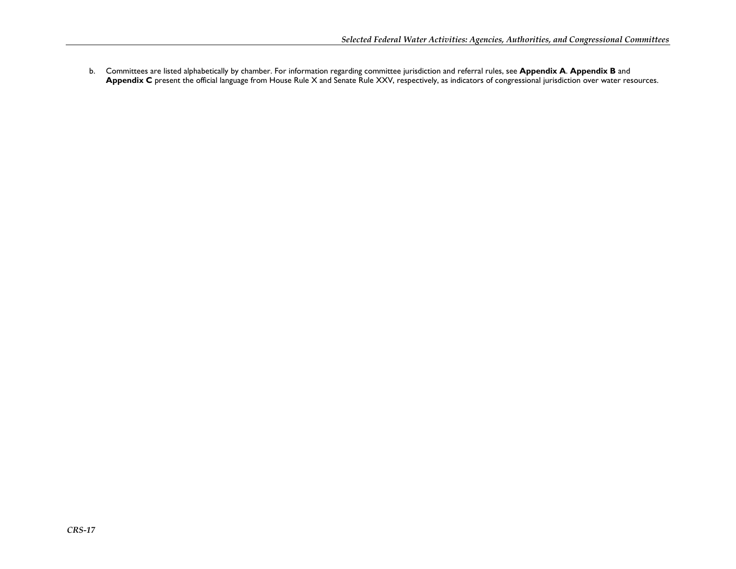b. Committees are listed alphabetically by chamber. For information regarding committee jurisdiction and referral rules, see **Appendix A**. **Appendix B** and **Appendix C** present the official language from House Rule X and Senate Rule XXV, respectively, as indicators of congressional jurisdiction over water resources.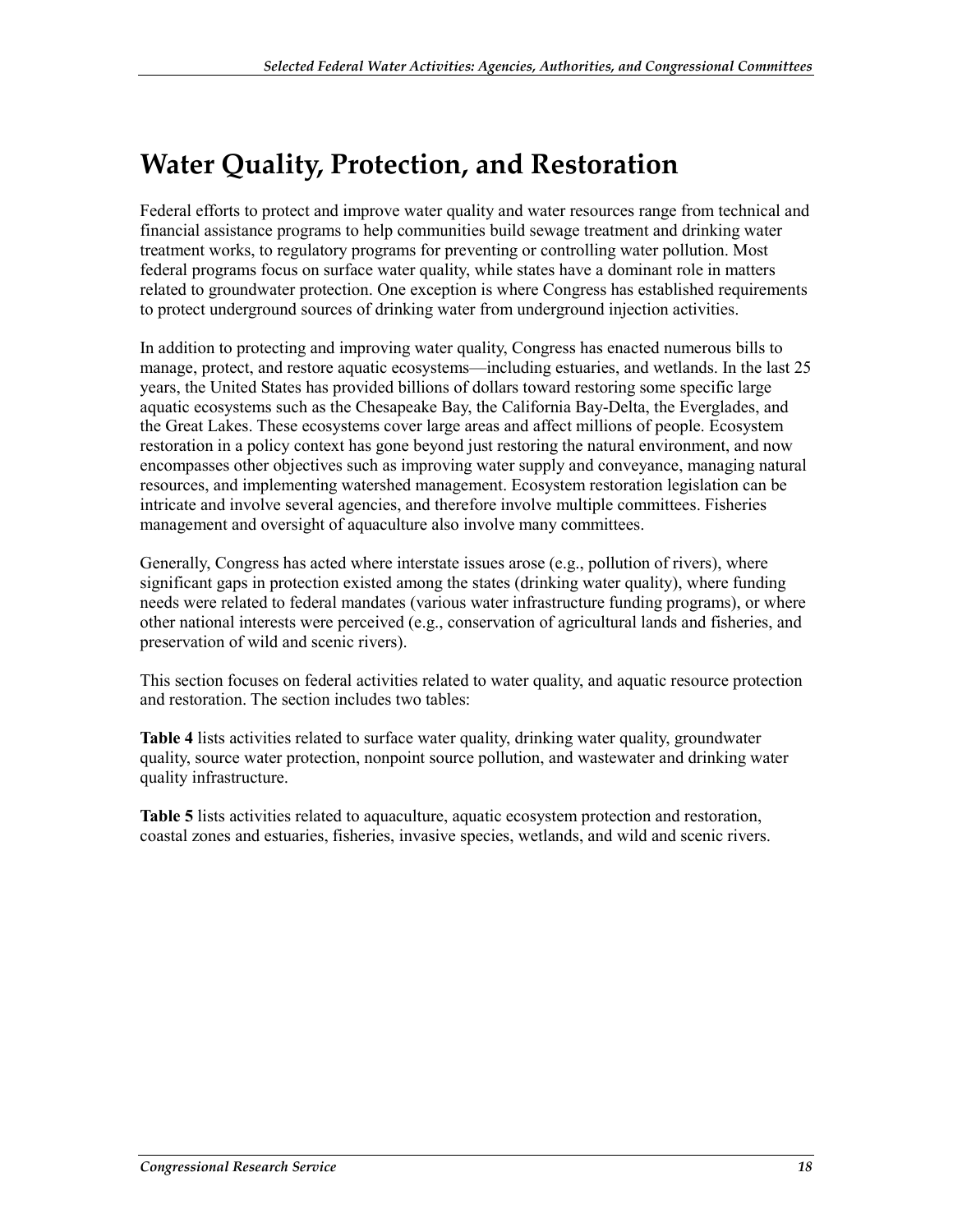# Water Quality, Protection, and Restoration

Federal efforts to protect and improve water quality and water resources range from technical and financial assistance programs to help communities build sewage treatment and drinking water treatment works, to regulatory programs for preventing or controlling water pollution. Most federal programs focus on surface water quality, while states have a dominant role in matters related to groundwater protection. One exception is where Congress has established requirements to protect underground sources of drinking water from underground injection activities.

In addition to protecting and improving water quality, Congress has enacted numerous bills to manage, protect, and restore aquatic ecosystems—including estuaries, and wetlands. In the last 25 years, the United States has provided billions of dollars toward restoring some specific large aquatic ecosystems such as the Chesapeake Bay, the California Bay-Delta, the Everglades, and the Great Lakes. These ecosystems cover large areas and affect millions of people. Ecosystem restoration in a policy context has gone beyond just restoring the natural environment, and now encompasses other objectives such as improving water supply and conveyance, managing natural resources, and implementing watershed management. Ecosystem restoration legislation can be intricate and involve several agencies, and therefore involve multiple committees. Fisheries management and oversight of aquaculture also involve many committees.

Generally, Congress has acted where interstate issues arose (e.g., pollution of rivers), where significant gaps in protection existed among the states (drinking water quality), where funding needs were related to federal mandates (various water infrastructure funding programs), or where other national interests were perceived (e.g., conservation of agricultural lands and fisheries, and preservation of wild and scenic rivers).

This section focuses on federal activities related to water quality, and aquatic resource protection and restoration. The section includes two tables:

**Table 4** lists activities related to surface water quality, drinking water quality, groundwater quality, source water protection, nonpoint source pollution, and wastewater and drinking water quality infrastructure.

**Table 5** lists activities related to aquaculture, aquatic ecosystem protection and restoration, coastal zones and estuaries, fisheries, invasive species, wetlands, and wild and scenic rivers.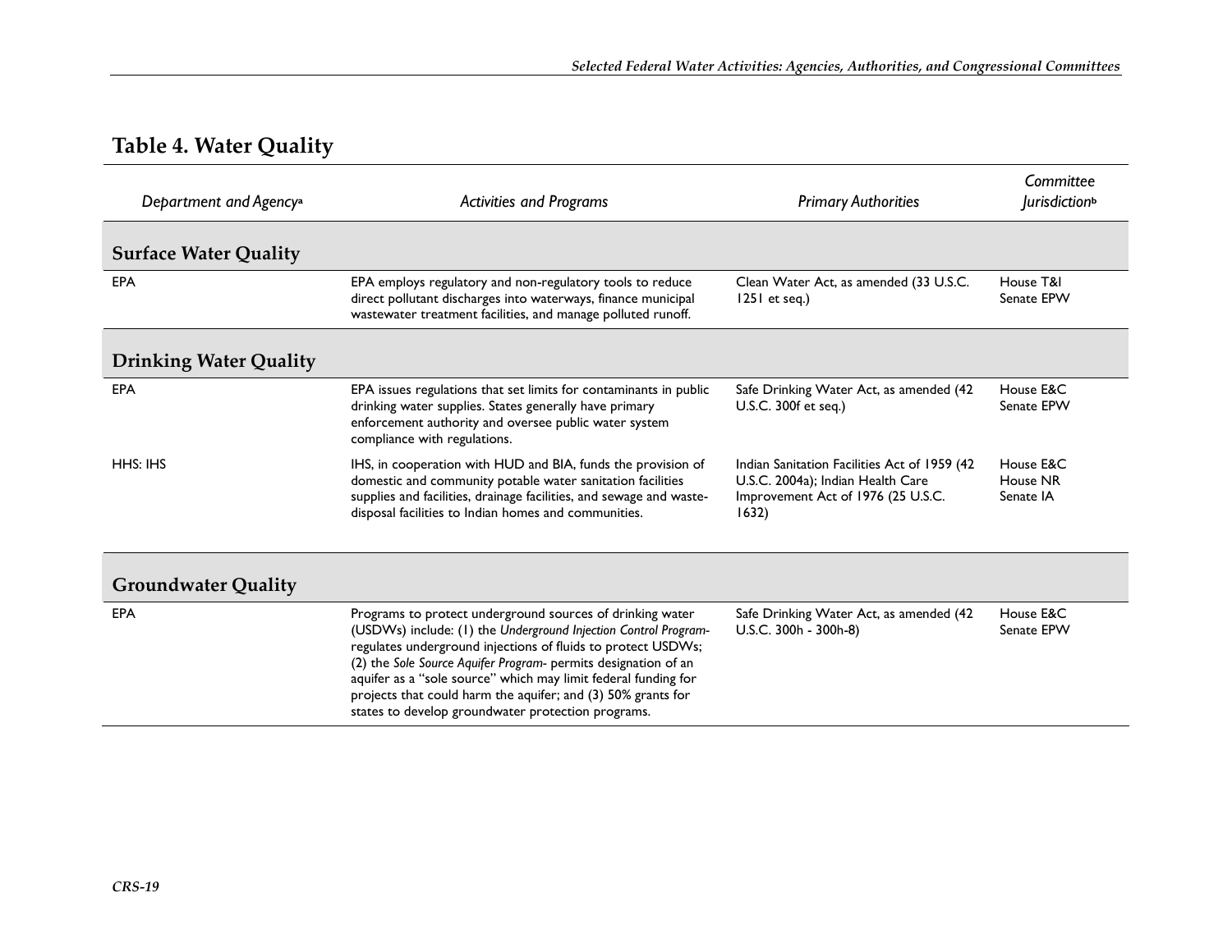## Table 4. Water Quality

| Department and Agency[a] | Activities and Programs | Primary Authorities | Committee Jurisdiction[b] |
|---|---|---|---|
| **Surface Water Quality** | | | |
| EPA | EPA employs regulatory and non-regulatory tools to reduce direct pollutant discharges into waterways, finance municipal wastewater treatment facilities, and manage polluted runoff. | Clean Water Act, as amended (33 U.S.C. 1251 et seq.) | House T&I<br>Senate EPW |
| **Drinking Water Quality** | | | |
| EPA | EPA issues regulations that set limits for contaminants in public drinking water supplies. States generally have primary enforcement authority and oversee public water system compliance with regulations. | Safe Drinking Water Act, as amended (42 U.S.C. 300f et seq.) | House E&C<br>Senate EPW |
| HHS: IHS | IHS, in cooperation with HUD and BIA, funds the provision of domestic and community potable water sanitation facilities supplies and facilities, drainage facilities, and sewage and waste-disposal facilities to Indian homes and communities. | Indian Sanitation Facilities Act of 1959 (42 U.S.C. 2004a); Indian Health Care Improvement Act of 1976 (25 U.S.C. 1632) | House E&C<br>House NR<br>Senate IA |
| **Groundwater Quality** | | | |
| EPA | Programs to protect underground sources of drinking water (USDWs) include: (1) the *Underground Injection Control Program*- regulates underground injections of fluids to protect USDWs; (2) the *Sole Source Aquifer Program*- permits designation of an aquifer as a "sole source" which may limit federal funding for projects that could harm the aquifer; and (3) 50% grants for states to develop groundwater protection programs. | Safe Drinking Water Act, as amended (42 U.S.C. 300h - 300h-8) | House E&C<br>Senate EPW |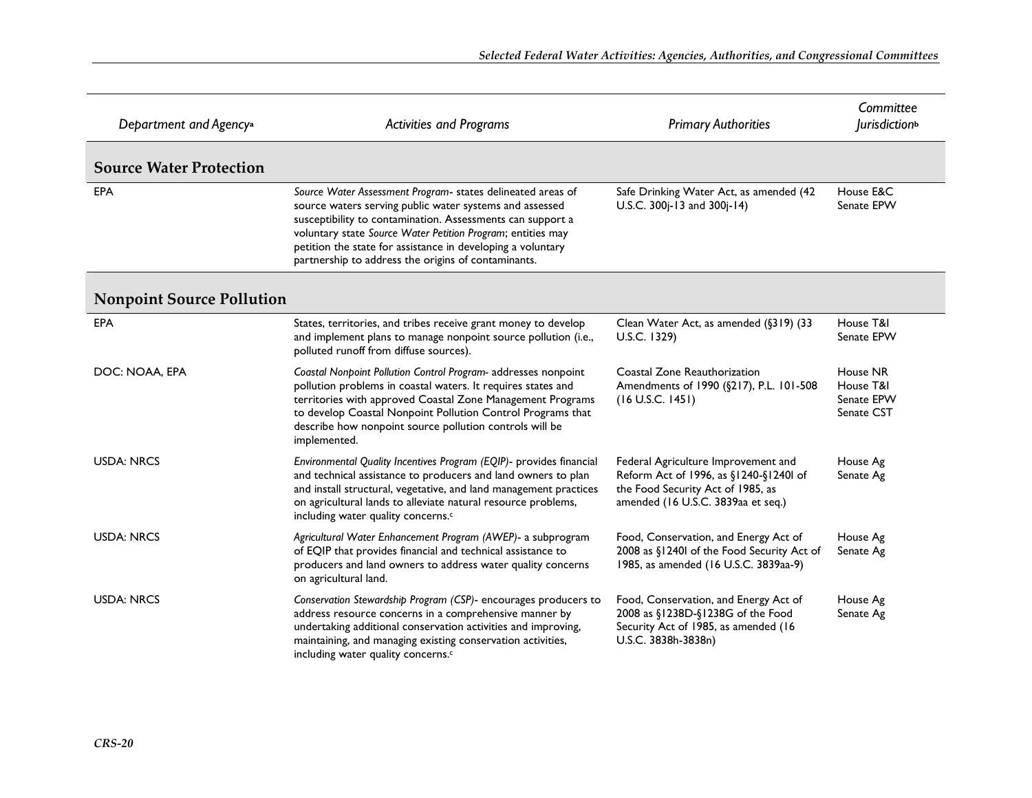| Department and Agency[a] | Activities and Programs | Primary Authorities | Committee Jurisdiction[b] |
|---|---|---|---|
| **Source Water Protection** | | | |
| EPA | *Source Water Assessment Program*- states delineated areas of source waters serving public water systems and assessed susceptibility to contamination. Assessments can support a voluntary state *Source Water Petition Program*; entities may petition the state for assistance in developing a voluntary partnership to address the origins of contaminants. | Safe Drinking Water Act, as amended (42 U.S.C. 300j-13 and 300j-14) | House E&C<br>Senate EPW |
| **Nonpoint Source Pollution** | | | |
| EPA | States, territories, and tribes receive grant money to develop and implement plans to manage nonpoint source pollution (i.e., polluted runoff from diffuse sources). | Clean Water Act, as amended (§319) (33 U.S.C. 1329) | House T&I<br>Senate EPW |
| DOC: NOAA, EPA | *Coastal Nonpoint Pollution Control Program*- addresses nonpoint pollution problems in coastal waters. It requires states and territories with approved Coastal Zone Management Programs to develop Coastal Nonpoint Pollution Control Programs that describe how nonpoint source pollution controls will be implemented. | Coastal Zone Reauthorization Amendments of 1990 (§217), P.L. 101-508 (16 U.S.C. 1451) | House NR<br>House T&I<br>Senate EPW<br>Senate CST |
| USDA: NRCS | *Environmental Quality Incentives Program (EQIP)*- provides financial and technical assistance to producers and land owners to plan and install structural, vegetative, and land management practices on agricultural lands to alleviate natural resource problems, including water quality concerns.[c] | Federal Agriculture Improvement and Reform Act of 1996, as §1240-§1240I of the Food Security Act of 1985, as amended (16 U.S.C. 3839aa et seq.) | House Ag<br>Senate Ag |
| USDA: NRCS | *Agricultural Water Enhancement Program (AWEP)*- a subprogram of EQIP that provides financial and technical assistance to producers and land owners to address water quality concerns on agricultural land. | Food, Conservation, and Energy Act of 2008 as §1240I of the Food Security Act of 1985, as amended (16 U.S.C. 3839aa-9) | House Ag<br>Senate Ag |
| USDA: NRCS | *Conservation Stewardship Program (CSP)*- encourages producers to address resource concerns in a comprehensive manner by undertaking additional conservation activities and improving, maintaining, and managing existing conservation activities, including water quality concerns.[c] | Food, Conservation, and Energy Act of 2008 as §1238D-§1238G of the Food Security Act of 1985, as amended (16 U.S.C. 3838h-3838n) | House Ag<br>Senate Ag |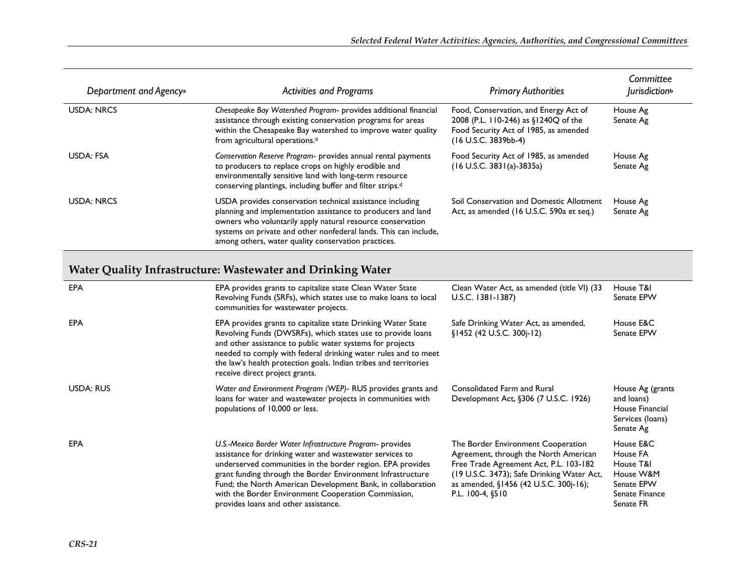| *Department and Agency*[a] | *Activities and Programs* | *Primary Authorities* | *Committee Jurisdiction*[b] |
|---|---|---|---|
| USDA: NRCS | *Chesapeake Bay Watershed Program*- provides additional financial assistance through existing conservation programs for areas within the Chesapeake Bay watershed to improve water quality from agricultural operations.[d] | Food, Conservation, and Energy Act of 2008 (P.L. 110-246) as §1240Q of the Food Security Act of 1985, as amended (16 U.S.C. 3839bb-4) | House Ag Senate Ag |
| USDA: FSA | *Conservation Reserve Program*- provides annual rental payments to producers to replace crops on highly erodible and environmentally sensitive land with long-term resource conserving plantings, including buffer and filter strips.[d] | Food Security Act of 1985, as amended (16 U.S.C. 3831(a)-3835a) | House Ag Senate Ag |
| USDA: NRCS | USDA provides conservation technical assistance including planning and implementation assistance to producers and land owners who voluntarily apply natural resource conservation systems on private and other nonfederal lands. This can include, among others, water quality conservation practices. | Soil Conservation and Domestic Allotment Act, as amended (16 U.S.C. 590a et seq.) | House Ag Senate Ag |
| **Water Quality Infrastructure: Wastewater and Drinking Water** | | | |
| EPA | EPA provides grants to capitalize state Clean Water State Revolving Funds (SRFs), which states use to make loans to local communities for wastewater projects. | Clean Water Act, as amended (title VI) (33 U.S.C. 1381-1387) | House T&I Senate EPW |
| EPA | EPA provides grants to capitalize state Drinking Water State Revolving Funds (DWSRFs), which states use to provide loans and other assistance to public water systems for projects needed to comply with federal drinking water rules and to meet the law's health protection goals. Indian tribes and territories receive direct project grants. | Safe Drinking Water Act, as amended, §1452 (42 U.S.C. 300j-12) | House E&C Senate EPW |
| USDA: RUS | *Water and Environment Program (WEP)*- RUS provides grants and loans for water and wastewater projects in communities with populations of 10,000 or less. | Consolidated Farm and Rural Development Act, §306 (7 U.S.C. 1926) | House Ag (grants and loans) House Financial Services (loans) Senate Ag |
| EPA | *U.S.-Mexico Border Water Infrastructure Program*- provides assistance for drinking water and wastewater services to underserved communities in the border region. EPA provides grant funding through the Border Environment Infrastructure Fund; the North American Development Bank, in collaboration with the Border Environment Cooperation Commission, provides loans and other assistance. | The Border Environment Cooperation Agreement, through the North American Free Trade Agreement Act, P.L. 103-182 (19 U.S.C. 3473); Safe Drinking Water Act, as amended, §1456 (42 U.S.C. 300j-16); P.L. 100-4, §510 | House E&C House FA House T&I House W&M Senate EPW Senate Finance Senate FR |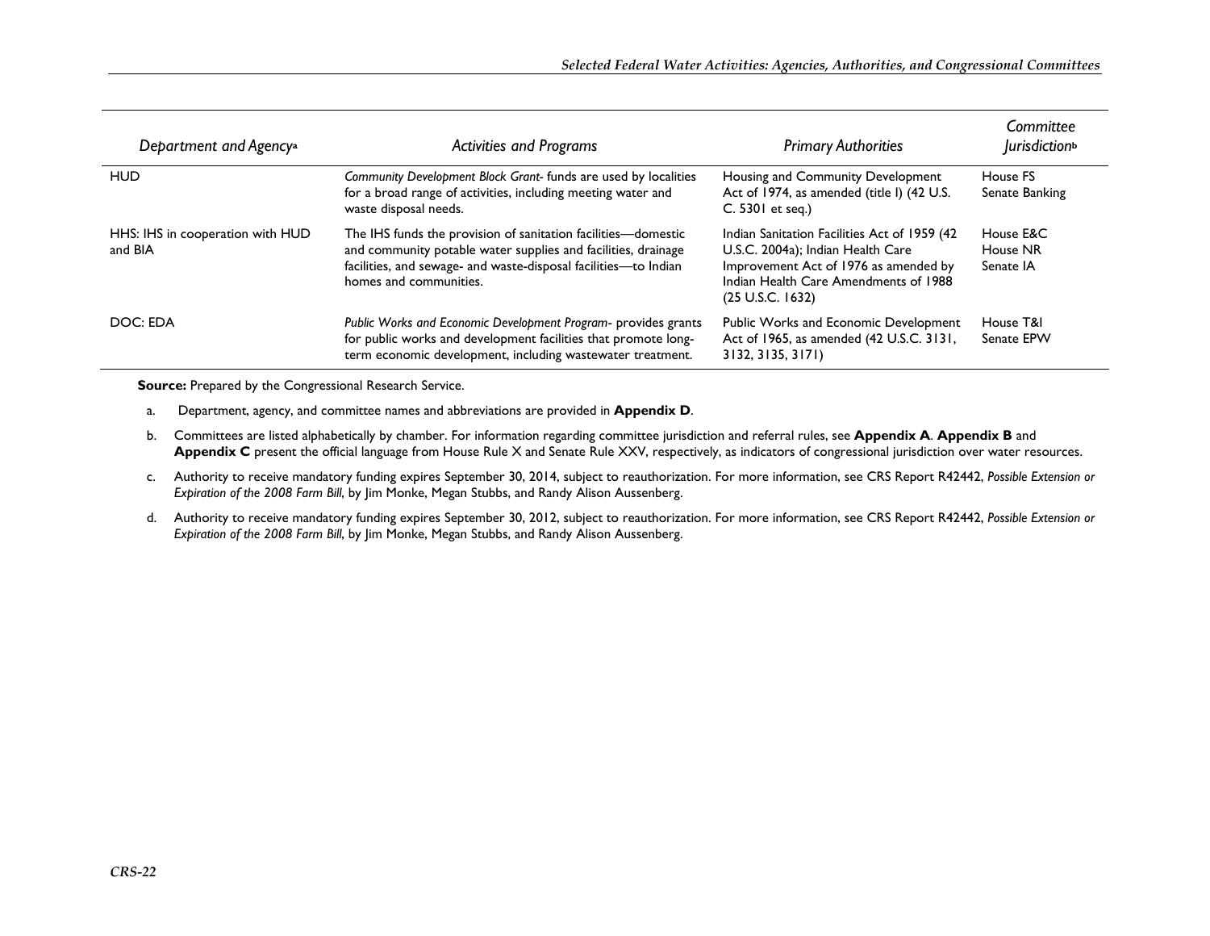| Department and Agency[a] | Activities and Programs | Primary Authorities | Committee Jurisdiction[b] |
|---|---|---|---|
| HUD | *Community Development Block Grant*- funds are used by localities for a broad range of activities, including meeting water and waste disposal needs. | Housing and Community Development Act of 1974, as amended (title I) (42 U.S. C. 5301 et seq.) | House FS<br>Senate Banking |
| HHS: IHS in cooperation with HUD and BIA | The IHS funds the provision of sanitation facilities—domestic and community potable water supplies and facilities, drainage facilities, and sewage- and waste-disposal facilities—to Indian homes and communities. | Indian Sanitation Facilities Act of 1959 (42 U.S.C. 2004a); Indian Health Care Improvement Act of 1976 as amended by Indian Health Care Amendments of 1988 (25 U.S.C. 1632) | House E&C<br>House NR<br>Senate IA |
| DOC: EDA | *Public Works and Economic Development Program*- provides grants for public works and development facilities that promote long-term economic development, including wastewater treatment. | Public Works and Economic Development Act of 1965, as amended (42 U.S.C. 3131, 3132, 3135, 3171) | House T&I<br>Senate EPW |

**Source:** Prepared by the Congressional Research Service.

a. Department, agency, and committee names and abbreviations are provided in **Appendix D**.

b. Committees are listed alphabetically by chamber. For information regarding committee jurisdiction and referral rules, see **Appendix A**. **Appendix B** and **Appendix C** present the official language from House Rule X and Senate Rule XXV, respectively, as indicators of congressional jurisdiction over water resources.

c. Authority to receive mandatory funding expires September 30, 2014, subject to reauthorization. For more information, see CRS Report R42442, *Possible Extension or Expiration of the 2008 Farm Bill*, by Jim Monke, Megan Stubbs, and Randy Alison Aussenberg.

d. Authority to receive mandatory funding expires September 30, 2012, subject to reauthorization. For more information, see CRS Report R42442, *Possible Extension or Expiration of the 2008 Farm Bill*, by Jim Monke, Megan Stubbs, and Randy Alison Aussenberg.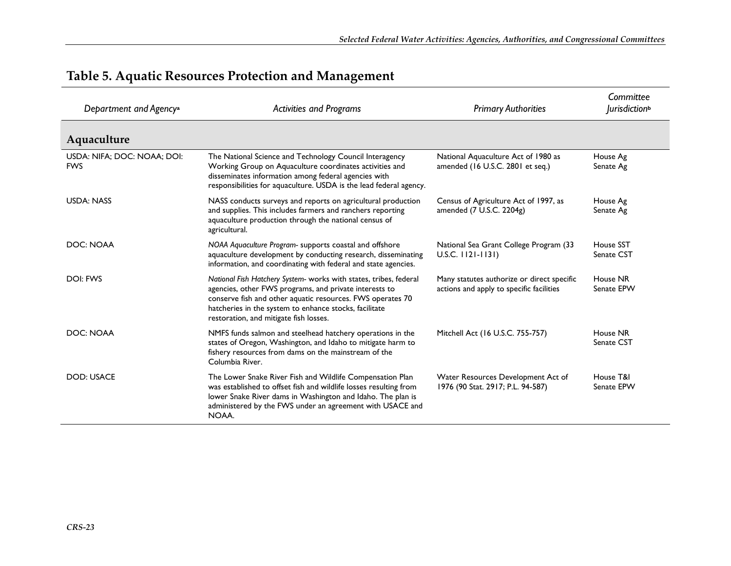## Table 5. Aquatic Resources Protection and Management

| *Department and Agency*[a] | *Activities and Programs* | *Primary Authorities* | *Committee Jurisdiction*[b] |
|---|---|---|---|
| **Aquaculture** | | | |
| USDA: NIFA; DOC: NOAA; DOI: FWS | The National Science and Technology Council Interagency Working Group on Aquaculture coordinates activities and disseminates information among federal agencies with responsibilities for aquaculture. USDA is the lead federal agency. | National Aquaculture Act of 1980 as amended (16 U.S.C. 2801 et seq.) | House Ag<br>Senate Ag |
| USDA: NASS | NASS conducts surveys and reports on agricultural production and supplies. This includes farmers and ranchers reporting aquaculture production through the national census of agricultural. | Census of Agriculture Act of 1997, as amended (7 U.S.C. 2204g) | House Ag<br>Senate Ag |
| DOC: NOAA | *NOAA Aquaculture Program*- supports coastal and offshore aquaculture development by conducting research, disseminating information, and coordinating with federal and state agencies. | National Sea Grant College Program (33 U.S.C. 1121-1131) | House SST<br>Senate CST |
| DOI: FWS | *National Fish Hatchery System*- works with states, tribes, federal agencies, other FWS programs, and private interests to conserve fish and other aquatic resources. FWS operates 70 hatcheries in the system to enhance stocks, facilitate restoration, and mitigate fish losses. | Many statutes authorize or direct specific actions and apply to specific facilities | House NR<br>Senate EPW |
| DOC: NOAA | NMFS funds salmon and steelhead hatchery operations in the states of Oregon, Washington, and Idaho to mitigate harm to fishery resources from dams on the mainstream of the Columbia River. | Mitchell Act (16 U.S.C. 755-757) | House NR<br>Senate CST |
| DOD: USACE | The Lower Snake River Fish and Wildlife Compensation Plan was established to offset fish and wildlife losses resulting from lower Snake River dams in Washington and Idaho. The plan is administered by the FWS under an agreement with USACE and NOAA. | Water Resources Development Act of 1976 (90 Stat. 2917; P.L. 94-587) | House T&I<br>Senate EPW |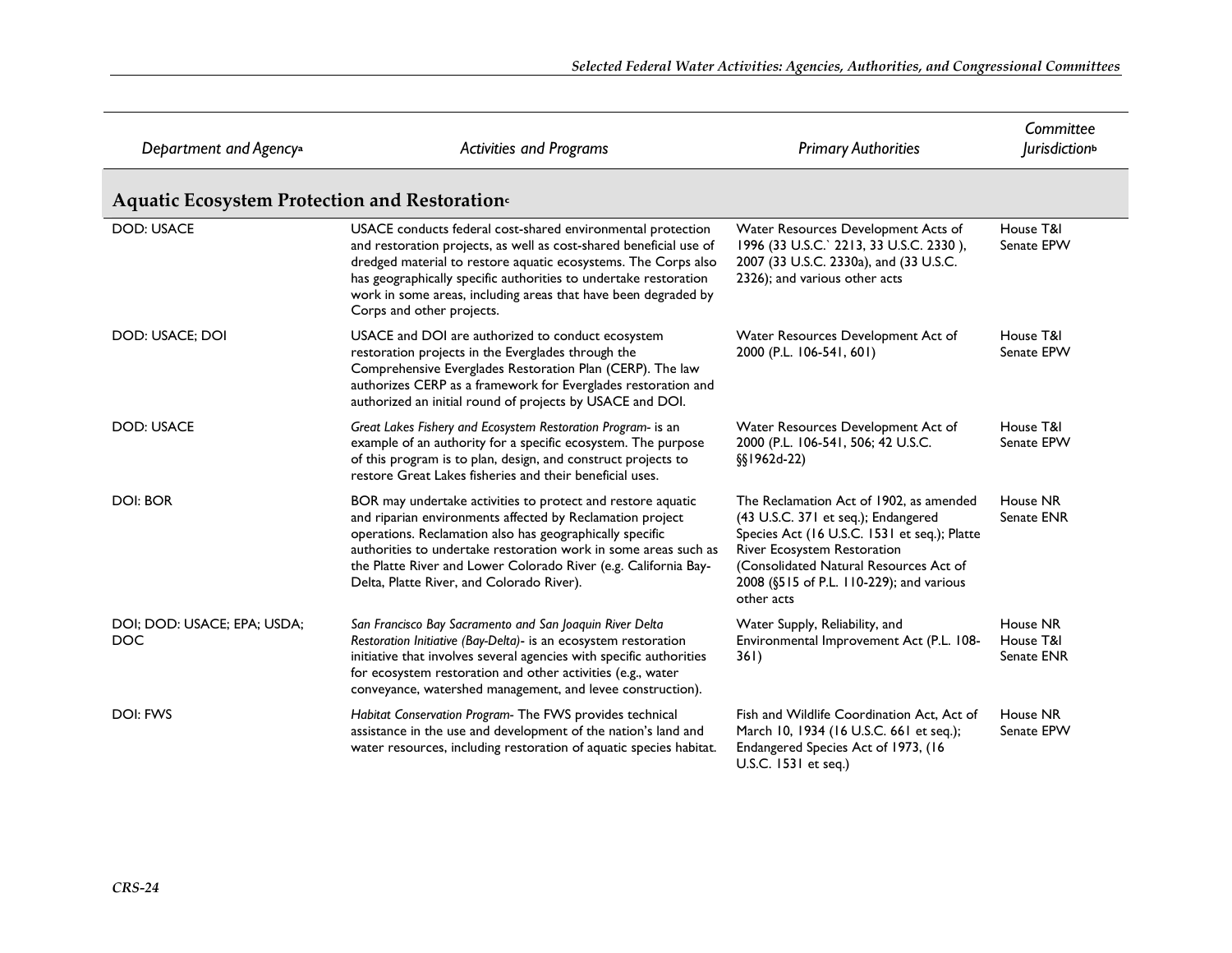| Department and Agency[a] | Activities and Programs | Primary Authorities | Committee Jurisdiction[b] |
|---|---|---|---|
| **Aquatic Ecosystem Protection and Restoration[c]** | | | |
| DOD: USACE | USACE conducts federal cost-shared environmental protection and restoration projects, as well as cost-shared beneficial use of dredged material to restore aquatic ecosystems. The Corps also has geographically specific authorities to undertake restoration work in some areas, including areas that have been degraded by Corps and other projects. | Water Resources Development Acts of 1996 (33 U.S.C.` 2213, 33 U.S.C. 2330 ), 2007 (33 U.S.C. 2330a), and (33 U.S.C. 2326); and various other acts | House T&I<br>Senate EPW |
| DOD: USACE; DOI | USACE and DOI are authorized to conduct ecosystem restoration projects in the Everglades through the Comprehensive Everglades Restoration Plan (CERP). The law authorizes CERP as a framework for Everglades restoration and authorized an initial round of projects by USACE and DOI. | Water Resources Development Act of 2000 (P.L. 106-541, 601) | House T&I<br>Senate EPW |
| DOD: USACE | *Great Lakes Fishery and Ecosystem Restoration Program*- is an example of an authority for a specific ecosystem. The purpose of this program is to plan, design, and construct projects to restore Great Lakes fisheries and their beneficial uses. | Water Resources Development Act of 2000 (P.L. 106-541, 506; 42 U.S.C. §§1962d-22) | House T&I<br>Senate EPW |
| DOI: BOR | BOR may undertake activities to protect and restore aquatic and riparian environments affected by Reclamation project operations. Reclamation also has geographically specific authorities to undertake restoration work in some areas such as the Platte River and Lower Colorado River (e.g. California Bay-Delta, Platte River, and Colorado River). | The Reclamation Act of 1902, as amended (43 U.S.C. 371 et seq.); Endangered Species Act (16 U.S.C. 1531 et seq.); Platte River Ecosystem Restoration (Consolidated Natural Resources Act of 2008 (§515 of P.L. 110-229); and various other acts | House NR<br>Senate ENR |
| DOI; DOD: USACE; EPA; USDA; DOC | *San Francisco Bay Sacramento and San Joaquin River Delta Restoration Initiative (Bay-Delta)*- is an ecosystem restoration initiative that involves several agencies with specific authorities for ecosystem restoration and other activities (e.g., water conveyance, watershed management, and levee construction). | Water Supply, Reliability, and Environmental Improvement Act (P.L. 108-361) | House NR<br>House T&I<br>Senate ENR |
| DOI: FWS | *Habitat Conservation Program*- The FWS provides technical assistance in the use and development of the nation's land and water resources, including restoration of aquatic species habitat. | Fish and Wildlife Coordination Act, Act of March 10, 1934 (16 U.S.C. 661 et seq.); Endangered Species Act of 1973, (16 U.S.C. 1531 et seq.) | House NR<br>Senate EPW |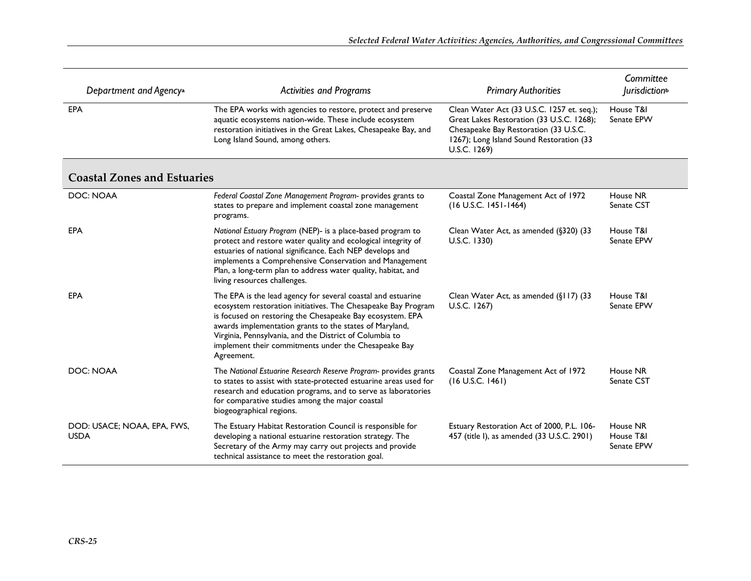| *Department and Agency*[a] | *Activities and Programs* | *Primary Authorities* | *Committee Jurisdiction*[b] |
|---|---|---|---|
| EPA | The EPA works with agencies to restore, protect and preserve aquatic ecosystems nation-wide. These include ecosystem restoration initiatives in the Great Lakes, Chesapeake Bay, and Long Island Sound, among others. | Clean Water Act (33 U.S.C. 1257 et. seq.); Great Lakes Restoration (33 U.S.C. 1268); Chesapeake Bay Restoration (33 U.S.C. 1267); Long Island Sound Restoration (33 U.S.C. 1269) | House T&I<br>Senate EPW |
| **Coastal Zones and Estuaries** | | | |
| DOC: NOAA | *Federal Coastal Zone Management Program*- provides grants to states to prepare and implement coastal zone management programs. | Coastal Zone Management Act of 1972 (16 U.S.C. 1451-1464) | House NR<br>Senate CST |
| EPA | *National Estuary Program* (NEP)- is a place-based program to protect and restore water quality and ecological integrity of estuaries of national significance. Each NEP develops and implements a Comprehensive Conservation and Management Plan, a long-term plan to address water quality, habitat, and living resources challenges. | Clean Water Act, as amended (§320) (33 U.S.C. 1330) | House T&I<br>Senate EPW |
| EPA | The EPA is the lead agency for several coastal and estuarine ecosystem restoration initiatives. The Chesapeake Bay Program is focused on restoring the Chesapeake Bay ecosystem. EPA awards implementation grants to the states of Maryland, Virginia, Pennsylvania, and the District of Columbia to implement their commitments under the Chesapeake Bay Agreement. | Clean Water Act, as amended (§117) (33 U.S.C. 1267) | House T&I<br>Senate EPW |
| DOC: NOAA | The *National Estuarine Research Reserve Program*- provides grants to states to assist with state-protected estuarine areas used for research and education programs, and to serve as laboratories for comparative studies among the major coastal biogeographical regions. | Coastal Zone Management Act of 1972 (16 U.S.C. 1461) | House NR<br>Senate CST |
| DOD: USACE; NOAA, EPA, FWS, USDA | The Estuary Habitat Restoration Council is responsible for developing a national estuarine restoration strategy. The Secretary of the Army may carry out projects and provide technical assistance to meet the restoration goal. | Estuary Restoration Act of 2000, P.L. 106-457 (title I), as amended (33 U.S.C. 2901) | House NR<br>House T&I<br>Senate EPW |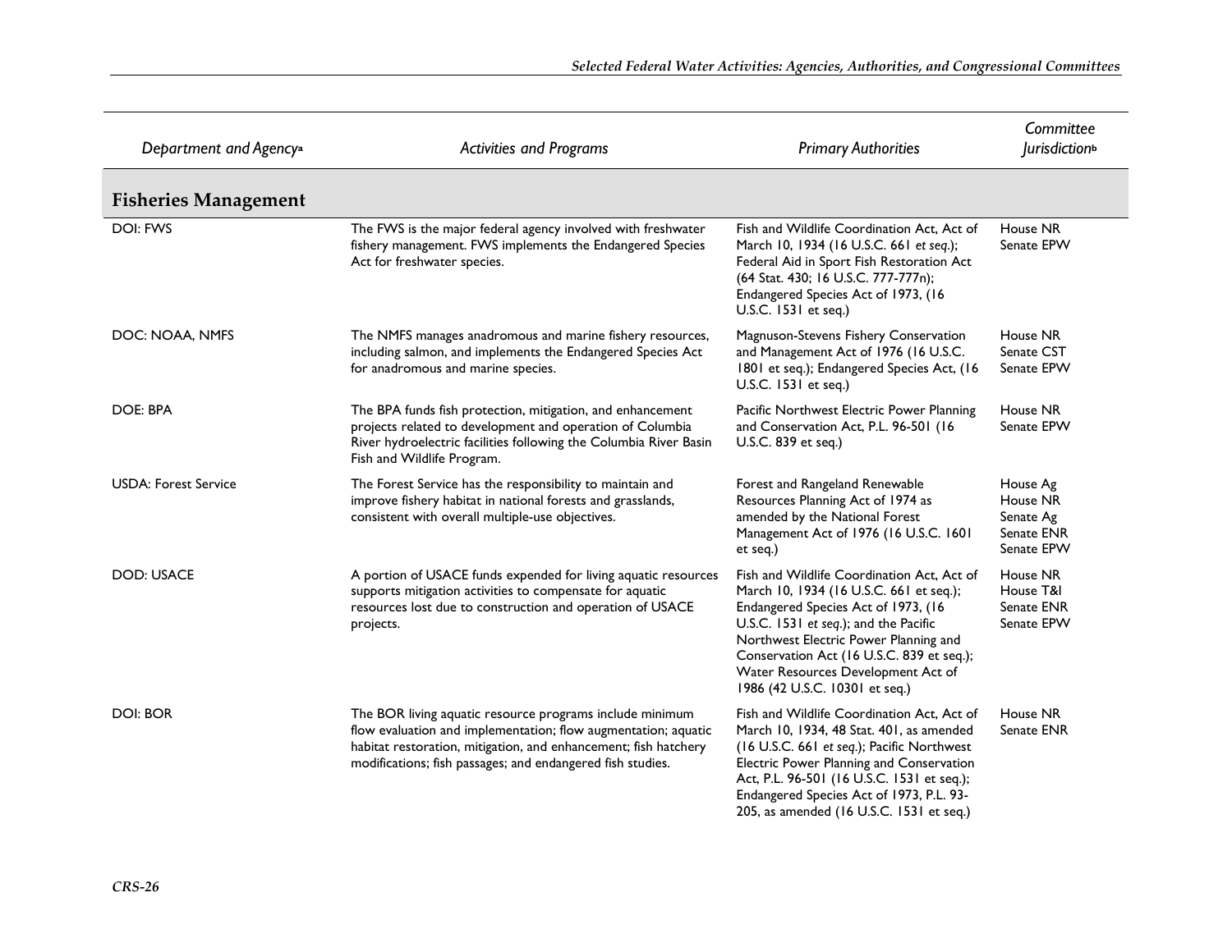| Department and Agency[a] | Activities and Programs | Primary Authorities | Committee Jurisdiction[b] |
|---|---|---|---|
| **Fisheries Management** | | | |
| DOI: FWS | The FWS is the major federal agency involved with freshwater fishery management. FWS implements the Endangered Species Act for freshwater species. | Fish and Wildlife Coordination Act, Act of March 10, 1934 (16 U.S.C. 661 *et seq.*); Federal Aid in Sport Fish Restoration Act (64 Stat. 430; 16 U.S.C. 777-777n); Endangered Species Act of 1973, (16 U.S.C. 1531 et seq.) | House NR<br>Senate EPW |
| DOC: NOAA, NMFS | The NMFS manages anadromous and marine fishery resources, including salmon, and implements the Endangered Species Act for anadromous and marine species. | Magnuson-Stevens Fishery Conservation and Management Act of 1976 (16 U.S.C. 1801 et seq.); Endangered Species Act, (16 U.S.C. 1531 et seq.) | House NR<br>Senate CST<br>Senate EPW |
| DOE: BPA | The BPA funds fish protection, mitigation, and enhancement projects related to development and operation of Columbia River hydroelectric facilities following the Columbia River Basin Fish and Wildlife Program. | Pacific Northwest Electric Power Planning and Conservation Act, P.L. 96-501 (16 U.S.C. 839 et seq.) | House NR<br>Senate EPW |
| USDA: Forest Service | The Forest Service has the responsibility to maintain and improve fishery habitat in national forests and grasslands, consistent with overall multiple-use objectives. | Forest and Rangeland Renewable Resources Planning Act of 1974 as amended by the National Forest Management Act of 1976 (16 U.S.C. 1601 et seq.) | House Ag<br>House NR<br>Senate Ag<br>Senate ENR<br>Senate EPW |
| DOD: USACE | A portion of USACE funds expended for living aquatic resources supports mitigation activities to compensate for aquatic resources lost due to construction and operation of USACE projects. | Fish and Wildlife Coordination Act, Act of March 10, 1934 (16 U.S.C. 661 et seq.); Endangered Species Act of 1973, (16 U.S.C. 1531 *et seq.*); and the Pacific Northwest Electric Power Planning and Conservation Act (16 U.S.C. 839 et seq.); Water Resources Development Act of 1986 (42 U.S.C. 10301 et seq.) | House NR<br>House T&I<br>Senate ENR<br>Senate EPW |
| DOI: BOR | The BOR living aquatic resource programs include minimum flow evaluation and implementation; flow augmentation; aquatic habitat restoration, mitigation, and enhancement; fish hatchery modifications; fish passages; and endangered fish studies. | Fish and Wildlife Coordination Act, Act of March 10, 1934, 48 Stat. 401, as amended (16 U.S.C. 661 *et seq.*); Pacific Northwest Electric Power Planning and Conservation Act, P.L. 96-501 (16 U.S.C. 1531 et seq.); Endangered Species Act of 1973, P.L. 93-205, as amended (16 U.S.C. 1531 et seq.) | House NR<br>Senate ENR |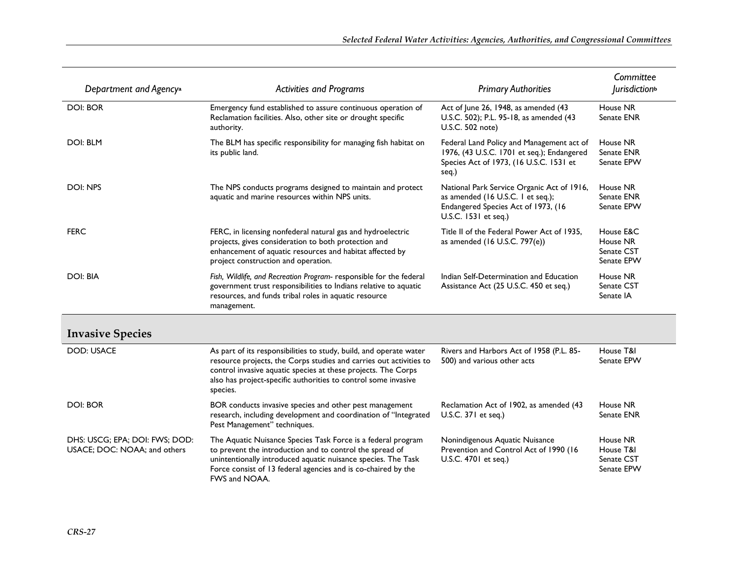| Department and Agency[a] | Activities and Programs | Primary Authorities | Committee Jurisdiction[b] |
| --- | --- | --- | --- |
| DOI: BOR | Emergency fund established to assure continuous operation of Reclamation facilities. Also, other site or drought specific authority. | Act of June 26, 1948, as amended (43 U.S.C. 502); P.L. 95-18, as amended (43 U.S.C. 502 note) | House NR<br>Senate ENR |
| DOI: BLM | The BLM has specific responsibility for managing fish habitat on its public land. | Federal Land Policy and Management act of 1976, (43 U.S.C. 1701 et seq.); Endangered Species Act of 1973, (16 U.S.C. 1531 et seq.) | House NR<br>Senate ENR<br>Senate EPW |
| DOI: NPS | The NPS conducts programs designed to maintain and protect aquatic and marine resources within NPS units. | National Park Service Organic Act of 1916, as amended (16 U.S.C. 1 et seq.); Endangered Species Act of 1973, (16 U.S.C. 1531 et seq.) | House NR<br>Senate ENR<br>Senate EPW |
| FERC | FERC, in licensing nonfederal natural gas and hydroelectric projects, gives consideration to both protection and enhancement of aquatic resources and habitat affected by project construction and operation. | Title II of the Federal Power Act of 1935, as amended (16 U.S.C. 797(e)) | House E&C<br>House NR<br>Senate CST<br>Senate EPW |
| DOI: BIA | *Fish, Wildlife, and Recreation Program*- responsible for the federal government trust responsibilities to Indians relative to aquatic resources, and funds tribal roles in aquatic resource management. | Indian Self-Determination and Education Assistance Act (25 U.S.C. 450 et seq.) | House NR<br>Senate CST<br>Senate IA |
| **Invasive Species** | | | |
| DOD: USACE | As part of its responsibilities to study, build, and operate water resource projects, the Corps studies and carries out activities to control invasive aquatic species at these projects. The Corps also has project-specific authorities to control some invasive species. | Rivers and Harbors Act of 1958 (P.L. 85-500) and various other acts | House T&I<br>Senate EPW |
| DOI: BOR | BOR conducts invasive species and other pest management research, including development and coordination of "Integrated Pest Management" techniques. | Reclamation Act of 1902, as amended (43 U.S.C. 371 et seq.) | House NR<br>Senate ENR |
| DHS: USCG; EPA; DOI: FWS; DOD: USACE; DOC: NOAA; and others | The Aquatic Nuisance Species Task Force is a federal program to prevent the introduction and to control the spread of unintentionally introduced aquatic nuisance species. The Task Force consist of 13 federal agencies and is co-chaired by the FWS and NOAA. | Nonindigenous Aquatic Nuisance Prevention and Control Act of 1990 (16 U.S.C. 4701 et seq.) | House NR<br>House T&I<br>Senate CST<br>Senate EPW |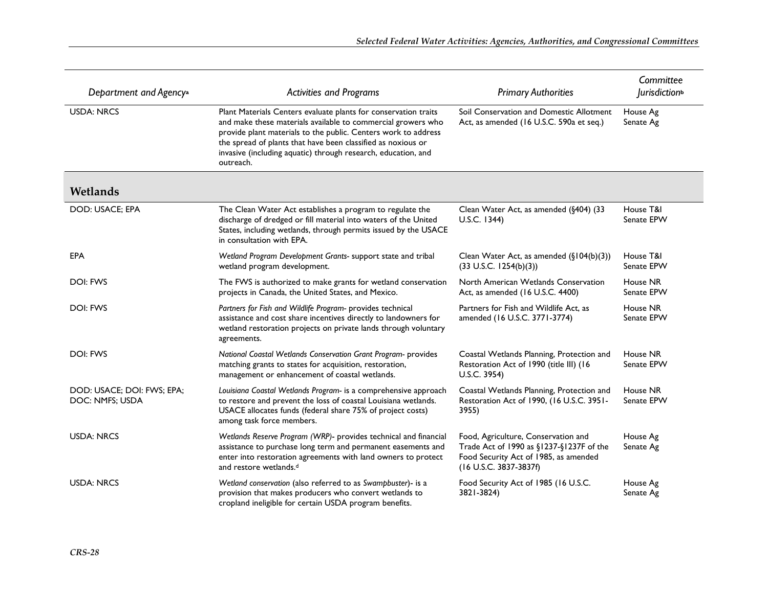| Department and Agency[a] | Activities and Programs | Primary Authorities | Committee Jurisdiction[b] |
|---|---|---|---|
| USDA: NRCS | Plant Materials Centers evaluate plants for conservation traits and make these materials available to commercial growers who provide plant materials to the public. Centers work to address the spread of plants that have been classified as noxious or invasive (including aquatic) through research, education, and outreach. | Soil Conservation and Domestic Allotment Act, as amended (16 U.S.C. 590a et seq.) | House Ag<br>Senate Ag |
| **Wetlands** | | | |
| DOD: USACE; EPA | The Clean Water Act establishes a program to regulate the discharge of dredged or fill material into waters of the United States, including wetlands, through permits issued by the USACE in consultation with EPA. | Clean Water Act, as amended (§404) (33 U.S.C. 1344) | House T&I<br>Senate EPW |
| EPA | *Wetland Program Development Grants*- support state and tribal wetland program development. | Clean Water Act, as amended (§104(b)(3)) (33 U.S.C. 1254(b)(3)) | House T&I<br>Senate EPW |
| DOI: FWS | The FWS is authorized to make grants for wetland conservation projects in Canada, the United States, and Mexico. | North American Wetlands Conservation Act, as amended (16 U.S.C. 4400) | House NR<br>Senate EPW |
| DOI: FWS | *Partners for Fish and Wildlife Program*- provides technical assistance and cost share incentives directly to landowners for wetland restoration projects on private lands through voluntary agreements. | Partners for Fish and Wildlife Act, as amended (16 U.S.C. 3771-3774) | House NR<br>Senate EPW |
| DOI: FWS | *National Coastal Wetlands Conservation Grant Program*- provides matching grants to states for acquisition, restoration, management or enhancement of coastal wetlands. | Coastal Wetlands Planning, Protection and Restoration Act of 1990 (title III) (16 U.S.C. 3954) | House NR<br>Senate EPW |
| DOD: USACE; DOI: FWS; EPA; DOC: NMFS; USDA | *Louisiana Coastal Wetlands Program*- is a comprehensive approach to restore and prevent the loss of coastal Louisiana wetlands. USACE allocates funds (federal share 75% of project costs) among task force members. | Coastal Wetlands Planning, Protection and Restoration Act of 1990, (16 U.S.C. 3951-3955) | House NR<br>Senate EPW |
| USDA: NRCS | *Wetlands Reserve Program (WRP)*- provides technical and financial assistance to purchase long term and permanent easements and enter into restoration agreements with land owners to protect and restore wetlands.[d] | Food, Agriculture, Conservation and Trade Act of 1990 as §1237-§1237F of the Food Security Act of 1985, as amended (16 U.S.C. 3837-3837f) | House Ag<br>Senate Ag |
| USDA: NRCS | *Wetland conservation* (also referred to as *Swampbuster*)- is a provision that makes producers who convert wetlands to cropland ineligible for certain USDA program benefits. | Food Security Act of 1985 (16 U.S.C. 3821-3824) | House Ag<br>Senate Ag |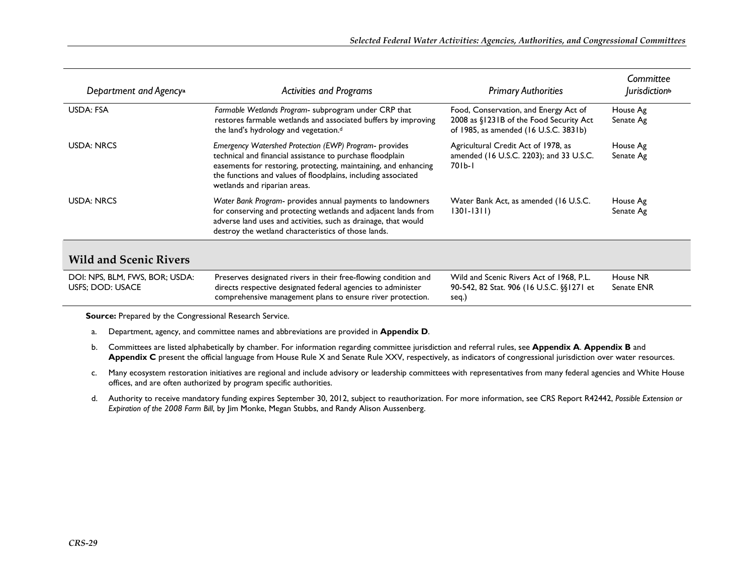| Department and Agency[a] | Activities and Programs | Primary Authorities | Committee Jurisdiction[b] |
|---|---|---|---|
| USDA: FSA | *Farmable Wetlands Program*- subprogram under CRP that restores farmable wetlands and associated buffers by improving the land's hydrology and vegetation.[d] | Food, Conservation, and Energy Act of 2008 as §1231B of the Food Security Act of 1985, as amended (16 U.S.C. 3831b) | House Ag<br>Senate Ag |
| USDA: NRCS | *Emergency Watershed Protection (EWP) Program*- provides technical and financial assistance to purchase floodplain easements for restoring, protecting, maintaining, and enhancing the functions and values of floodplains, including associated wetlands and riparian areas. | Agricultural Credit Act of 1978, as amended (16 U.S.C. 2203); and 33 U.S.C. 701b-1 | House Ag<br>Senate Ag |
| USDA: NRCS | *Water Bank Program*- provides annual payments to landowners for conserving and protecting wetlands and adjacent lands from adverse land uses and activities, such as drainage, that would destroy the wetland characteristics of those lands. | Water Bank Act, as amended (16 U.S.C. 1301-1311) | House Ag<br>Senate Ag |
| **Wild and Scenic Rivers** | | | |
| DOI: NPS, BLM, FWS, BOR; USDA: USFS; DOD: USACE | Preserves designated rivers in their free-flowing condition and directs respective designated federal agencies to administer comprehensive management plans to ensure river protection. | Wild and Scenic Rivers Act of 1968, P.L. 90-542, 82 Stat. 906 (16 U.S.C. §§1271 et seq.) | House NR<br>Senate ENR |

**Source:** Prepared by the Congressional Research Service.

a. Department, agency, and committee names and abbreviations are provided in **Appendix D**.

b. Committees are listed alphabetically by chamber. For information regarding committee jurisdiction and referral rules, see **Appendix A**. **Appendix B** and **Appendix C** present the official language from House Rule X and Senate Rule XXV, respectively, as indicators of congressional jurisdiction over water resources.

c. Many ecosystem restoration initiatives are regional and include advisory or leadership committees with representatives from many federal agencies and White House offices, and are often authorized by program specific authorities.

d. Authority to receive mandatory funding expires September 30, 2012, subject to reauthorization. For more information, see CRS Report R42442, *Possible Extension or Expiration of the 2008 Farm Bill*, by Jim Monke, Megan Stubbs, and Randy Alison Aussenberg.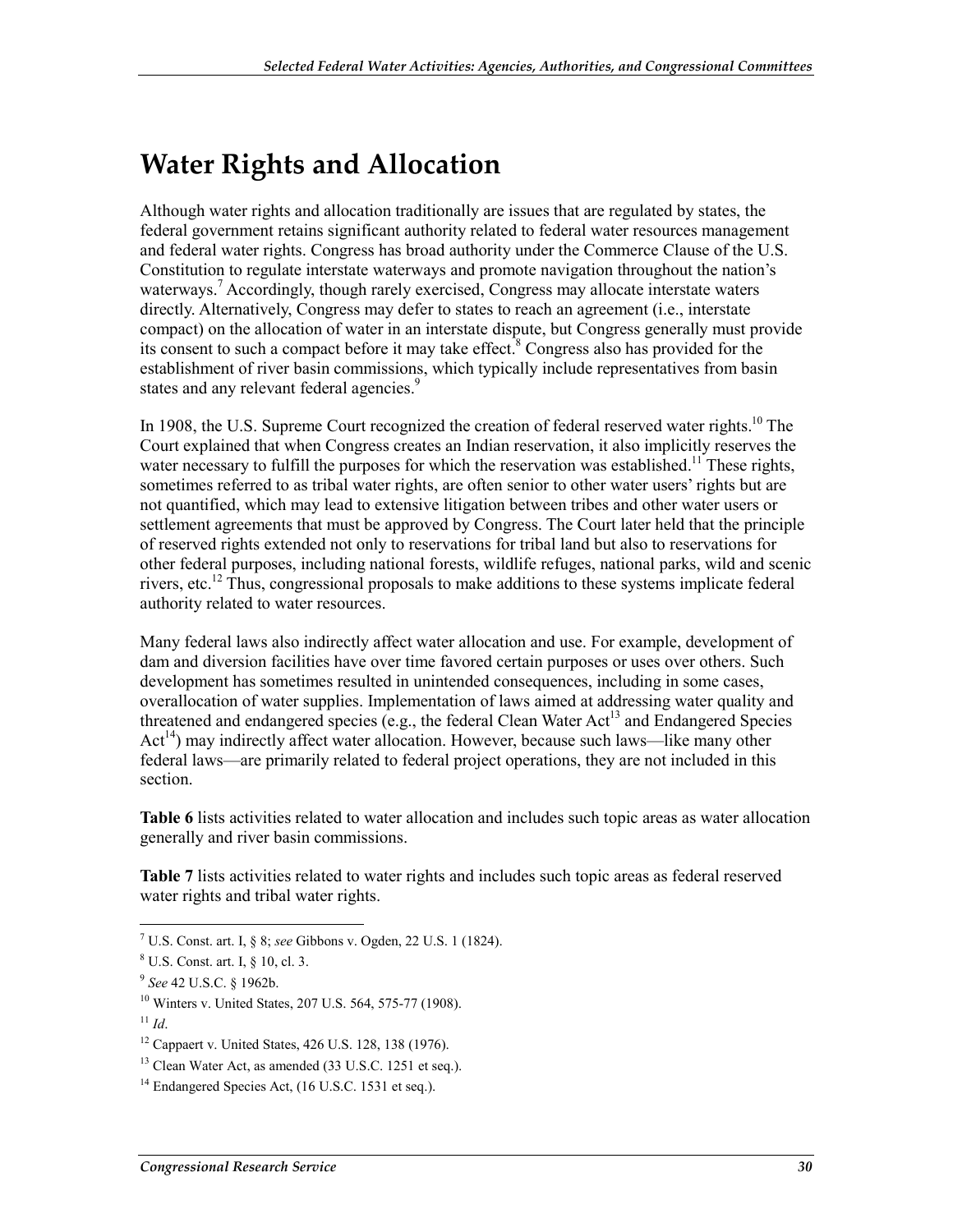# Water Rights and Allocation

Although water rights and allocation traditionally are issues that are regulated by states, the federal government retains significant authority related to federal water resources management and federal water rights. Congress has broad authority under the Commerce Clause of the U.S. Constitution to regulate interstate waterways and promote navigation throughout the nation's waterways.[7] Accordingly, though rarely exercised, Congress may allocate interstate waters directly. Alternatively, Congress may defer to states to reach an agreement (i.e., interstate compact) on the allocation of water in an interstate dispute, but Congress generally must provide its consent to such a compact before it may take effect.[8] Congress also has provided for the establishment of river basin commissions, which typically include representatives from basin states and any relevant federal agencies.[9]

In 1908, the U.S. Supreme Court recognized the creation of federal reserved water rights.[10] The Court explained that when Congress creates an Indian reservation, it also implicitly reserves the water necessary to fulfill the purposes for which the reservation was established.[11] These rights, sometimes referred to as tribal water rights, are often senior to other water users' rights but are not quantified, which may lead to extensive litigation between tribes and other water users or settlement agreements that must be approved by Congress. The Court later held that the principle of reserved rights extended not only to reservations for tribal land but also to reservations for other federal purposes, including national forests, wildlife refuges, national parks, wild and scenic rivers, etc.[12] Thus, congressional proposals to make additions to these systems implicate federal authority related to water resources.

Many federal laws also indirectly affect water allocation and use. For example, development of dam and diversion facilities have over time favored certain purposes or uses over others. Such development has sometimes resulted in unintended consequences, including in some cases, overallocation of water supplies. Implementation of laws aimed at addressing water quality and threatened and endangered species (e.g., the federal Clean Water Act[13] and Endangered Species Act[14]) may indirectly affect water allocation. However, because such laws—like many other federal laws—are primarily related to federal project operations, they are not included in this section.

**Table 6** lists activities related to water allocation and includes such topic areas as water allocation generally and river basin commissions.

**Table 7** lists activities related to water rights and includes such topic areas as federal reserved water rights and tribal water rights.

---

[7] U.S. Const. art. I, § 8; *see* Gibbons v. Ogden, 22 U.S. 1 (1824).

[8] U.S. Const. art. I, § 10, cl. 3.

[9] *See* 42 U.S.C. § 1962b.

[10] Winters v. United States, 207 U.S. 564, 575-77 (1908).

[11] *Id*.

[12] Cappaert v. United States, 426 U.S. 128, 138 (1976).

[13] Clean Water Act, as amended (33 U.S.C. 1251 et seq.).

[14] Endangered Species Act, (16 U.S.C. 1531 et seq.).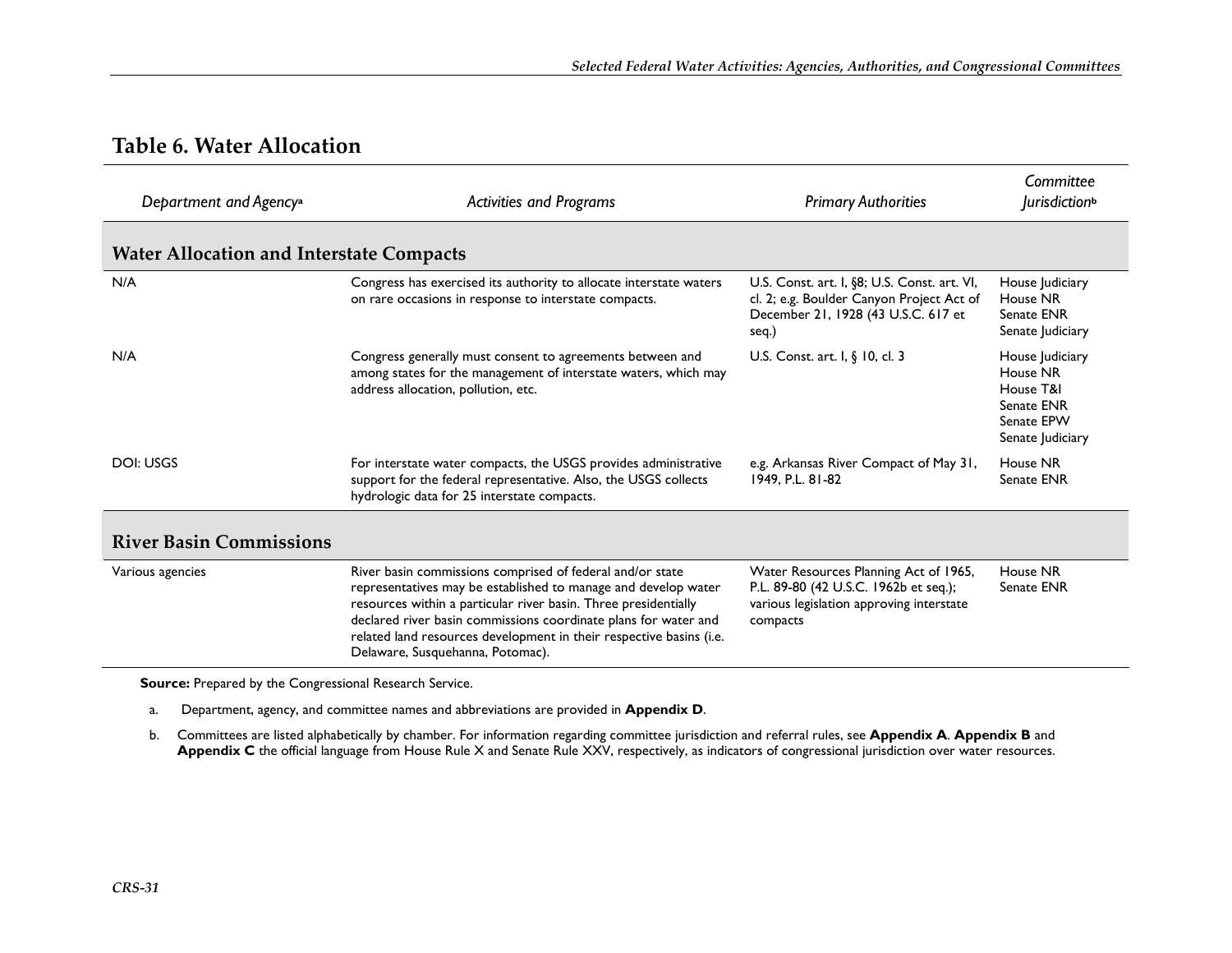## Table 6. Water Allocation

| Department and Agency[a] | Activities and Programs | Primary Authorities | Committee Jurisdiction[b] |
|---|---|---|---|
| **Water Allocation and Interstate Compacts** | | | |
| N/A | Congress has exercised its authority to allocate interstate waters on rare occasions in response to interstate compacts. | U.S. Const. art. I, §8; U.S. Const. art. VI, cl. 2; e.g. Boulder Canyon Project Act of December 21, 1928 (43 U.S.C. 617 et seq.) | House Judiciary<br>House NR<br>Senate ENR<br>Senate Judiciary |
| N/A | Congress generally must consent to agreements between and among states for the management of interstate waters, which may address allocation, pollution, etc. | U.S. Const. art. I, § 10, cl. 3 | House Judiciary<br>House NR<br>House T&I<br>Senate ENR<br>Senate EPW<br>Senate Judiciary |
| DOI: USGS | For interstate water compacts, the USGS provides administrative support for the federal representative. Also, the USGS collects hydrologic data for 25 interstate compacts. | e.g. Arkansas River Compact of May 31, 1949, P.L. 81-82 | House NR<br>Senate ENR |
| **River Basin Commissions** | | | |
| Various agencies | River basin commissions comprised of federal and/or state representatives may be established to manage and develop water resources within a particular river basin. Three presidentially declared river basin commissions coordinate plans for water and related land resources development in their respective basins (i.e. Delaware, Susquehanna, Potomac). | Water Resources Planning Act of 1965, P.L. 89-80 (42 U.S.C. 1962b et seq.); various legislation approving interstate compacts | House NR<br>Senate ENR |

**Source:** Prepared by the Congressional Research Service.

a. Department, agency, and committee names and abbreviations are provided in **Appendix D**.

b. Committees are listed alphabetically by chamber. For information regarding committee jurisdiction and referral rules, see **Appendix A**. **Appendix B** and **Appendix C** the official language from House Rule X and Senate Rule XXV, respectively, as indicators of congressional jurisdiction over water resources.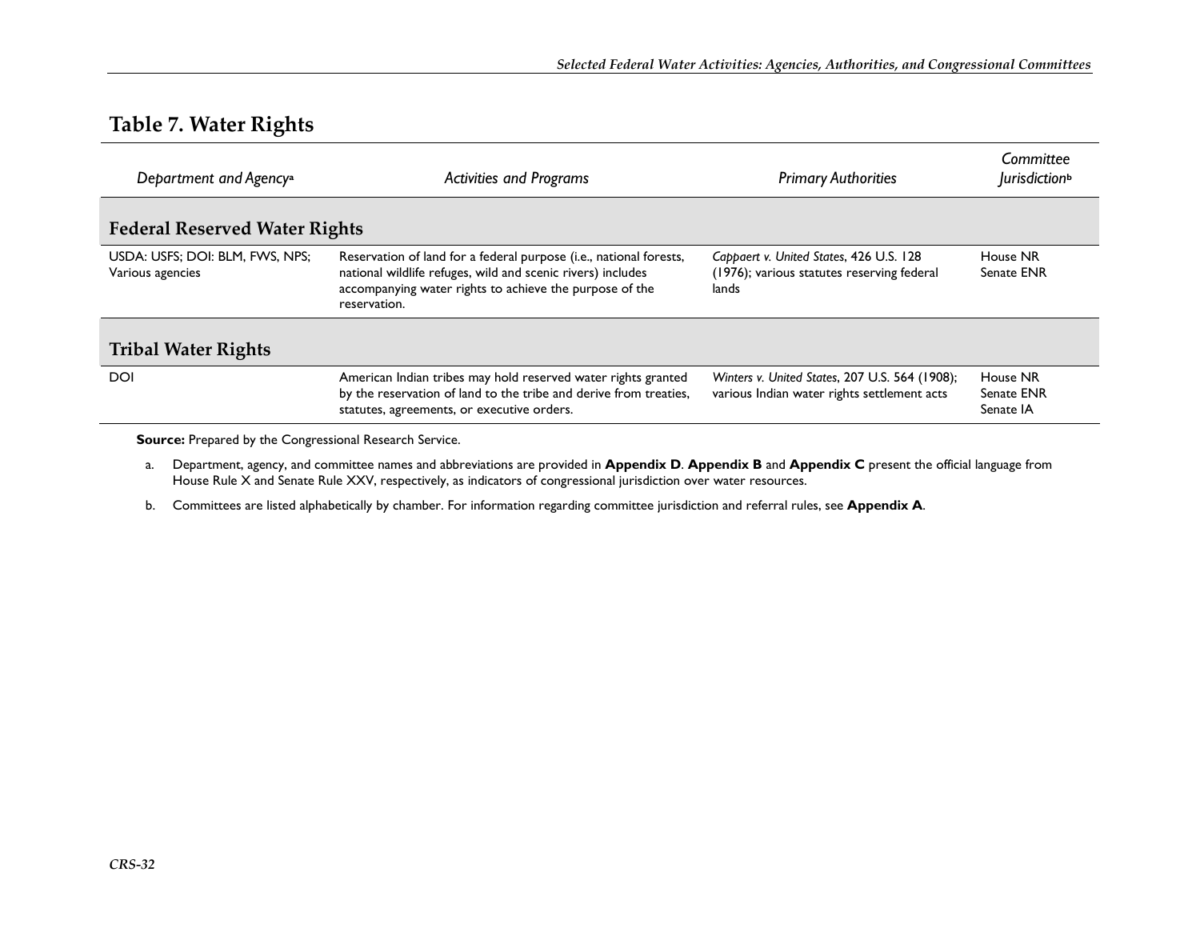## Table 7. Water Rights

| *Department and Agency*[a] | *Activities and Programs* | *Primary Authorities* | *Committee Jurisdiction*[b] |
|---|---|---|---|
| **Federal Reserved Water Rights** | | | |
| USDA: USFS; DOI: BLM, FWS, NPS; Various agencies | Reservation of land for a federal purpose (i.e., national forests, national wildlife refuges, wild and scenic rivers) includes accompanying water rights to achieve the purpose of the reservation. | *Cappaert v. United States*, 426 U.S. 128 (1976); various statutes reserving federal lands | House NR<br>Senate ENR |
| **Tribal Water Rights** | | | |
| DOI | American Indian tribes may hold reserved water rights granted by the reservation of land to the tribe and derive from treaties, statutes, agreements, or executive orders. | *Winters v. United States*, 207 U.S. 564 (1908); various Indian water rights settlement acts | House NR<br>Senate ENR<br>Senate IA |

**Source:** Prepared by the Congressional Research Service.

a. Department, agency, and committee names and abbreviations are provided in **Appendix D**. **Appendix B** and **Appendix C** present the official language from House Rule X and Senate Rule XXV, respectively, as indicators of congressional jurisdiction over water resources.

b. Committees are listed alphabetically by chamber. For information regarding committee jurisdiction and referral rules, see **Appendix A**.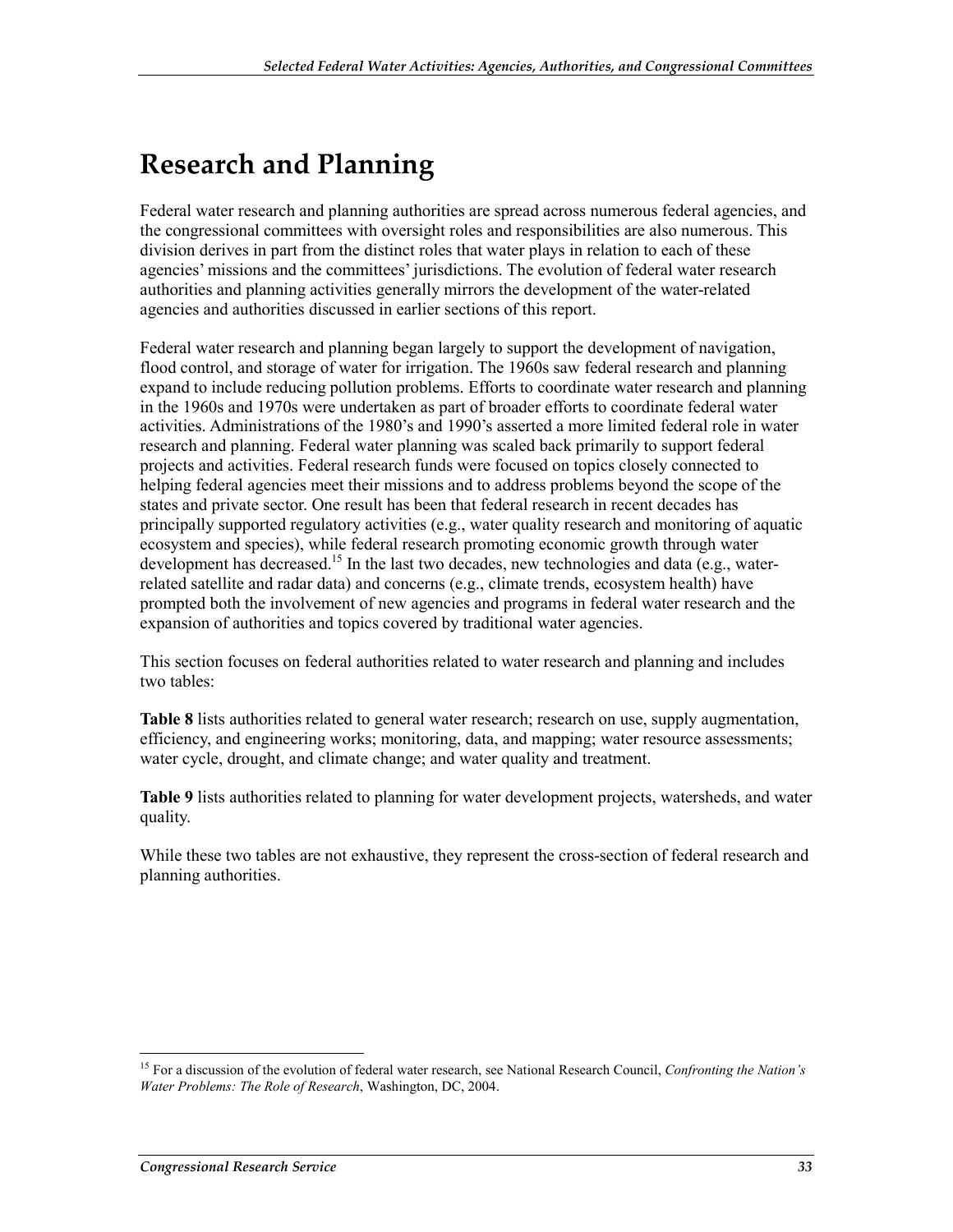# Research and Planning

Federal water research and planning authorities are spread across numerous federal agencies, and the congressional committees with oversight roles and responsibilities are also numerous. This division derives in part from the distinct roles that water plays in relation to each of these agencies' missions and the committees' jurisdictions. The evolution of federal water research authorities and planning activities generally mirrors the development of the water-related agencies and authorities discussed in earlier sections of this report.

Federal water research and planning began largely to support the development of navigation, flood control, and storage of water for irrigation. The 1960s saw federal research and planning expand to include reducing pollution problems. Efforts to coordinate water research and planning in the 1960s and 1970s were undertaken as part of broader efforts to coordinate federal water activities. Administrations of the 1980's and 1990's asserted a more limited federal role in water research and planning. Federal water planning was scaled back primarily to support federal projects and activities. Federal research funds were focused on topics closely connected to helping federal agencies meet their missions and to address problems beyond the scope of the states and private sector. One result has been that federal research in recent decades has principally supported regulatory activities (e.g., water quality research and monitoring of aquatic ecosystem and species), while federal research promoting economic growth through water development has decreased.[15] In the last two decades, new technologies and data (e.g., water-related satellite and radar data) and concerns (e.g., climate trends, ecosystem health) have prompted both the involvement of new agencies and programs in federal water research and the expansion of authorities and topics covered by traditional water agencies.

This section focuses on federal authorities related to water research and planning and includes two tables:

**Table 8** lists authorities related to general water research; research on use, supply augmentation, efficiency, and engineering works; monitoring, data, and mapping; water resource assessments; water cycle, drought, and climate change; and water quality and treatment.

**Table 9** lists authorities related to planning for water development projects, watersheds, and water quality.

While these two tables are not exhaustive, they represent the cross-section of federal research and planning authorities.

[15] For a discussion of the evolution of federal water research, see National Research Council, *Confronting the Nation's Water Problems: The Role of Research*, Washington, DC, 2004.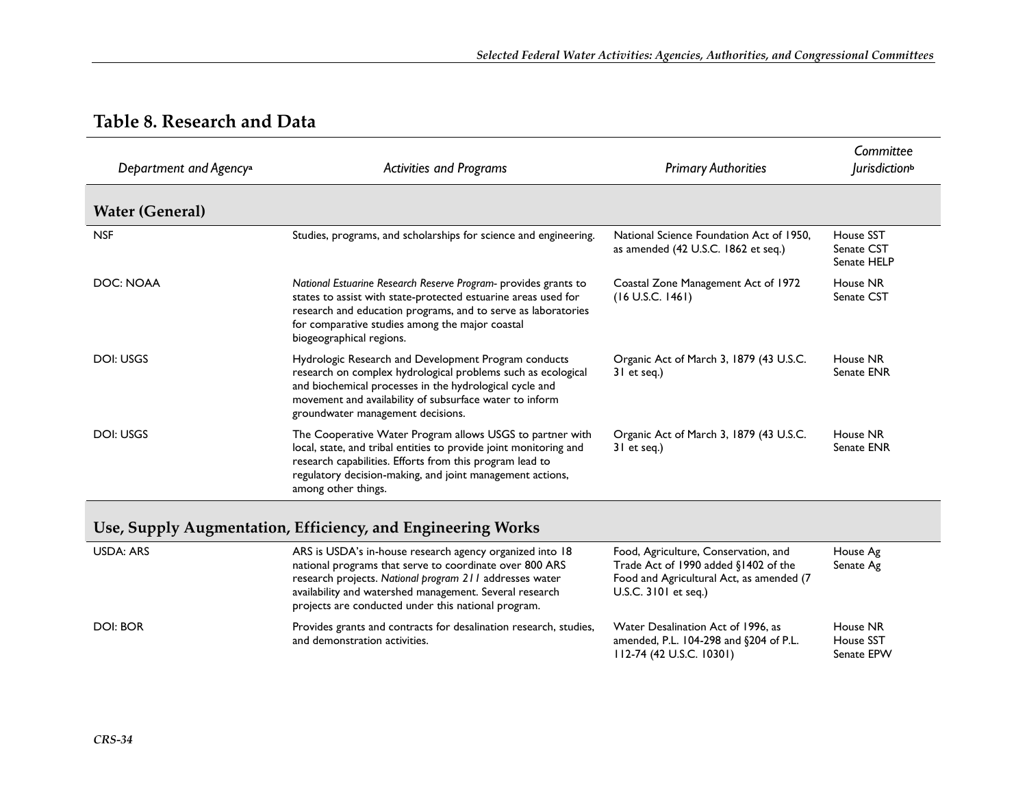## Table 8. Research and Data

| Department and Agency[a] | Activities and Programs | Primary Authorities | Committee Jurisdiction[b] |
|---|---|---|---|
| **Water (General)** | | | |
| NSF | Studies, programs, and scholarships for science and engineering. | National Science Foundation Act of 1950, as amended (42 U.S.C. 1862 et seq.) | House SST<br>Senate CST<br>Senate HELP |
| DOC: NOAA | *National Estuarine Research Reserve Program*- provides grants to states to assist with state-protected estuarine areas used for research and education programs, and to serve as laboratories for comparative studies among the major coastal biogeographical regions. | Coastal Zone Management Act of 1972 (16 U.S.C. 1461) | House NR<br>Senate CST |
| DOI: USGS | Hydrologic Research and Development Program conducts research on complex hydrological problems such as ecological and biochemical processes in the hydrological cycle and movement and availability of subsurface water to inform groundwater management decisions. | Organic Act of March 3, 1879 (43 U.S.C. 31 et seq.) | House NR<br>Senate ENR |
| DOI: USGS | The Cooperative Water Program allows USGS to partner with local, state, and tribal entities to provide joint monitoring and research capabilities. Efforts from this program lead to regulatory decision-making, and joint management actions, among other things. | Organic Act of March 3, 1879 (43 U.S.C. 31 et seq.) | House NR<br>Senate ENR |
| **Use, Supply Augmentation, Efficiency, and Engineering Works** | | | |
| USDA: ARS | ARS is USDA's in-house research agency organized into 18 national programs that serve to coordinate over 800 ARS research projects. *National program 211* addresses water availability and watershed management. Several research projects are conducted under this national program. | Food, Agriculture, Conservation, and Trade Act of 1990 added §1402 of the Food and Agricultural Act, as amended (7 U.S.C. 3101 et seq.) | House Ag<br>Senate Ag |
| DOI: BOR | Provides grants and contracts for desalination research, studies, and demonstration activities. | Water Desalination Act of 1996, as amended, P.L. 104-298 and §204 of P.L. 112-74 (42 U.S.C. 10301) | House NR<br>House SST<br>Senate EPW |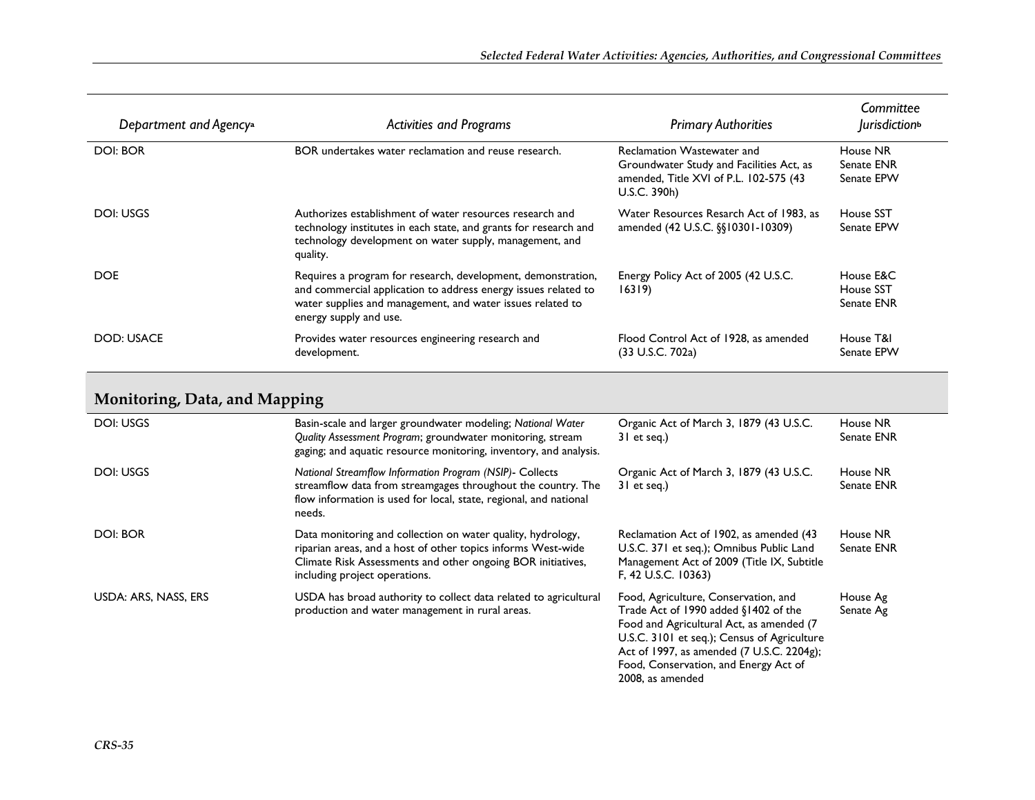| Department and Agency[a] | Activities and Programs | Primary Authorities | Committee Jurisdiction[b] |
|---|---|---|---|
| DOI: BOR | BOR undertakes water reclamation and reuse research. | Reclamation Wastewater and Groundwater Study and Facilities Act, as amended, Title XVI of P.L. 102-575 (43 U.S.C. 390h) | House NR<br>Senate ENR<br>Senate EPW |
| DOI: USGS | Authorizes establishment of water resources research and technology institutes in each state, and grants for research and technology development on water supply, management, and quality. | Water Resources Resarch Act of 1983, as amended (42 U.S.C. §§10301-10309) | House SST<br>Senate EPW |
| DOE | Requires a program for research, development, demonstration, and commercial application to address energy issues related to water supplies and management, and water issues related to energy supply and use. | Energy Policy Act of 2005 (42 U.S.C. 16319) | House E&C<br>House SST<br>Senate ENR |
| DOD: USACE | Provides water resources engineering research and development. | Flood Control Act of 1928, as amended (33 U.S.C. 702a) | House T&I<br>Senate EPW |
| **Monitoring, Data, and Mapping** | | | |
| DOI: USGS | Basin-scale and larger groundwater modeling; *National Water Quality Assessment Program*; groundwater monitoring, stream gaging; and aquatic resource monitoring, inventory, and analysis. | Organic Act of March 3, 1879 (43 U.S.C. 31 et seq.) | House NR<br>Senate ENR |
| DOI: USGS | *National Streamflow Information Program (NSIP)*- Collects streamflow data from streamgages throughout the country. The flow information is used for local, state, regional, and national needs. | Organic Act of March 3, 1879 (43 U.S.C. 31 et seq.) | House NR<br>Senate ENR |
| DOI: BOR | Data monitoring and collection on water quality, hydrology, riparian areas, and a host of other topics informs West-wide Climate Risk Assessments and other ongoing BOR initiatives, including project operations. | Reclamation Act of 1902, as amended (43 U.S.C. 371 et seq.); Omnibus Public Land Management Act of 2009 (Title IX, Subtitle F, 42 U.S.C. 10363) | House NR<br>Senate ENR |
| USDA: ARS, NASS, ERS | USDA has broad authority to collect data related to agricultural production and water management in rural areas. | Food, Agriculture, Conservation, and Trade Act of 1990 added §1402 of the Food and Agricultural Act, as amended (7 U.S.C. 3101 et seq.); Census of Agriculture Act of 1997, as amended (7 U.S.C. 2204g); Food, Conservation, and Energy Act of 2008, as amended | House Ag<br>Senate Ag |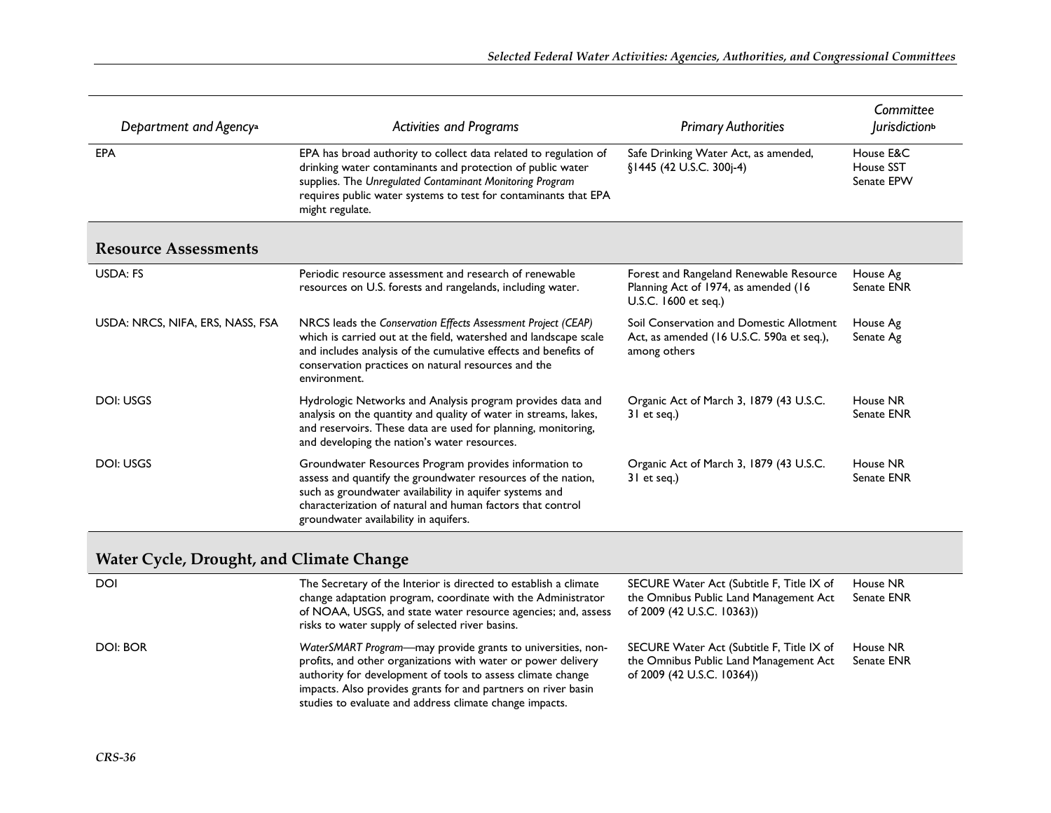| Department and Agency[a] | Activities and Programs | Primary Authorities | Committee Jurisdiction[b] |
|---|---|---|---|
| EPA | EPA has broad authority to collect data related to regulation of drinking water contaminants and protection of public water supplies. The *Unregulated Contaminant Monitoring Program* requires public water systems to test for contaminants that EPA might regulate. | Safe Drinking Water Act, as amended, §1445 (42 U.S.C. 300j-4) | House E&C<br>House SST<br>Senate EPW |
| **Resource Assessments** | | | |
| USDA: FS | Periodic resource assessment and research of renewable resources on U.S. forests and rangelands, including water. | Forest and Rangeland Renewable Resource Planning Act of 1974, as amended (16 U.S.C. 1600 et seq.) | House Ag<br>Senate ENR |
| USDA: NRCS, NIFA, ERS, NASS, FSA | NRCS leads the *Conservation Effects Assessment Project (CEAP)* which is carried out at the field, watershed and landscape scale and includes analysis of the cumulative effects and benefits of conservation practices on natural resources and the environment. | Soil Conservation and Domestic Allotment Act, as amended (16 U.S.C. 590a et seq.), among others | House Ag<br>Senate Ag |
| DOI: USGS | Hydrologic Networks and Analysis program provides data and analysis on the quantity and quality of water in streams, lakes, and reservoirs. These data are used for planning, monitoring, and developing the nation's water resources. | Organic Act of March 3, 1879 (43 U.S.C. 31 et seq.) | House NR<br>Senate ENR |
| DOI: USGS | Groundwater Resources Program provides information to assess and quantify the groundwater resources of the nation, such as groundwater availability in aquifer systems and characterization of natural and human factors that control groundwater availability in aquifers. | Organic Act of March 3, 1879 (43 U.S.C. 31 et seq.) | House NR<br>Senate ENR |
| **Water Cycle, Drought, and Climate Change** | | | |
| DOI | The Secretary of the Interior is directed to establish a climate change adaptation program, coordinate with the Administrator of NOAA, USGS, and state water resource agencies; and, assess risks to water supply of selected river basins. | SECURE Water Act (Subtitle F, Title IX of the Omnibus Public Land Management Act of 2009 (42 U.S.C. 10363)) | House NR<br>Senate ENR |
| DOI: BOR | *WaterSMART Program*—may provide grants to universities, non-profits, and other organizations with water or power delivery authority for development of tools to assess climate change impacts. Also provides grants for and partners on river basin studies to evaluate and address climate change impacts. | SECURE Water Act (Subtitle F, Title IX of the Omnibus Public Land Management Act of 2009 (42 U.S.C. 10364)) | House NR<br>Senate ENR |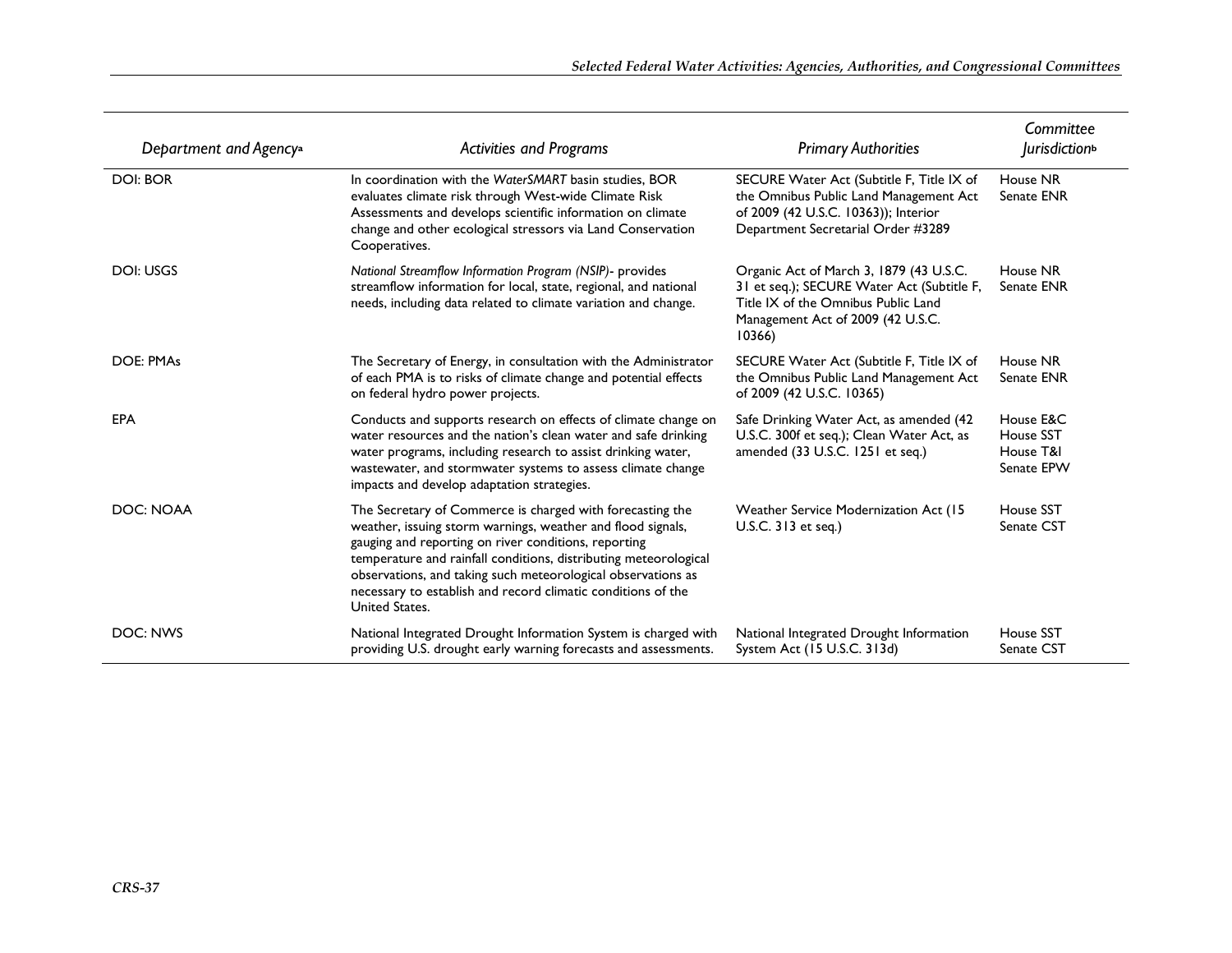| Department and Agency[a] | Activities and Programs | Primary Authorities | Committee Jurisdiction[b] |
|---|---|---|---|
| DOI: BOR | In coordination with the *WaterSMART* basin studies, BOR evaluates climate risk through West-wide Climate Risk Assessments and develops scientific information on climate change and other ecological stressors via Land Conservation Cooperatives. | SECURE Water Act (Subtitle F, Title IX of the Omnibus Public Land Management Act of 2009 (42 U.S.C. 10363)); Interior Department Secretarial Order #3289 | House NR<br>Senate ENR |
| DOI: USGS | *National Streamflow Information Program (NSIP)*- provides streamflow information for local, state, regional, and national needs, including data related to climate variation and change. | Organic Act of March 3, 1879 (43 U.S.C. 31 et seq.); SECURE Water Act (Subtitle F, Title IX of the Omnibus Public Land Management Act of 2009 (42 U.S.C. 10366) | House NR<br>Senate ENR |
| DOE: PMAs | The Secretary of Energy, in consultation with the Administrator of each PMA is to risks of climate change and potential effects on federal hydro power projects. | SECURE Water Act (Subtitle F, Title IX of the Omnibus Public Land Management Act of 2009 (42 U.S.C. 10365) | House NR<br>Senate ENR |
| EPA | Conducts and supports research on effects of climate change on water resources and the nation's clean water and safe drinking water programs, including research to assist drinking water, wastewater, and stormwater systems to assess climate change impacts and develop adaptation strategies. | Safe Drinking Water Act, as amended (42 U.S.C. 300f et seq.); Clean Water Act, as amended (33 U.S.C. 1251 et seq.) | House E&C<br>House SST<br>House T&I<br>Senate EPW |
| DOC: NOAA | The Secretary of Commerce is charged with forecasting the weather, issuing storm warnings, weather and flood signals, gauging and reporting on river conditions, reporting temperature and rainfall conditions, distributing meteorological observations, and taking such meteorological observations as necessary to establish and record climatic conditions of the United States. | Weather Service Modernization Act (15 U.S.C. 313 et seq.) | House SST<br>Senate CST |
| DOC: NWS | National Integrated Drought Information System is charged with providing U.S. drought early warning forecasts and assessments. | National Integrated Drought Information System Act (15 U.S.C. 313d) | House SST<br>Senate CST |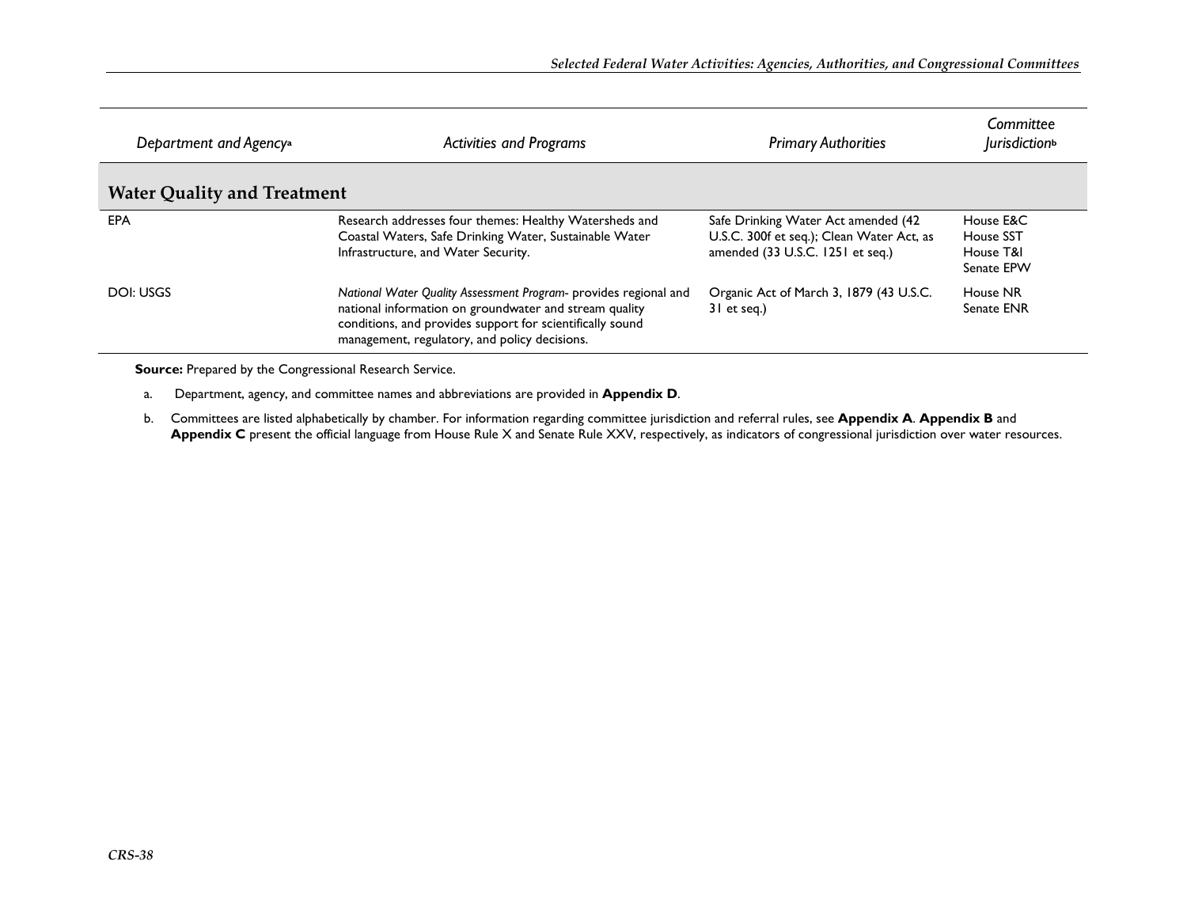| Department and Agency[a] | Activities and Programs | Primary Authorities | Committee Jurisdiction[b] |
|---|---|---|---|
| **Water Quality and Treatment** | | | |
| EPA | Research addresses four themes: Healthy Watersheds and Coastal Waters, Safe Drinking Water, Sustainable Water Infrastructure, and Water Security. | Safe Drinking Water Act amended (42 U.S.C. 300f et seq.); Clean Water Act, as amended (33 U.S.C. 1251 et seq.) | House E&C<br>House SST<br>House T&I<br>Senate EPW |
| DOI: USGS | *National Water Quality Assessment Program*- provides regional and national information on groundwater and stream quality conditions, and provides support for scientifically sound management, regulatory, and policy decisions. | Organic Act of March 3, 1879 (43 U.S.C. 31 et seq.) | House NR<br>Senate ENR |

**Source:** Prepared by the Congressional Research Service.

a. Department, agency, and committee names and abbreviations are provided in **Appendix D**.

b. Committees are listed alphabetically by chamber. For information regarding committee jurisdiction and referral rules, see **Appendix A**. **Appendix B** and **Appendix C** present the official language from House Rule X and Senate Rule XXV, respectively, as indicators of congressional jurisdiction over water resources.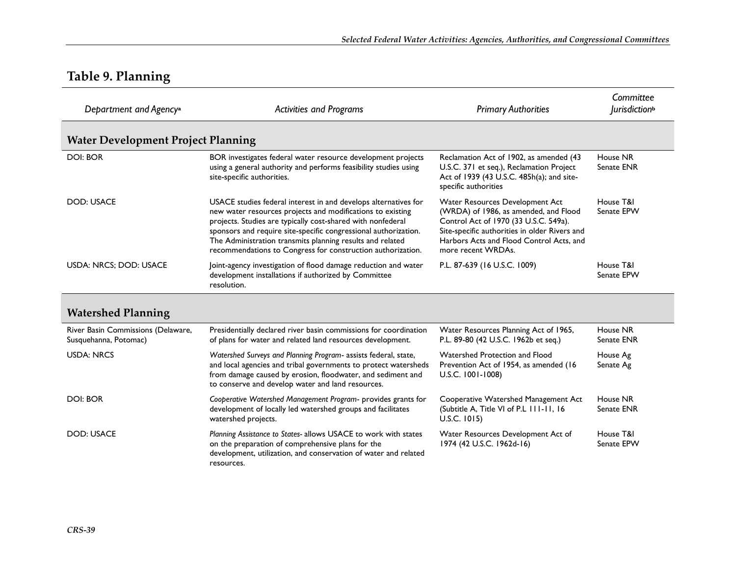## Table 9. Planning

| Department and Agency[a] | Activities and Programs | Primary Authorities | Committee Jurisdiction[b] |
|---|---|---|---|
| **Water Development Project Planning** | | | |
| DOI: BOR | BOR investigates federal water resource development projects using a general authority and performs feasibility studies using site-specific authorities. | Reclamation Act of 1902, as amended (43 U.S.C. 371 et seq.), Reclamation Project Act of 1939 (43 U.S.C. 485h(a); and site-specific authorities | House NR<br>Senate ENR |
| DOD: USACE | USACE studies federal interest in and develops alternatives for new water resources projects and modifications to existing projects. Studies are typically cost-shared with nonfederal sponsors and require site-specific congressional authorization. The Administration transmits planning results and related recommendations to Congress for construction authorization. | Water Resources Development Act (WRDA) of 1986, as amended, and Flood Control Act of 1970 (33 U.S.C. 549a). Site-specific authorities in older Rivers and Harbors Acts and Flood Control Acts, and more recent WRDAs. | House T&I<br>Senate EPW |
| USDA: NRCS; DOD: USACE | Joint-agency investigation of flood damage reduction and water development installations if authorized by Committee resolution. | P.L. 87-639 (16 U.S.C. 1009) | House T&I<br>Senate EPW |
| **Watershed Planning** | | | |
| River Basin Commissions (Delaware, Susquehanna, Potomac) | Presidentially declared river basin commissions for coordination of plans for water and related land resources development. | Water Resources Planning Act of 1965, P.L. 89-80 (42 U.S.C. 1962b et seq.) | House NR<br>Senate ENR |
| USDA: NRCS | *Watershed Surveys and Planning Program*- assists federal, state, and local agencies and tribal governments to protect watersheds from damage caused by erosion, floodwater, and sediment and to conserve and develop water and land resources. | Watershed Protection and Flood Prevention Act of 1954, as amended (16 U.S.C. 1001-1008) | House Ag<br>Senate Ag |
| DOI: BOR | *Cooperative Watershed Management Program*- provides grants for development of locally led watershed groups and facilitates watershed projects. | Cooperative Watershed Management Act (Subtitle A, Title VI of P.L 111-11, 16 U.S.C. 1015) | House NR<br>Senate ENR |
| DOD: USACE | *Planning Assistance to States*- allows USACE to work with states on the preparation of comprehensive plans for the development, utilization, and conservation of water and related resources. | Water Resources Development Act of 1974 (42 U.S.C. 1962d-16) | House T&I<br>Senate EPW |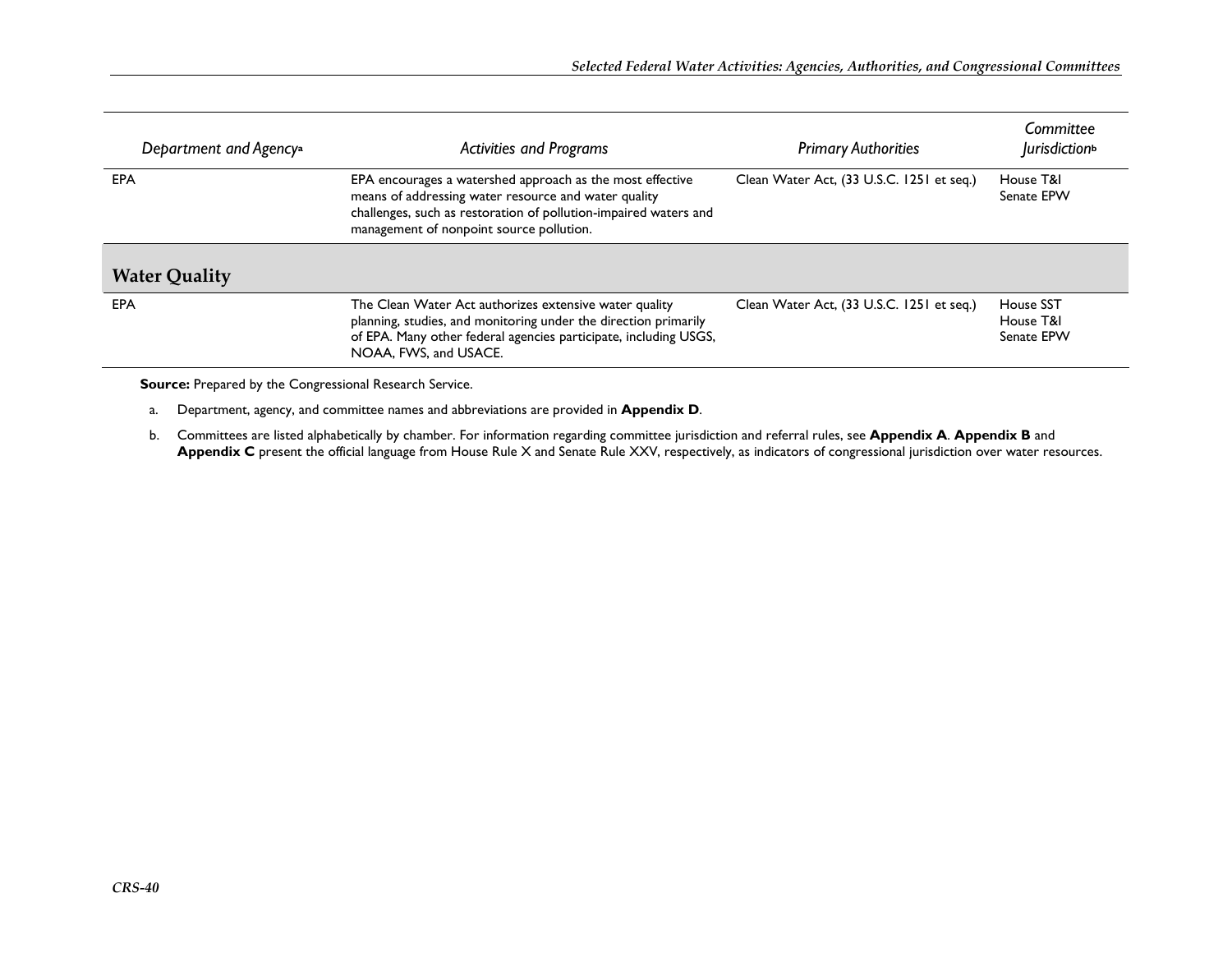| Department and Agency[a] | Activities and Programs | Primary Authorities | Committee Jurisdiction[b] |
|---|---|---|---|
| EPA | EPA encourages a watershed approach as the most effective means of addressing water resource and water quality challenges, such as restoration of pollution-impaired waters and management of nonpoint source pollution. | Clean Water Act, (33 U.S.C. 1251 et seq.) | House T&I<br>Senate EPW |
| **Water Quality** | | | |
| EPA | The Clean Water Act authorizes extensive water quality planning, studies, and monitoring under the direction primarily of EPA. Many other federal agencies participate, including USGS, NOAA, FWS, and USACE. | Clean Water Act, (33 U.S.C. 1251 et seq.) | House SST<br>House T&I<br>Senate EPW |

**Source:** Prepared by the Congressional Research Service.

a. Department, agency, and committee names and abbreviations are provided in **Appendix D**.

b. Committees are listed alphabetically by chamber. For information regarding committee jurisdiction and referral rules, see **Appendix A**. **Appendix B** and **Appendix C** present the official language from House Rule X and Senate Rule XXV, respectively, as indicators of congressional jurisdiction over water resources.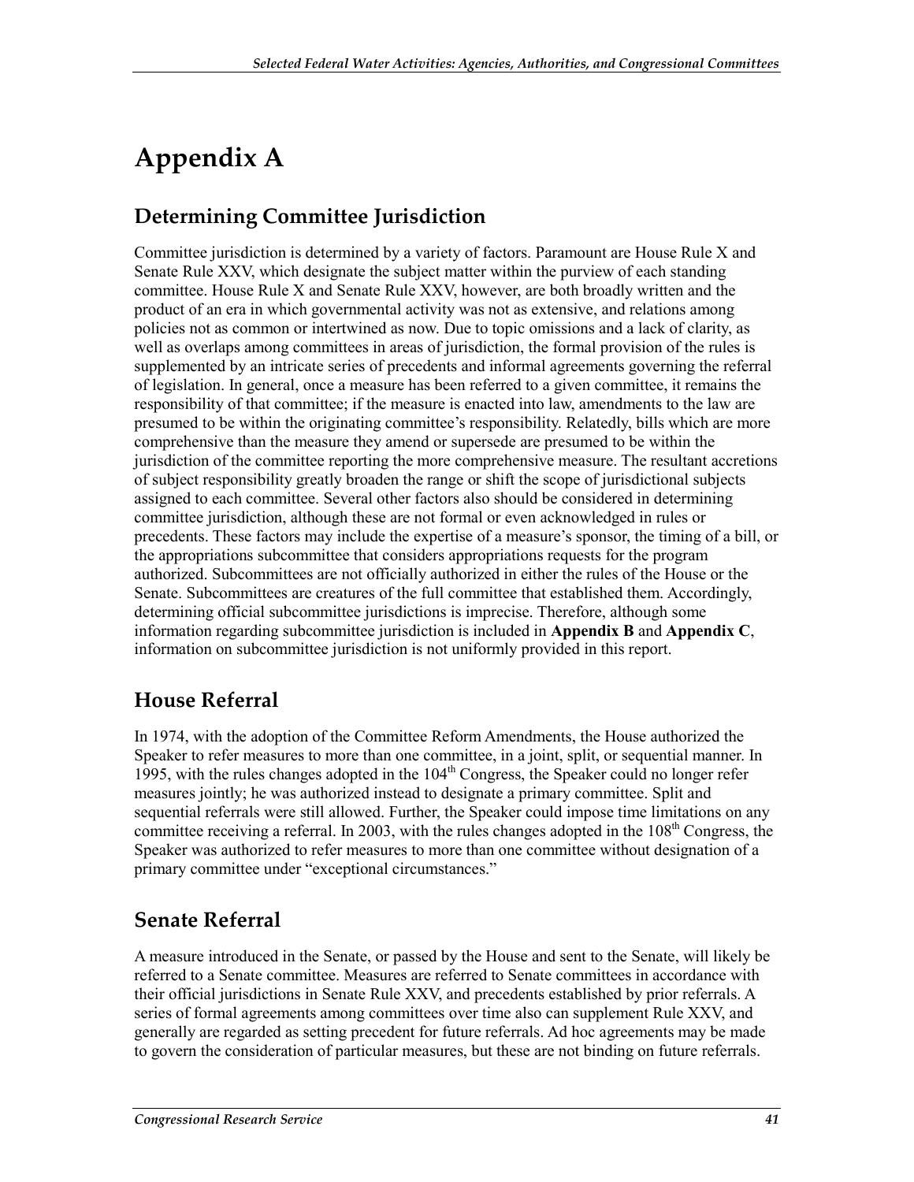# Appendix A

## Determining Committee Jurisdiction

Committee jurisdiction is determined by a variety of factors. Paramount are House Rule X and Senate Rule XXV, which designate the subject matter within the purview of each standing committee. House Rule X and Senate Rule XXV, however, are both broadly written and the product of an era in which governmental activity was not as extensive, and relations among policies not as common or intertwined as now. Due to topic omissions and a lack of clarity, as well as overlaps among committees in areas of jurisdiction, the formal provision of the rules is supplemented by an intricate series of precedents and informal agreements governing the referral of legislation. In general, once a measure has been referred to a given committee, it remains the responsibility of that committee; if the measure is enacted into law, amendments to the law are presumed to be within the originating committee's responsibility. Relatedly, bills which are more comprehensive than the measure they amend or supersede are presumed to be within the jurisdiction of the committee reporting the more comprehensive measure. The resultant accretions of subject responsibility greatly broaden the range or shift the scope of jurisdictional subjects assigned to each committee. Several other factors also should be considered in determining committee jurisdiction, although these are not formal or even acknowledged in rules or precedents. These factors may include the expertise of a measure's sponsor, the timing of a bill, or the appropriations subcommittee that considers appropriations requests for the program authorized. Subcommittees are not officially authorized in either the rules of the House or the Senate. Subcommittees are creatures of the full committee that established them. Accordingly, determining official subcommittee jurisdictions is imprecise. Therefore, although some information regarding subcommittee jurisdiction is included in **Appendix B** and **Appendix C**, information on subcommittee jurisdiction is not uniformly provided in this report.

## House Referral

In 1974, with the adoption of the Committee Reform Amendments, the House authorized the Speaker to refer measures to more than one committee, in a joint, split, or sequential manner. In 1995, with the rules changes adopted in the 104th Congress, the Speaker could no longer refer measures jointly; he was authorized instead to designate a primary committee. Split and sequential referrals were still allowed. Further, the Speaker could impose time limitations on any committee receiving a referral. In 2003, with the rules changes adopted in the 108th Congress, the Speaker was authorized to refer measures to more than one committee without designation of a primary committee under "exceptional circumstances."

## Senate Referral

A measure introduced in the Senate, or passed by the House and sent to the Senate, will likely be referred to a Senate committee. Measures are referred to Senate committees in accordance with their official jurisdictions in Senate Rule XXV, and precedents established by prior referrals. A series of formal agreements among committees over time also can supplement Rule XXV, and generally are regarded as setting precedent for future referrals. Ad hoc agreements may be made to govern the consideration of particular measures, but these are not binding on future referrals.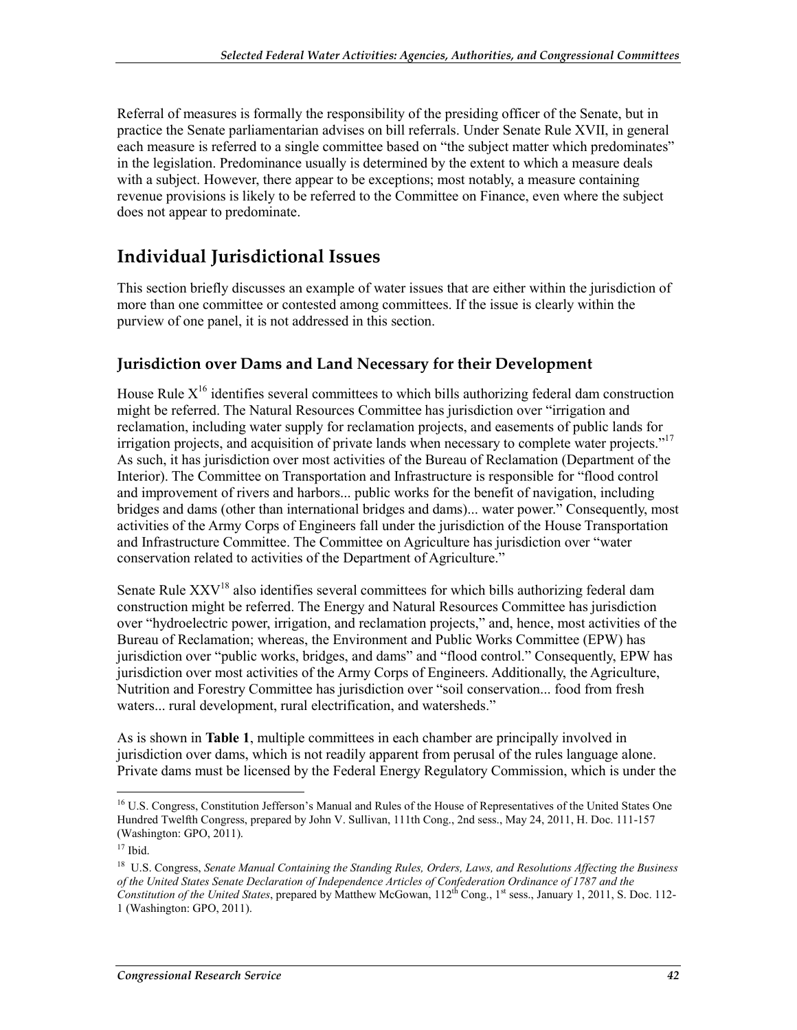Referral of measures is formally the responsibility of the presiding officer of the Senate, but in practice the Senate parliamentarian advises on bill referrals. Under Senate Rule XVII, in general each measure is referred to a single committee based on "the subject matter which predominates" in the legislation. Predominance usually is determined by the extent to which a measure deals with a subject. However, there appear to be exceptions; most notably, a measure containing revenue provisions is likely to be referred to the Committee on Finance, even where the subject does not appear to predominate.

## Individual Jurisdictional Issues

This section briefly discusses an example of water issues that are either within the jurisdiction of more than one committee or contested among committees. If the issue is clearly within the purview of one panel, it is not addressed in this section.

### Jurisdiction over Dams and Land Necessary for their Development

House Rule X[16] identifies several committees to which bills authorizing federal dam construction might be referred. The Natural Resources Committee has jurisdiction over "irrigation and reclamation, including water supply for reclamation projects, and easements of public lands for irrigation projects, and acquisition of private lands when necessary to complete water projects."[17] As such, it has jurisdiction over most activities of the Bureau of Reclamation (Department of the Interior). The Committee on Transportation and Infrastructure is responsible for "flood control and improvement of rivers and harbors... public works for the benefit of navigation, including bridges and dams (other than international bridges and dams)... water power." Consequently, most activities of the Army Corps of Engineers fall under the jurisdiction of the House Transportation and Infrastructure Committee. The Committee on Agriculture has jurisdiction over "water conservation related to activities of the Department of Agriculture."

Senate Rule XXV[18] also identifies several committees for which bills authorizing federal dam construction might be referred. The Energy and Natural Resources Committee has jurisdiction over "hydroelectric power, irrigation, and reclamation projects," and, hence, most activities of the Bureau of Reclamation; whereas, the Environment and Public Works Committee (EPW) has jurisdiction over "public works, bridges, and dams" and "flood control." Consequently, EPW has jurisdiction over most activities of the Army Corps of Engineers. Additionally, the Agriculture, Nutrition and Forestry Committee has jurisdiction over "soil conservation... food from fresh waters... rural development, rural electrification, and watersheds."

As is shown in **Table 1**, multiple committees in each chamber are principally involved in jurisdiction over dams, which is not readily apparent from perusal of the rules language alone. Private dams must be licensed by the Federal Energy Regulatory Commission, which is under the

---

[16] U.S. Congress, Constitution Jefferson's Manual and Rules of the House of Representatives of the United States One Hundred Twelfth Congress, prepared by John V. Sullivan, 111th Cong., 2nd sess., May 24, 2011, H. Doc. 111-157 (Washington: GPO, 2011).

[17] Ibid.

[18] U.S. Congress, *Senate Manual Containing the Standing Rules, Orders, Laws, and Resolutions Affecting the Business of the United States Senate Declaration of Independence Articles of Confederation Ordinance of 1787 and the Constitution of the United States*, prepared by Matthew McGowan, 112th Cong., 1st sess., January 1, 2011, S. Doc. 112-1 (Washington: GPO, 2011).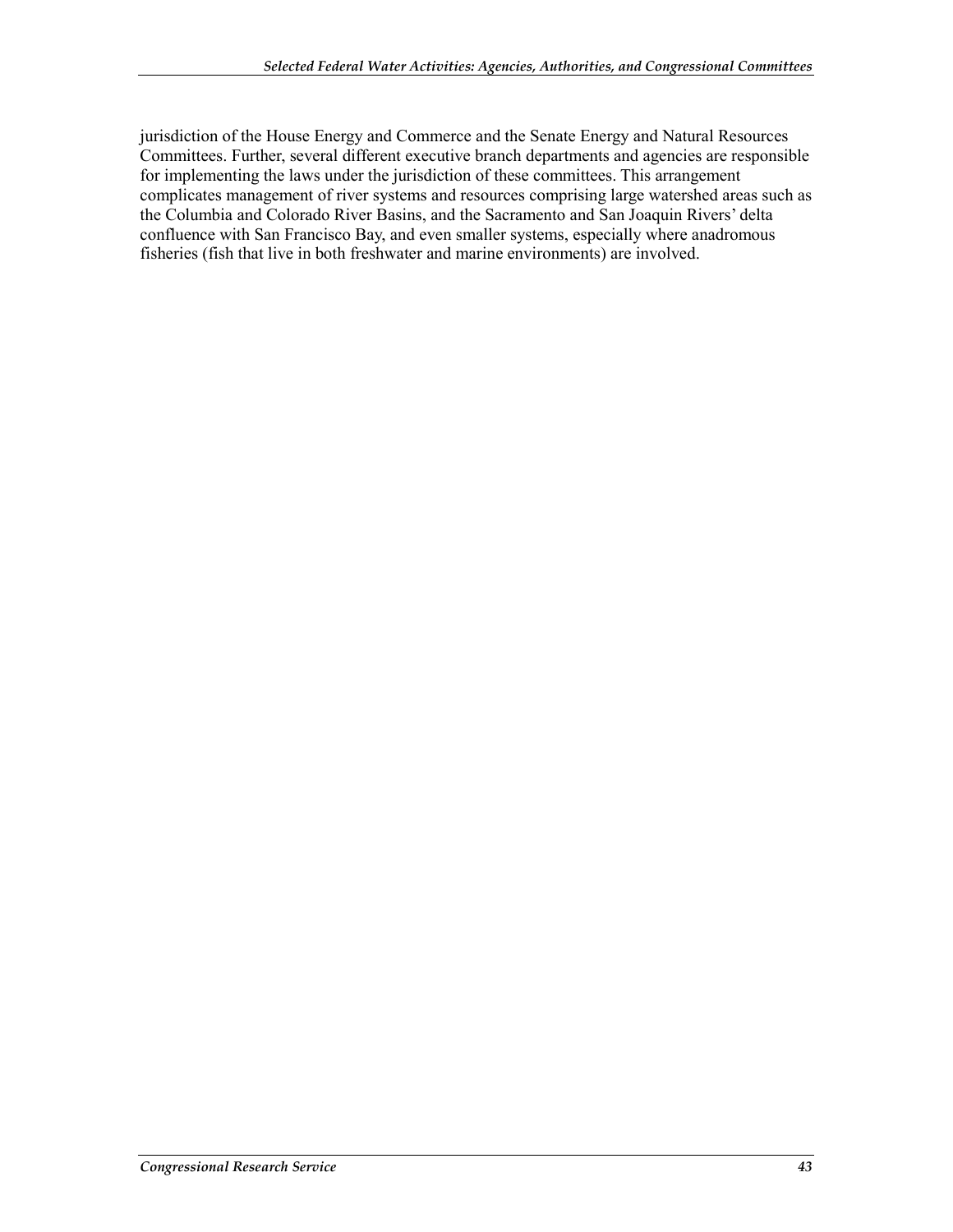jurisdiction of the House Energy and Commerce and the Senate Energy and Natural Resources Committees. Further, several different executive branch departments and agencies are responsible for implementing the laws under the jurisdiction of these committees. This arrangement complicates management of river systems and resources comprising large watershed areas such as the Columbia and Colorado River Basins, and the Sacramento and San Joaquin Rivers' delta confluence with San Francisco Bay, and even smaller systems, especially where anadromous fisheries (fish that live in both freshwater and marine environments) are involved.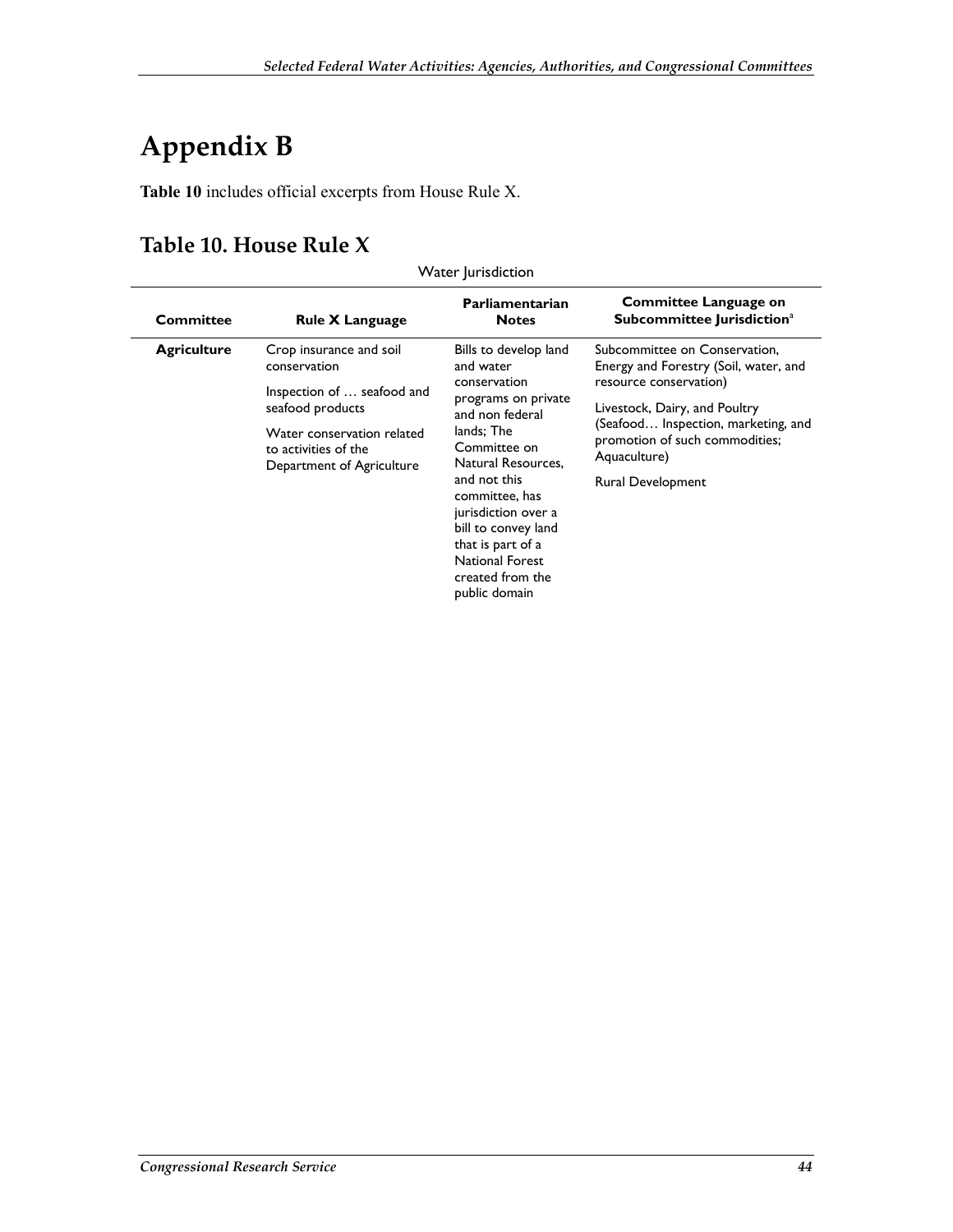# Appendix B

**Table 10** includes official excerpts from House Rule X.

## Table 10. House Rule X

Water Jurisdiction

| Committee | Rule X Language | Parliamentarian Notes | Committee Language on Subcommittee Jurisdiction[a] |
|---|---|---|---|
| **Agriculture** | Crop insurance and soil conservation<br><br>Inspection of … seafood and seafood products<br><br>Water conservation related to activities of the Department of Agriculture | Bills to develop land and water conservation programs on private and non federal lands; The Committee on Natural Resources, and not this committee, has jurisdiction over a bill to convey land that is part of a National Forest created from the public domain | Subcommittee on Conservation, Energy and Forestry (Soil, water, and resource conservation)<br><br>Livestock, Dairy, and Poultry (Seafood… Inspection, marketing, and promotion of such commodities; Aquaculture)<br><br>Rural Development |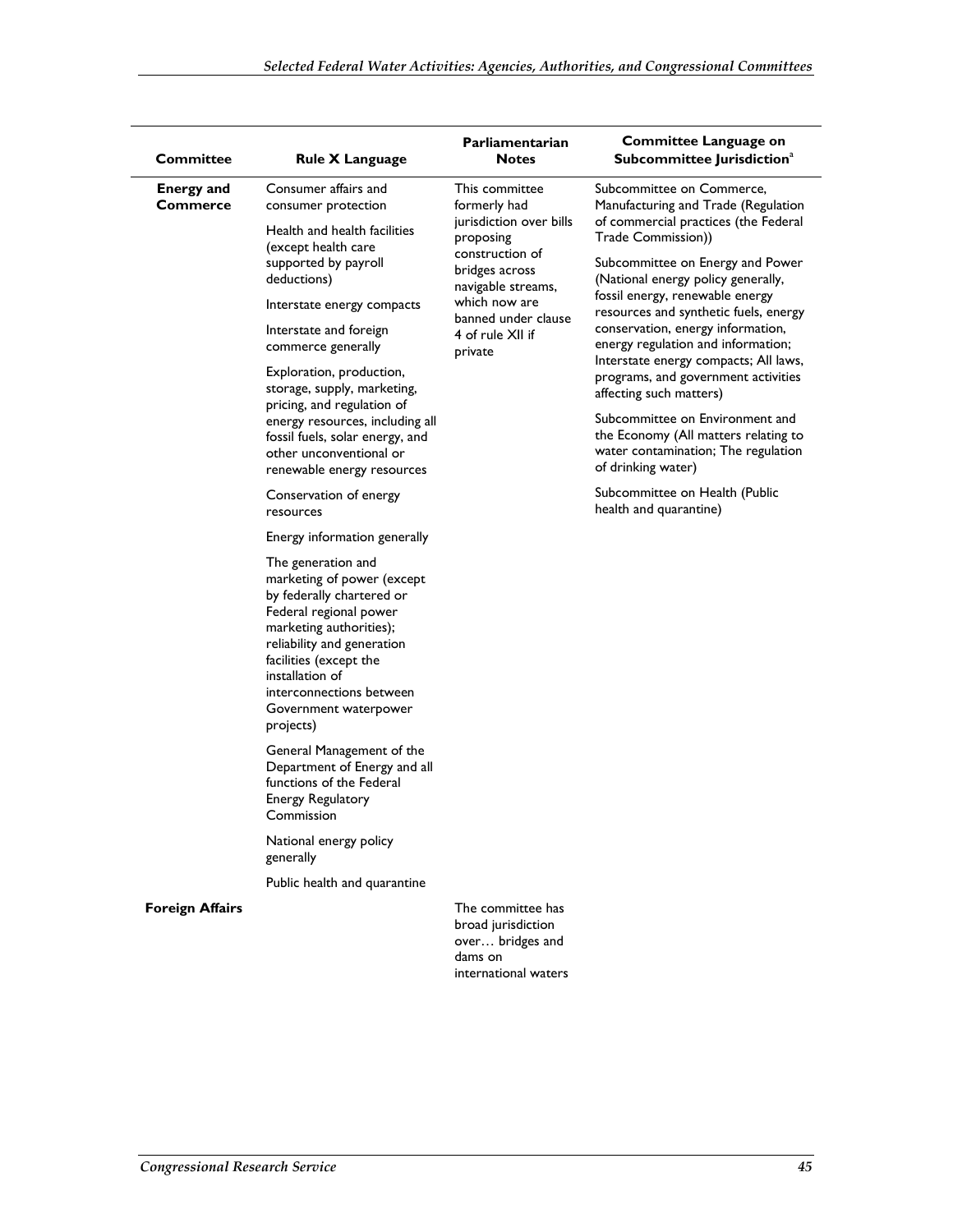| Committee | Rule X Language | Parliamentarian Notes | Committee Language on Subcommittee Jurisdiction[a] |
|---|---|---|---|
| **Energy and Commerce** | Consumer affairs and consumer protection<br><br>Health and health facilities (except health care supported by payroll deductions)<br><br>Interstate energy compacts<br><br>Interstate and foreign commerce generally<br><br>Exploration, production, storage, supply, marketing, pricing, and regulation of energy resources, including all fossil fuels, solar energy, and other unconventional or renewable energy resources<br><br>Conservation of energy resources<br><br>Energy information generally<br><br>The generation and marketing of power (except by federally chartered or Federal regional power marketing authorities); reliability and generation facilities (except the installation of interconnections between Government waterpower projects)<br><br>General Management of the Department of Energy and all functions of the Federal Energy Regulatory Commission<br><br>National energy policy generally<br><br>Public health and quarantine | This committee formerly had jurisdiction over bills proposing construction of bridges across navigable streams, which now are banned under clause 4 of rule XII if private | Subcommittee on Commerce, Manufacturing and Trade (Regulation of commercial practices (the Federal Trade Commission))<br><br>Subcommittee on Energy and Power (National energy policy generally, fossil energy, renewable energy resources and synthetic fuels, energy conservation, energy information, energy regulation and information; Interstate energy compacts; All laws, programs, and government activities affecting such matters)<br><br>Subcommittee on Environment and the Economy (All matters relating to water contamination; The regulation of drinking water)<br><br>Subcommittee on Health (Public health and quarantine) |
| **Foreign Affairs** | | The committee has broad jurisdiction over… bridges and dams on international waters | |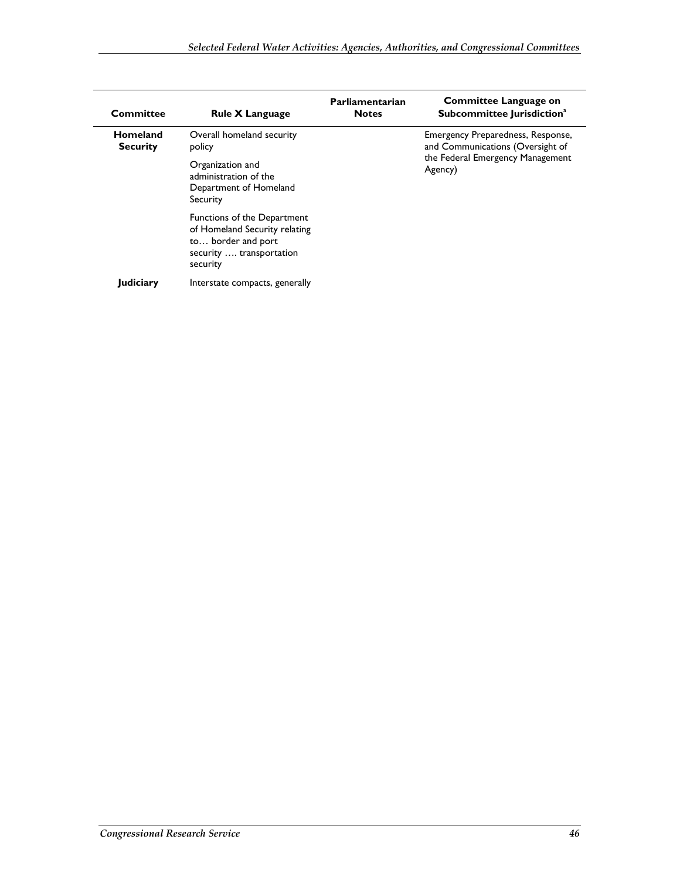| Committee | Rule X Language | Parliamentarian Notes | Committee Language on Subcommittee Jurisdiction[a] |
|---|---|---|---|
| **Homeland Security** | Overall homeland security policy<br><br>Organization and administration of the Department of Homeland Security<br><br>Functions of the Department of Homeland Security relating to… border and port security …. transportation security | | Emergency Preparedness, Response, and Communications (Oversight of the Federal Emergency Management Agency) |
| **Judiciary** | Interstate compacts, generally | | |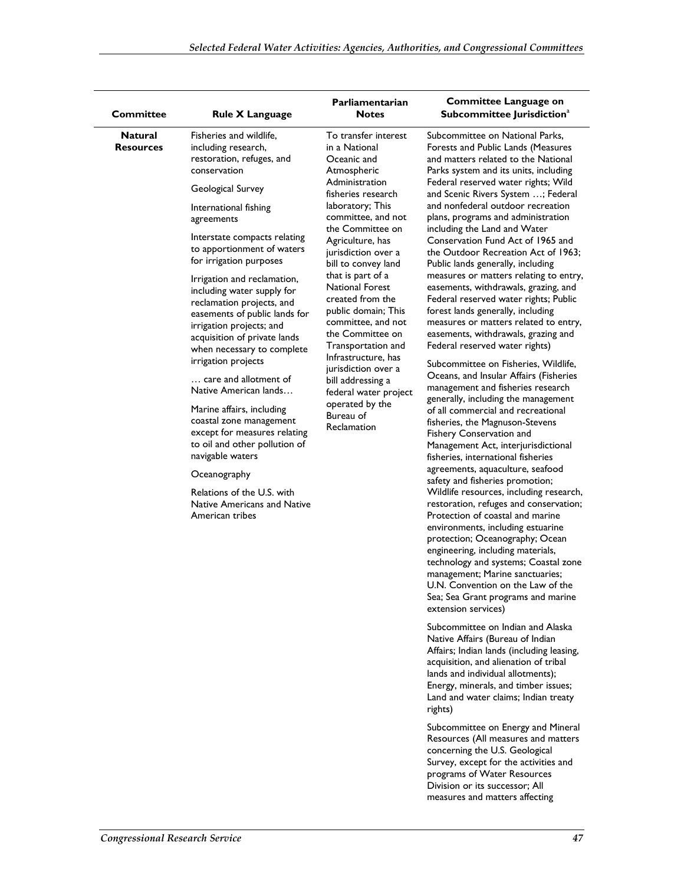| Committee | Rule X Language | Parliamentarian Notes | Committee Language on Subcommittee Jurisdiction[a] |
|---|---|---|---|
| **Natural Resources** | Fisheries and wildlife, including research, restoration, refuges, and conservation<br><br>Geological Survey<br><br>International fishing agreements<br><br>Interstate compacts relating to apportionment of waters for irrigation purposes<br><br>Irrigation and reclamation, including water supply for reclamation projects, and easements of public lands for irrigation projects; and acquisition of private lands when necessary to complete irrigation projects<br><br>… care and allotment of Native American lands…<br><br>Marine affairs, including coastal zone management except for measures relating to oil and other pollution of navigable waters<br><br>Oceanography<br><br>Relations of the U.S. with Native Americans and Native American tribes | To transfer interest in a National Oceanic and Atmospheric Administration fisheries research laboratory; This committee, and not the Committee on Agriculture, has jurisdiction over a bill to convey land that is part of a National Forest created from the public domain; This committee, and not the Committee on Transportation and Infrastructure, has jurisdiction over a bill addressing a federal water project operated by the Bureau of Reclamation | Subcommittee on National Parks, Forests and Public Lands (Measures and matters related to the National Parks system and its units, including Federal reserved water rights; Wild and Scenic Rivers System …; Federal and nonfederal outdoor recreation plans, programs and administration including the Land and Water Conservation Fund Act of 1965 and the Outdoor Recreation Act of 1963; Public lands generally, including measures or matters relating to entry, easements, withdrawals, grazing, and Federal reserved water rights; Public forest lands generally, including measures or matters related to entry, easements, withdrawals, grazing and Federal reserved water rights)<br><br>Subcommittee on Fisheries, Wildlife, Oceans, and Insular Affairs (Fisheries management and fisheries research generally, including the management of all commercial and recreational fisheries, the Magnuson-Stevens Fishery Conservation and Management Act, interjurisdictional fisheries, international fisheries agreements, aquaculture, seafood safety and fisheries promotion; Wildlife resources, including research, restoration, refuges and conservation; Protection of coastal and marine environments, including estuarine protection; Oceanography; Ocean engineering, including materials, technology and systems; Coastal zone management; Marine sanctuaries; U.N. Convention on the Law of the Sea; Sea Grant programs and marine extension services)<br><br>Subcommittee on Indian and Alaska Native Affairs (Bureau of Indian Affairs; Indian lands (including leasing, acquisition, and alienation of tribal lands and individual allotments); Energy, minerals, and timber issues; Land and water claims; Indian treaty rights)<br><br>Subcommittee on Energy and Mineral Resources (All measures and matters concerning the U.S. Geological Survey, except for the activities and programs of Water Resources Division or its successor; All measures and matters affecting |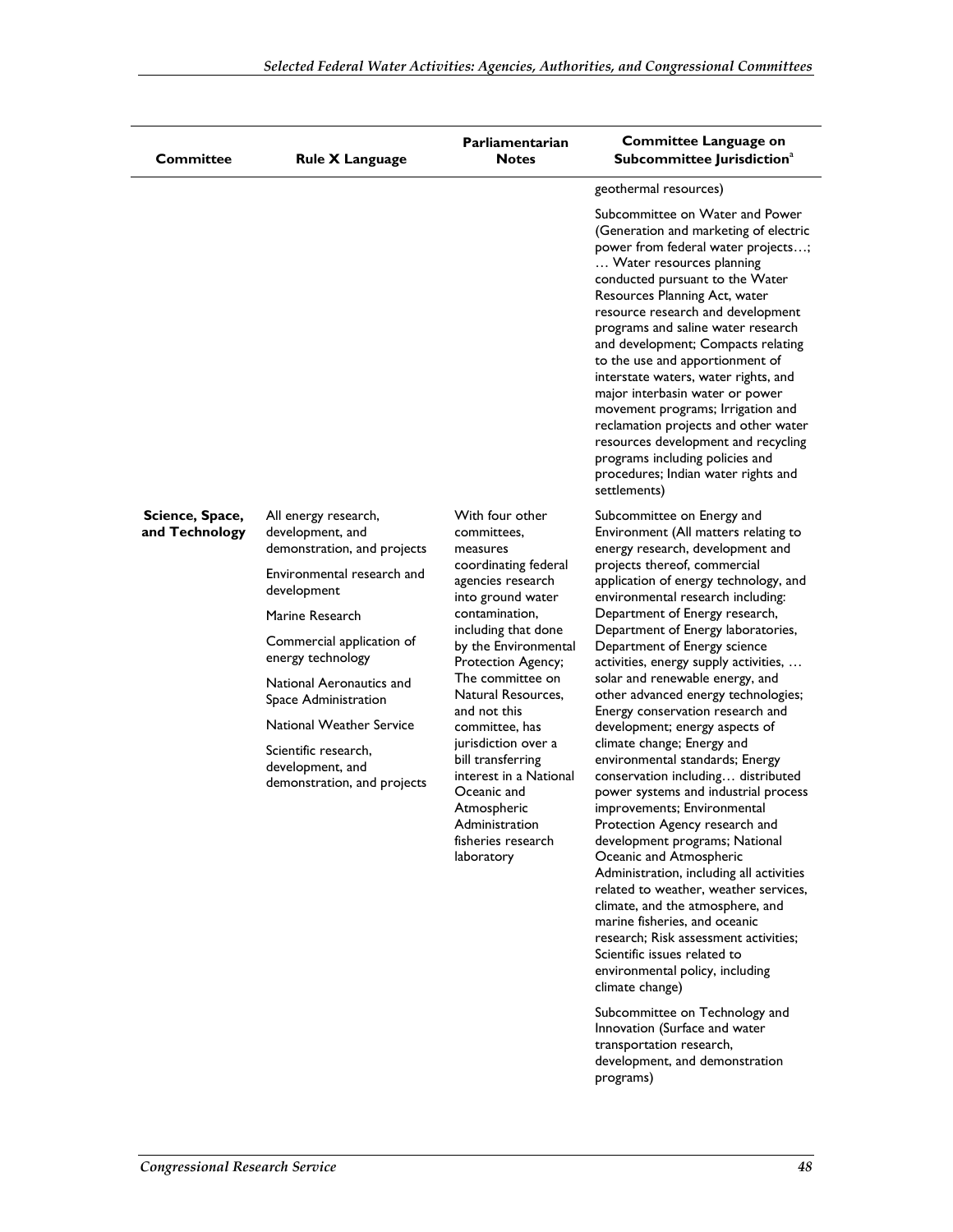| Committee | Rule X Language | Parliamentarian Notes | Committee Language on Subcommittee Jurisdiction[a] |
|---|---|---|---|
| | | | geothermal resources) <br><br> Subcommittee on Water and Power (Generation and marketing of electric power from federal water projects…; … Water resources planning conducted pursuant to the Water Resources Planning Act, water resource research and development programs and saline water research and development; Compacts relating to the use and apportionment of interstate waters, water rights, and major interbasin water or power movement programs; Irrigation and reclamation projects and other water resources development and recycling programs including policies and procedures; Indian water rights and settlements) |
| **Science, Space, and Technology** | All energy research, development, and demonstration, and projects <br><br> Environmental research and development <br><br> Marine Research <br><br> Commercial application of energy technology <br><br> National Aeronautics and Space Administration <br><br> National Weather Service <br><br> Scientific research, development, and demonstration, and projects | With four other committees, measures coordinating federal agencies research into ground water contamination, including that done by the Environmental Protection Agency; The committee on Natural Resources, and not this committee, has jurisdiction over a bill transferring interest in a National Oceanic and Atmospheric Administration fisheries research laboratory | Subcommittee on Energy and Environment (All matters relating to energy research, development and projects thereof, commercial application of energy technology, and environmental research including: Department of Energy research, Department of Energy laboratories, Department of Energy science activities, energy supply activities, … solar and renewable energy, and other advanced energy technologies; Energy conservation research and development; energy aspects of climate change; Energy and environmental standards; Energy conservation including… distributed power systems and industrial process improvements; Environmental Protection Agency research and development programs; National Oceanic and Atmospheric Administration, including all activities related to weather, weather services, climate, and the atmosphere, and marine fisheries, and oceanic research; Risk assessment activities; Scientific issues related to environmental policy, including climate change) <br><br> Subcommittee on Technology and Innovation (Surface and water transportation research, development, and demonstration programs) |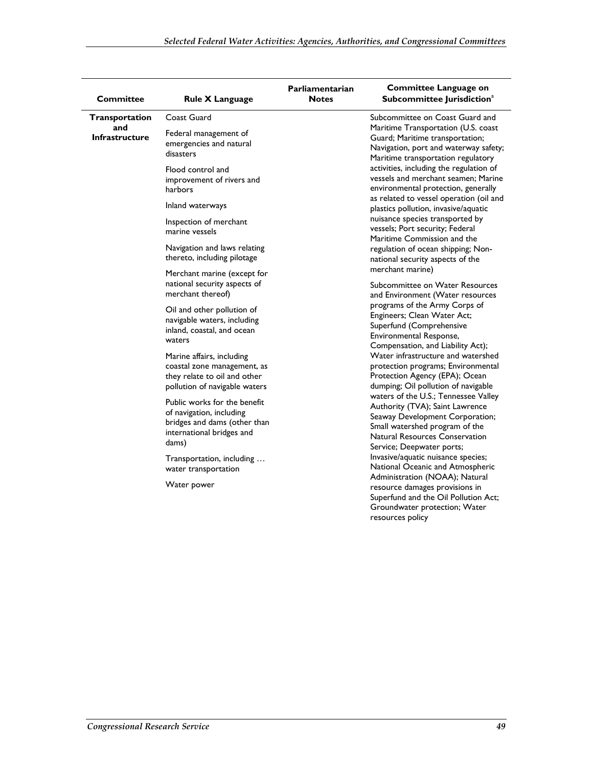| Committee | Rule X Language | Parliamentarian Notes | Committee Language on Subcommittee Jurisdiction[a] |
| --- | --- | --- | --- |
| **Transportation and Infrastructure** | Coast Guard<br><br>Federal management of emergencies and natural disasters<br><br>Flood control and improvement of rivers and harbors<br><br>Inland waterways<br><br>Inspection of merchant marine vessels<br><br>Navigation and laws relating thereto, including pilotage<br><br>Merchant marine (except for national security aspects of merchant thereof)<br><br>Oil and other pollution of navigable waters, including inland, coastal, and ocean waters<br><br>Marine affairs, including coastal zone management, as they relate to oil and other pollution of navigable waters<br><br>Public works for the benefit of navigation, including bridges and dams (other than international bridges and dams)<br><br>Transportation, including … water transportation<br><br>Water power | | Subcommittee on Coast Guard and Maritime Transportation (U.S. coast Guard; Maritime transportation; Navigation, port and waterway safety; Maritime transportation regulatory activities, including the regulation of vessels and merchant seamen; Marine environmental protection, generally as related to vessel operation (oil and plastics pollution, invasive/aquatic nuisance species transported by vessels; Port security; Federal Maritime Commission and the regulation of ocean shipping; Non-national security aspects of the merchant marine)<br><br>Subcommittee on Water Resources and Environment (Water resources programs of the Army Corps of Engineers; Clean Water Act; Superfund (Comprehensive Environmental Response, Compensation, and Liability Act); Water infrastructure and watershed protection programs; Environmental Protection Agency (EPA); Ocean dumping; Oil pollution of navigable waters of the U.S.; Tennessee Valley Authority (TVA); Saint Lawrence Seaway Development Corporation; Small watershed program of the Natural Resources Conservation Service; Deepwater ports; Invasive/aquatic nuisance species; National Oceanic and Atmospheric Administration (NOAA); Natural resource damages provisions in Superfund and the Oil Pollution Act; Groundwater protection; Water resources policy |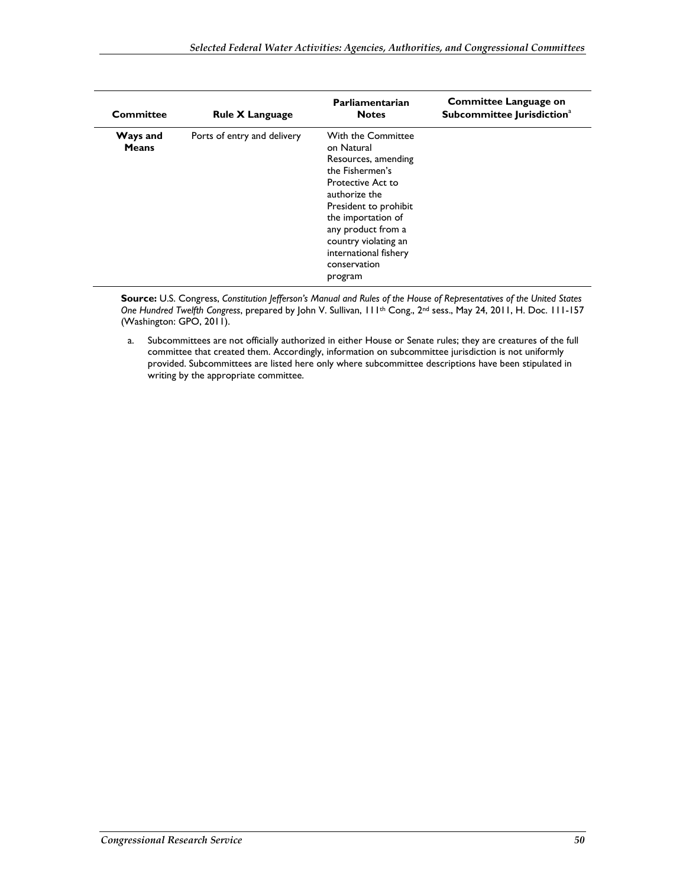| Committee | Rule X Language | Parliamentarian Notes | Committee Language on Subcommittee Jurisdiction[a] |
| --- | --- | --- | --- |
| **Ways and Means** | Ports of entry and delivery | With the Committee on Natural Resources, amending the Fishermen's Protective Act to authorize the President to prohibit the importation of any product from a country violating an international fishery conservation program | |

**Source:** U.S. Congress, *Constitution Jefferson's Manual and Rules of the House of Representatives of the United States One Hundred Twelfth Congress*, prepared by John V. Sullivan, 111th Cong., 2nd sess., May 24, 2011, H. Doc. 111-157 (Washington: GPO, 2011).

a. Subcommittees are not officially authorized in either House or Senate rules; they are creatures of the full committee that created them. Accordingly, information on subcommittee jurisdiction is not uniformly provided. Subcommittees are listed here only where subcommittee descriptions have been stipulated in writing by the appropriate committee.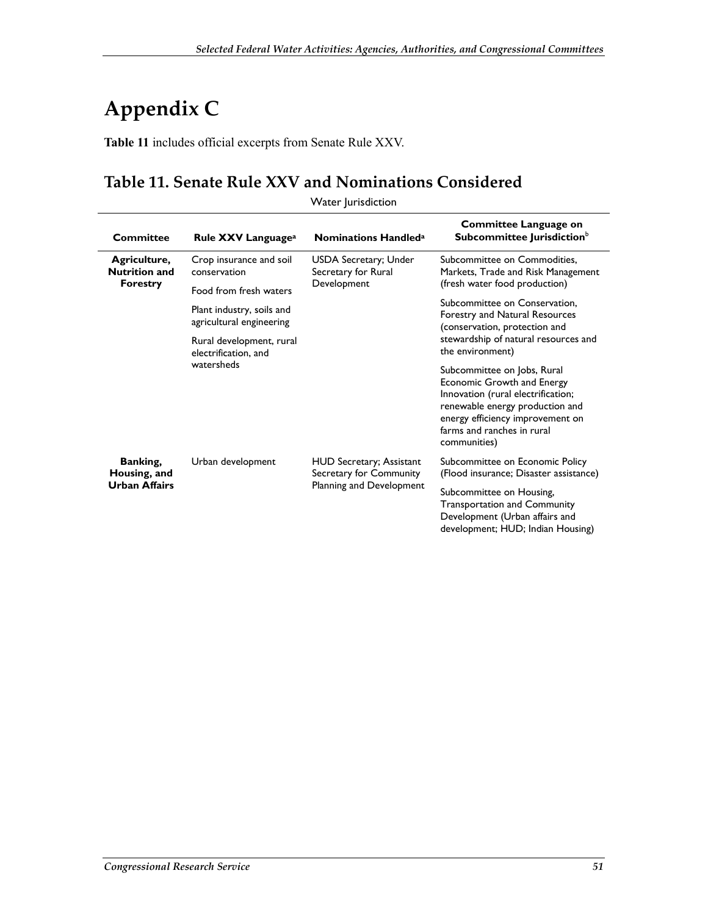# Appendix C

**Table 11** includes official excerpts from Senate Rule XXV.

## Table 11. Senate Rule XXV and Nominations Considered

Water Jurisdiction

| Committee | Rule XXV Language[a] | Nominations Handled[a] | Committee Language on Subcommittee Jurisdiction[b] |
|---|---|---|---|
| **Agriculture, Nutrition and Forestry** | Crop insurance and soil conservation<br>Food from fresh waters<br>Plant industry, soils and agricultural engineering<br>Rural development, rural electrification, and watersheds | USDA Secretary; Under Secretary for Rural Development | Subcommittee on Commodities, Markets, Trade and Risk Management (fresh water food production)<br>Subcommittee on Conservation, Forestry and Natural Resources (conservation, protection and stewardship of natural resources and the environment)<br>Subcommittee on Jobs, Rural Economic Growth and Energy Innovation (rural electrification; renewable energy production and energy efficiency improvement on farms and ranches in rural communities) |
| **Banking, Housing, and Urban Affairs** | Urban development | HUD Secretary; Assistant Secretary for Community Planning and Development | Subcommittee on Economic Policy (Flood insurance; Disaster assistance)<br>Subcommittee on Housing, Transportation and Community Development (Urban affairs and development; HUD; Indian Housing) |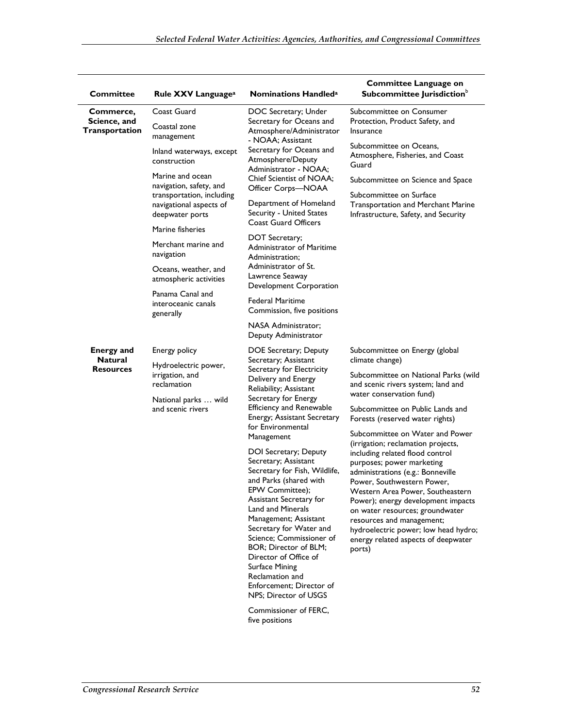| Committee | Rule XXV Language[a] | Nominations Handled[a] | Committee Language on Subcommittee Jurisdiction[b] |
| --- | --- | --- | --- |
| **Commerce, Science, and Transportation** | Coast Guard<br><br>Coastal zone management<br><br>Inland waterways, except construction<br><br>Marine and ocean navigation, safety, and transportation, including navigational aspects of deepwater ports<br><br>Marine fisheries<br><br>Merchant marine and navigation<br><br>Oceans, weather, and atmospheric activities<br><br>Panama Canal and interoceanic canals generally | DOC Secretary; Under Secretary for Oceans and Atmosphere/Administrator - NOAA; Assistant Secretary for Oceans and Atmosphere/Deputy Administrator - NOAA; Chief Scientist of NOAA; Officer Corps—NOAA<br><br>Department of Homeland Security - United States Coast Guard Officers<br><br>DOT Secretary; Administrator of Maritime Administration; Administrator of St. Lawrence Seaway Development Corporation<br><br>Federal Maritime Commission, five positions<br><br>NASA Administrator; Deputy Administrator | Subcommittee on Consumer Protection, Product Safety, and Insurance<br><br>Subcommittee on Oceans, Atmosphere, Fisheries, and Coast Guard<br><br>Subcommittee on Science and Space<br><br>Subcommittee on Surface Transportation and Merchant Marine Infrastructure, Safety, and Security |
| **Energy and Natural Resources** | Energy policy<br><br>Hydroelectric power, irrigation, and reclamation<br><br>National parks … wild and scenic rivers | DOE Secretary; Deputy Secretary; Assistant Secretary for Electricity Delivery and Energy Reliability; Assistant Secretary for Energy Efficiency and Renewable Energy; Assistant Secretary for Environmental Management<br><br>DOI Secretary; Deputy Secretary; Assistant Secretary for Fish, Wildlife, and Parks (shared with EPW Committee); Assistant Secretary for Land and Minerals Management; Assistant Secretary for Water and Science; Commissioner of BOR; Director of BLM; Director of Office of Surface Mining Reclamation and Enforcement; Director of NPS; Director of USGS<br><br>Commissioner of FERC, five positions | Subcommittee on Energy (global climate change)<br><br>Subcommittee on National Parks (wild and scenic rivers system; land and water conservation fund)<br><br>Subcommittee on Public Lands and Forests (reserved water rights)<br><br>Subcommittee on Water and Power (irrigation; reclamation projects, including related flood control purposes; power marketing administrations (e.g.: Bonneville Power, Southwestern Power, Western Area Power, Southeastern Power); energy development impacts on water resources; groundwater resources and management; hydroelectric power; low head hydro; energy related aspects of deepwater ports) |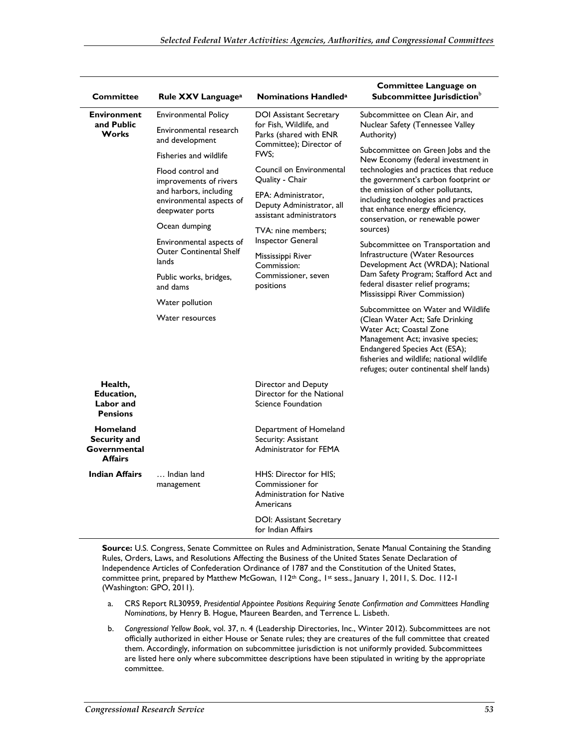| Committee | Rule XXV Language[a] | Nominations Handled[a] | Committee Language on Subcommittee Jurisdiction[b] |
|---|---|---|---|
| **Environment and Public Works** | Environmental Policy<br>Environmental research and development<br>Fisheries and wildlife<br>Flood control and improvements of rivers and harbors, including environmental aspects of deepwater ports<br>Ocean dumping<br>Environmental aspects of Outer Continental Shelf lands<br>Public works, bridges, and dams<br>Water pollution<br>Water resources | DOI Assistant Secretary for Fish, Wildlife, and Parks (shared with ENR Committee); Director of FWS;<br>Council on Environmental Quality - Chair<br>EPA: Administrator, Deputy Administrator, all assistant administrators<br>TVA: nine members; Inspector General<br>Mississippi River Commission: Commissioner, seven positions | Subcommittee on Clean Air, and Nuclear Safety (Tennessee Valley Authority)<br>Subcommittee on Green Jobs and the New Economy (federal investment in technologies and practices that reduce the government's carbon footprint or the emission of other pollutants, including technologies and practices that enhance energy efficiency, conservation, or renewable power sources)<br>Subcommittee on Transportation and Infrastructure (Water Resources Development Act (WRDA); National Dam Safety Program; Stafford Act and federal disaster relief programs; Mississippi River Commission)<br>Subcommittee on Water and Wildlife (Clean Water Act; Safe Drinking Water Act; Coastal Zone Management Act; invasive species; Endangered Species Act (ESA); fisheries and wildlife; national wildlife refuges; outer continental shelf lands) |
| **Health, Education, Labor and Pensions** | | Director and Deputy Director for the National Science Foundation | |
| **Homeland Security and Governmental Affairs** | | Department of Homeland Security: Assistant Administrator for FEMA | |
| **Indian Affairs** | … Indian land management | HHS: Director for HIS; Commissioner for Administration for Native Americans<br>DOI: Assistant Secretary for Indian Affairs | |

**Source:** U.S. Congress, Senate Committee on Rules and Administration, Senate Manual Containing the Standing Rules, Orders, Laws, and Resolutions Affecting the Business of the United States Senate Declaration of Independence Articles of Confederation Ordinance of 1787 and the Constitution of the United States, committee print, prepared by Matthew McGowan, 112th Cong., 1st sess., January 1, 2011, S. Doc. 112-1 (Washington: GPO, 2011).

a. CRS Report RL30959, *Presidential Appointee Positions Requiring Senate Confirmation and Committees Handling Nominations*, by Henry B. Hogue, Maureen Bearden, and Terrence L. Lisbeth.

b. *Congressional Yellow Book*, vol. 37, n. 4 (Leadership Directories, Inc., Winter 2012). Subcommittees are not officially authorized in either House or Senate rules; they are creatures of the full committee that created them. Accordingly, information on subcommittee jurisdiction is not uniformly provided. Subcommittees are listed here only where subcommittee descriptions have been stipulated in writing by the appropriate committee.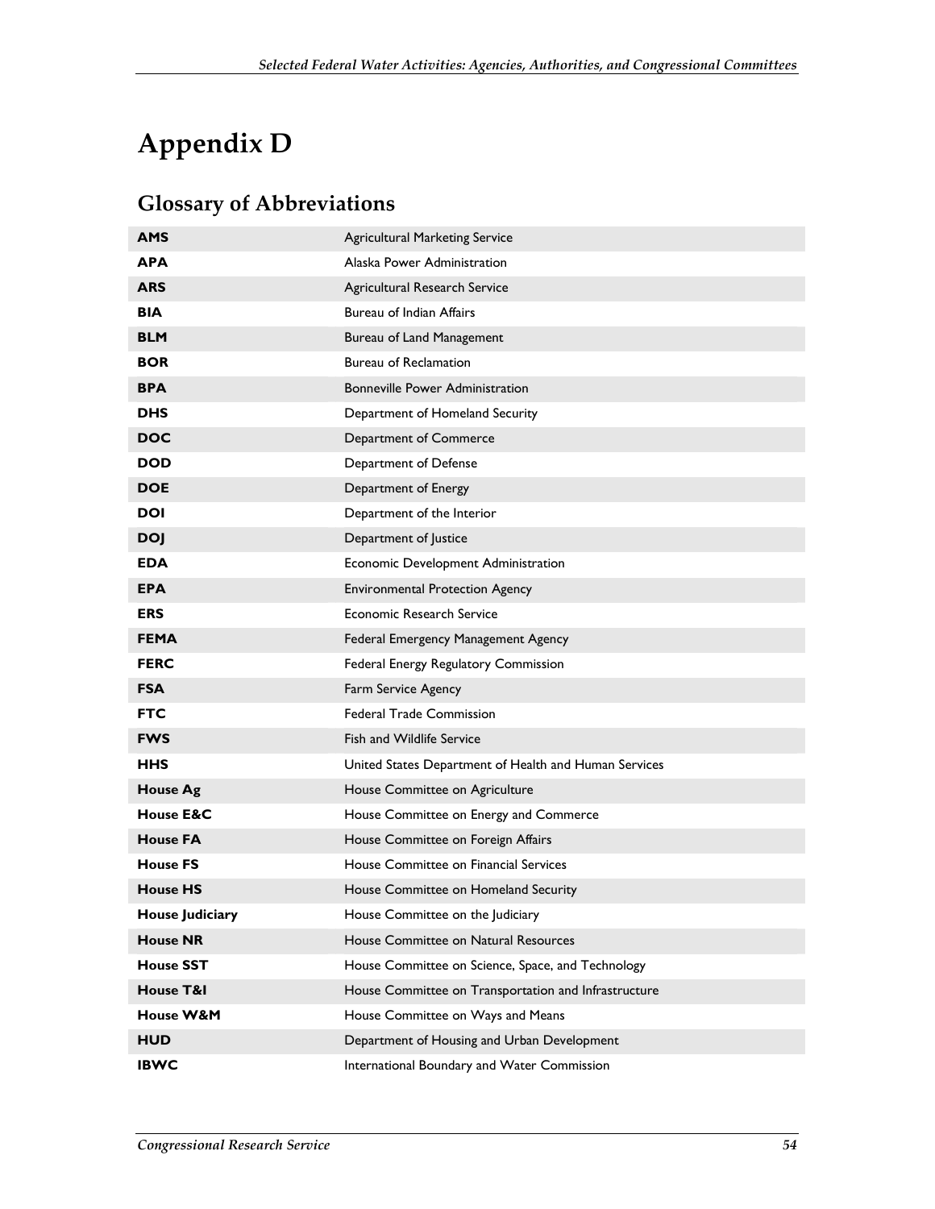# Appendix D

## Glossary of Abbreviations

| | |
|---|---|
| **AMS** | Agricultural Marketing Service |
| **APA** | Alaska Power Administration |
| **ARS** | Agricultural Research Service |
| **BIA** | Bureau of Indian Affairs |
| **BLM** | Bureau of Land Management |
| **BOR** | Bureau of Reclamation |
| **BPA** | Bonneville Power Administration |
| **DHS** | Department of Homeland Security |
| **DOC** | Department of Commerce |
| **DOD** | Department of Defense |
| **DOE** | Department of Energy |
| **DOI** | Department of the Interior |
| **DOJ** | Department of Justice |
| **EDA** | Economic Development Administration |
| **EPA** | Environmental Protection Agency |
| **ERS** | Economic Research Service |
| **FEMA** | Federal Emergency Management Agency |
| **FERC** | Federal Energy Regulatory Commission |
| **FSA** | Farm Service Agency |
| **FTC** | Federal Trade Commission |
| **FWS** | Fish and Wildlife Service |
| **HHS** | United States Department of Health and Human Services |
| **House Ag** | House Committee on Agriculture |
| **House E&C** | House Committee on Energy and Commerce |
| **House FA** | House Committee on Foreign Affairs |
| **House FS** | House Committee on Financial Services |
| **House HS** | House Committee on Homeland Security |
| **House Judiciary** | House Committee on the Judiciary |
| **House NR** | House Committee on Natural Resources |
| **House SST** | House Committee on Science, Space, and Technology |
| **House T&I** | House Committee on Transportation and Infrastructure |
| **House W&M** | House Committee on Ways and Means |
| **HUD** | Department of Housing and Urban Development |
| **IBWC** | International Boundary and Water Commission |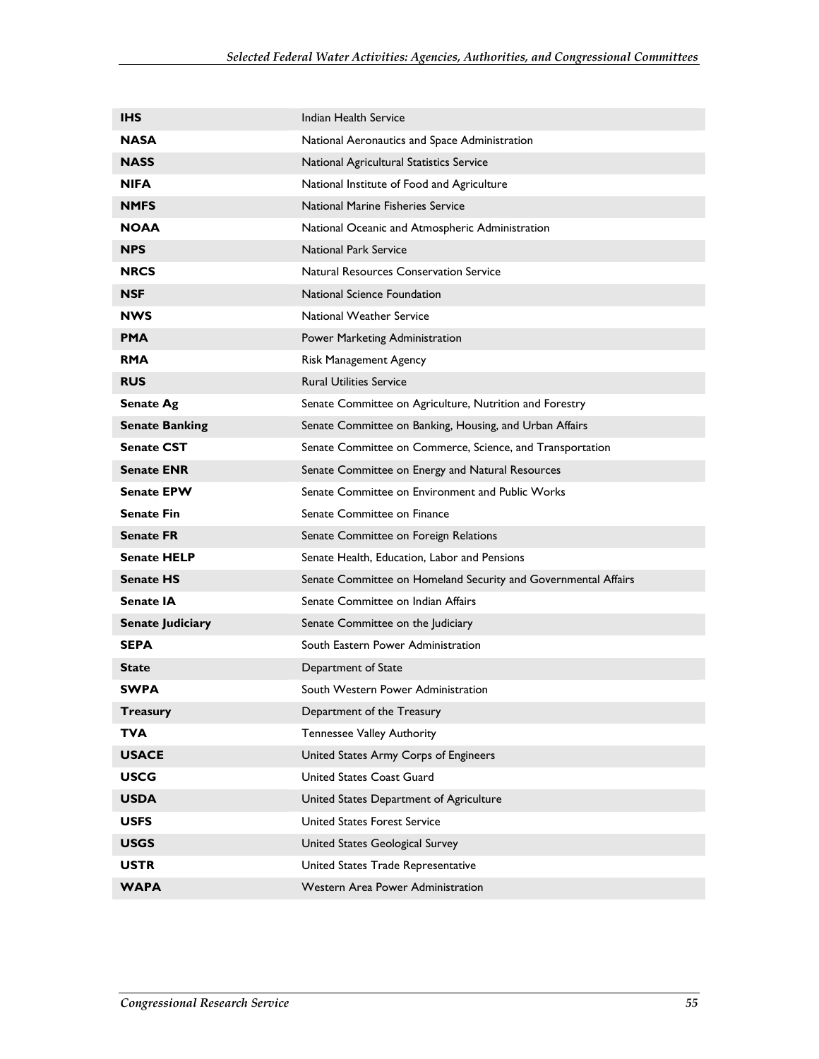| | |
|---|---|
| **IHS** | Indian Health Service |
| **NASA** | National Aeronautics and Space Administration |
| **NASS** | National Agricultural Statistics Service |
| **NIFA** | National Institute of Food and Agriculture |
| **NMFS** | National Marine Fisheries Service |
| **NOAA** | National Oceanic and Atmospheric Administration |
| **NPS** | National Park Service |
| **NRCS** | Natural Resources Conservation Service |
| **NSF** | National Science Foundation |
| **NWS** | National Weather Service |
| **PMA** | Power Marketing Administration |
| **RMA** | Risk Management Agency |
| **RUS** | Rural Utilities Service |
| **Senate Ag** | Senate Committee on Agriculture, Nutrition and Forestry |
| **Senate Banking** | Senate Committee on Banking, Housing, and Urban Affairs |
| **Senate CST** | Senate Committee on Commerce, Science, and Transportation |
| **Senate ENR** | Senate Committee on Energy and Natural Resources |
| **Senate EPW** | Senate Committee on Environment and Public Works |
| **Senate Fin** | Senate Committee on Finance |
| **Senate FR** | Senate Committee on Foreign Relations |
| **Senate HELP** | Senate Health, Education, Labor and Pensions |
| **Senate HS** | Senate Committee on Homeland Security and Governmental Affairs |
| **Senate IA** | Senate Committee on Indian Affairs |
| **Senate Judiciary** | Senate Committee on the Judiciary |
| **SEPA** | South Eastern Power Administration |
| **State** | Department of State |
| **SWPA** | South Western Power Administration |
| **Treasury** | Department of the Treasury |
| **TVA** | Tennessee Valley Authority |
| **USACE** | United States Army Corps of Engineers |
| **USCG** | United States Coast Guard |
| **USDA** | United States Department of Agriculture |
| **USFS** | United States Forest Service |
| **USGS** | United States Geological Survey |
| **USTR** | United States Trade Representative |
| **WAPA** | Western Area Power Administration |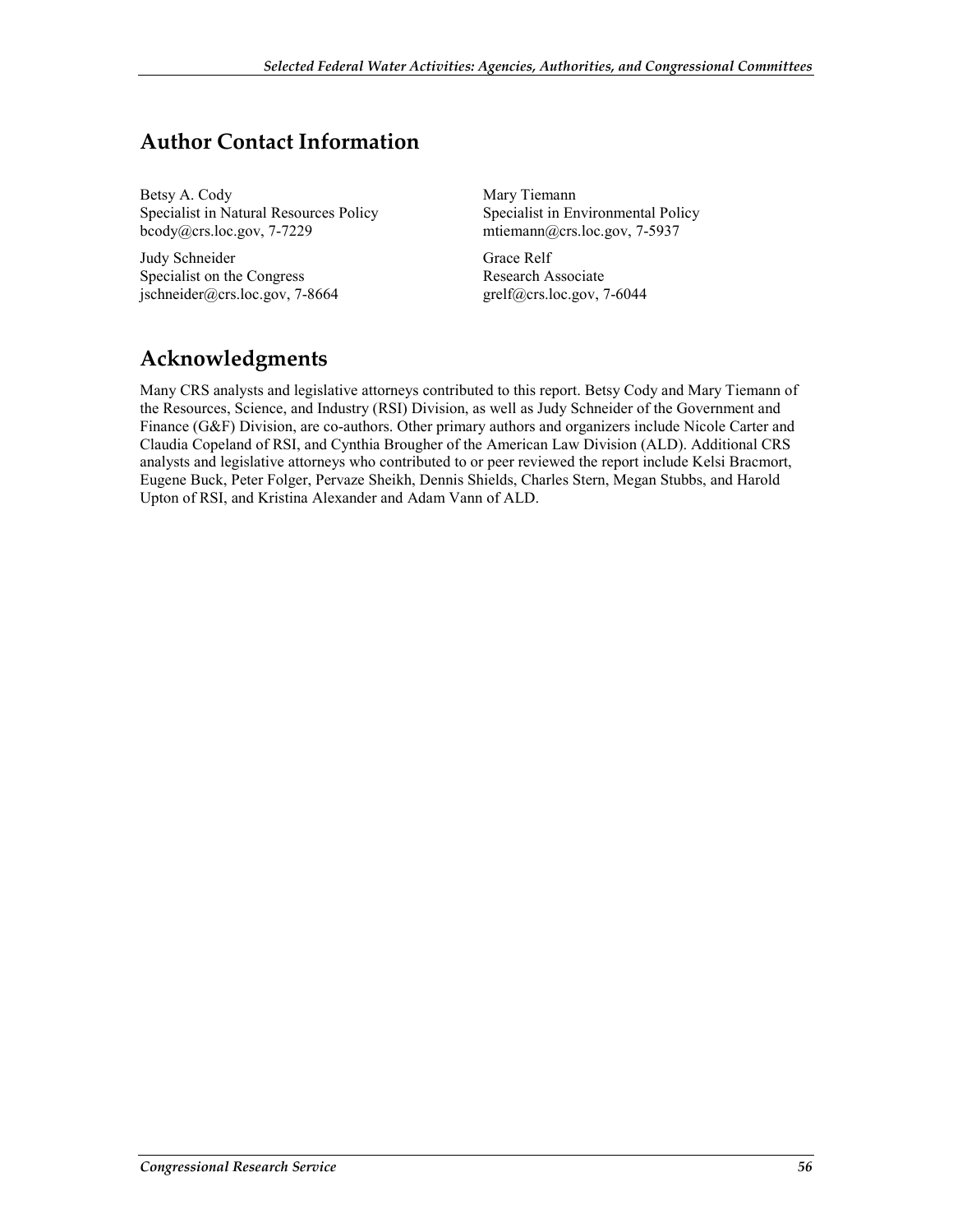## Author Contact Information

Betsy A. Cody
Specialist in Natural Resources Policy
bcody@crs.loc.gov, 7-7229

Judy Schneider
Specialist on the Congress
jschneider@crs.loc.gov, 7-8664

Mary Tiemann
Specialist in Environmental Policy
mtiemann@crs.loc.gov, 7-5937

Grace Relf
Research Associate
grelf@crs.loc.gov, 7-6044

## Acknowledgments

Many CRS analysts and legislative attorneys contributed to this report. Betsy Cody and Mary Tiemann of the Resources, Science, and Industry (RSI) Division, as well as Judy Schneider of the Government and Finance (G&F) Division, are co-authors. Other primary authors and organizers include Nicole Carter and Claudia Copeland of RSI, and Cynthia Brougher of the American Law Division (ALD). Additional CRS analysts and legislative attorneys who contributed to or peer reviewed the report include Kelsi Bracmort, Eugene Buck, Peter Folger, Pervaze Sheikh, Dennis Shields, Charles Stern, Megan Stubbs, and Harold Upton of RSI, and Kristina Alexander and Adam Vann of ALD.